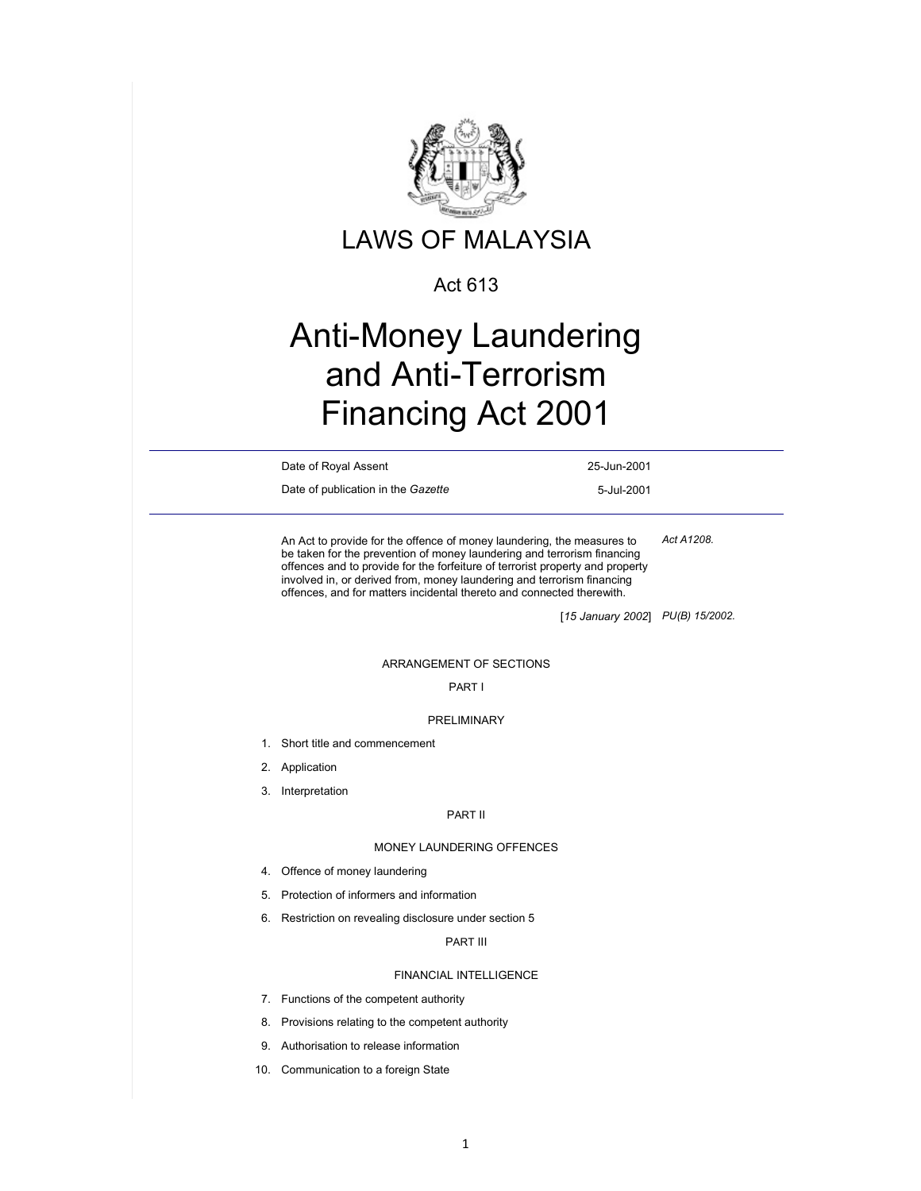# LAWS OF MALAYSIA

Act 613

# Anti-Money Laundering and Anti-Terrorism Financing Act 2001

| | |
|---|---|
| Date of Royal Assent | 25-Jun-2001 |
| Date of publication in the *Gazette* | 5-Jul-2001 |

An Act to provide for the offence of money laundering, the measures to be taken for the prevention of money laundering and terrorism financing offences and to provide for the forfeiture of terrorist property and property involved in, or derived from, money laundering and terrorism financing offences, and for matters incidental thereto and connected therewith. *Act A1208.*

[*15 January 2002*] *PU(B) 15/2002.*

ARRANGEMENT OF SECTIONS

PART I

PRELIMINARY

1. Short title and commencement
2. Application
3. Interpretation

PART II

MONEY LAUNDERING OFFENCES

4. Offence of money laundering
5. Protection of informers and information
6. Restriction on revealing disclosure under section 5

PART III

FINANCIAL INTELLIGENCE

7. Functions of the competent authority
8. Provisions relating to the competent authority
9. Authorisation to release information
10. Communication to a foreign State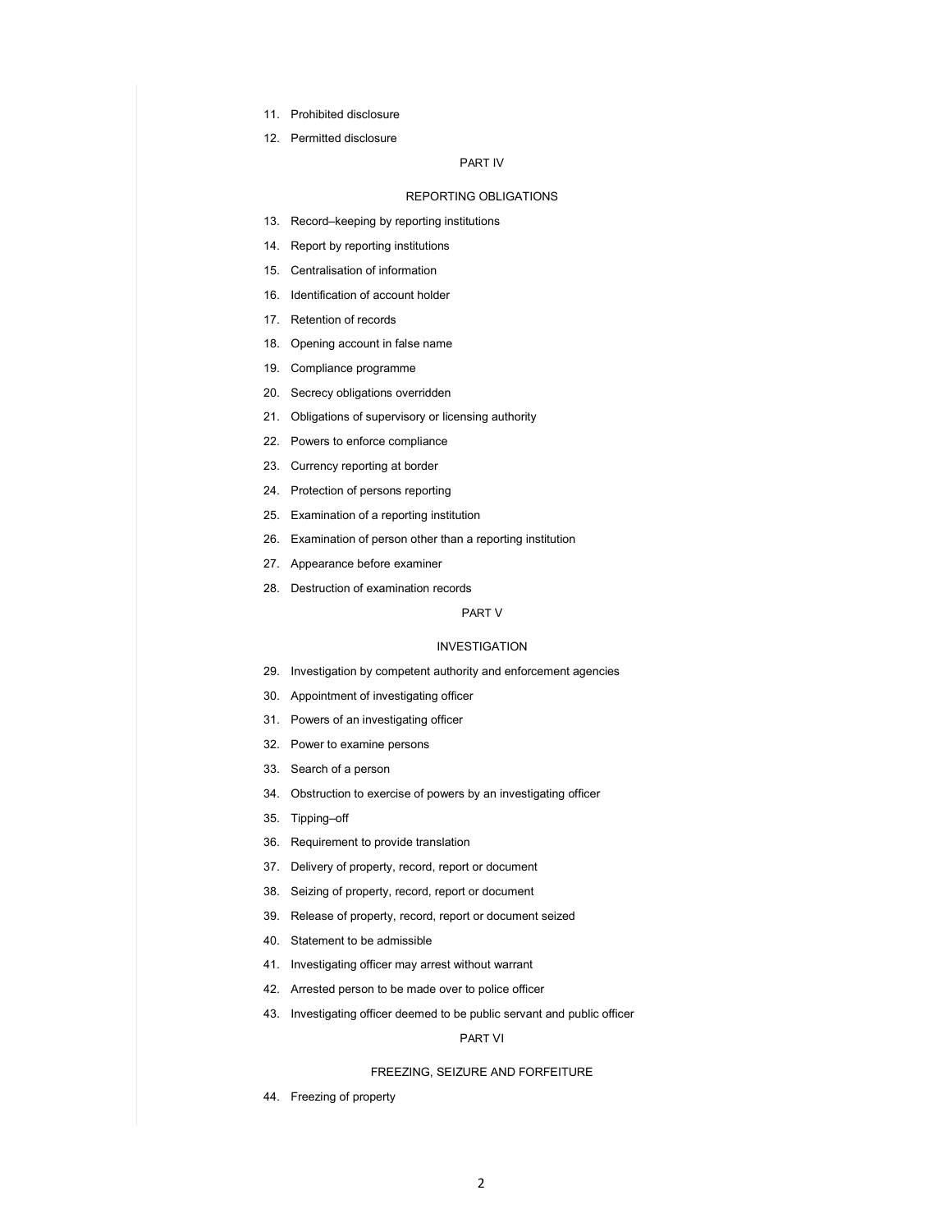11. Prohibited disclosure
12. Permitted disclosure

PART IV

REPORTING OBLIGATIONS

13. Record–keeping by reporting institutions
14. Report by reporting institutions
15. Centralisation of information
16. Identification of account holder
17. Retention of records
18. Opening account in false name
19. Compliance programme
20. Secrecy obligations overridden
21. Obligations of supervisory or licensing authority
22. Powers to enforce compliance
23. Currency reporting at border
24. Protection of persons reporting
25. Examination of a reporting institution
26. Examination of person other than a reporting institution
27. Appearance before examiner
28. Destruction of examination records

PART V

INVESTIGATION

29. Investigation by competent authority and enforcement agencies
30. Appointment of investigating officer
31. Powers of an investigating officer
32. Power to examine persons
33. Search of a person
34. Obstruction to exercise of powers by an investigating officer
35. Tipping–off
36. Requirement to provide translation
37. Delivery of property, record, report or document
38. Seizing of property, record, report or document
39. Release of property, record, report or document seized
40. Statement to be admissible
41. Investigating officer may arrest without warrant
42. Arrested person to be made over to police officer
43. Investigating officer deemed to be public servant and public officer

PART VI

FREEZING, SEIZURE AND FORFEITURE

44. Freezing of property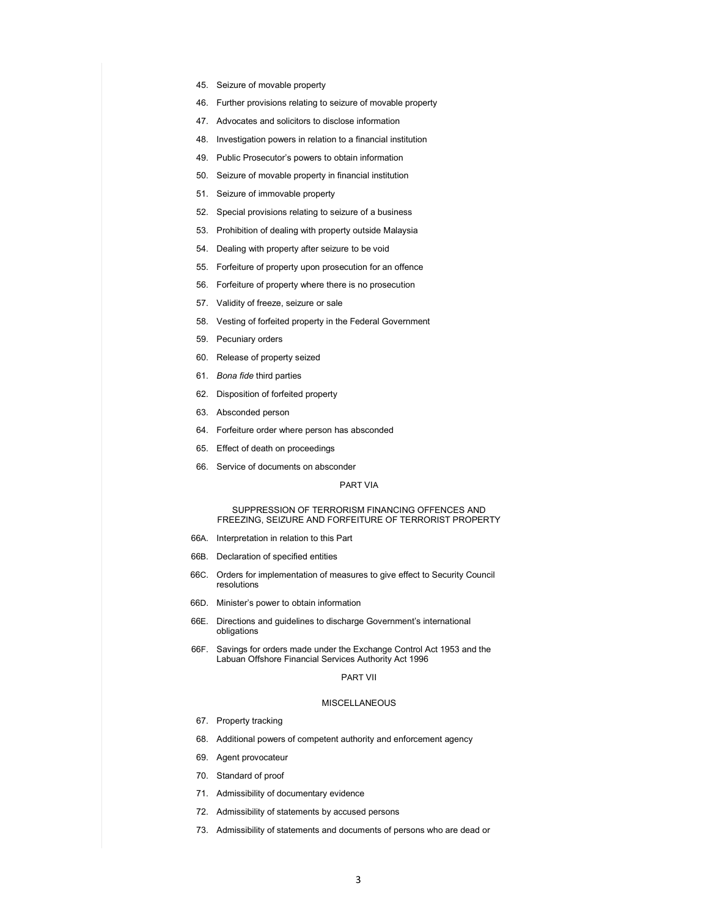45. Seizure of movable property

46. Further provisions relating to seizure of movable property

47. Advocates and solicitors to disclose information

48. Investigation powers in relation to a financial institution

49. Public Prosecutor's powers to obtain information

50. Seizure of movable property in financial institution

51. Seizure of immovable property

52. Special provisions relating to seizure of a business

53. Prohibition of dealing with property outside Malaysia

54. Dealing with property after seizure to be void

55. Forfeiture of property upon prosecution for an offence

56. Forfeiture of property where there is no prosecution

57. Validity of freeze, seizure or sale

58. Vesting of forfeited property in the Federal Government

59. Pecuniary orders

60. Release of property seized

61. *Bona fide* third parties

62. Disposition of forfeited property

63. Absconded person

64. Forfeiture order where person has absconded

65. Effect of death on proceedings

66. Service of documents on absconder

PART VIA

SUPPRESSION OF TERRORISM FINANCING OFFENCES AND FREEZING, SEIZURE AND FORFEITURE OF TERRORIST PROPERTY

66A. Interpretation in relation to this Part

66B. Declaration of specified entities

66C. Orders for implementation of measures to give effect to Security Council resolutions

66D. Minister's power to obtain information

66E. Directions and guidelines to discharge Government's international obligations

66F. Savings for orders made under the Exchange Control Act 1953 and the Labuan Offshore Financial Services Authority Act 1996

PART VII

MISCELLANEOUS

67. Property tracking

68. Additional powers of competent authority and enforcement agency

69. Agent provocateur

70. Standard of proof

71. Admissibility of documentary evidence

72. Admissibility of statements by accused persons

73. Admissibility of statements and documents of persons who are dead or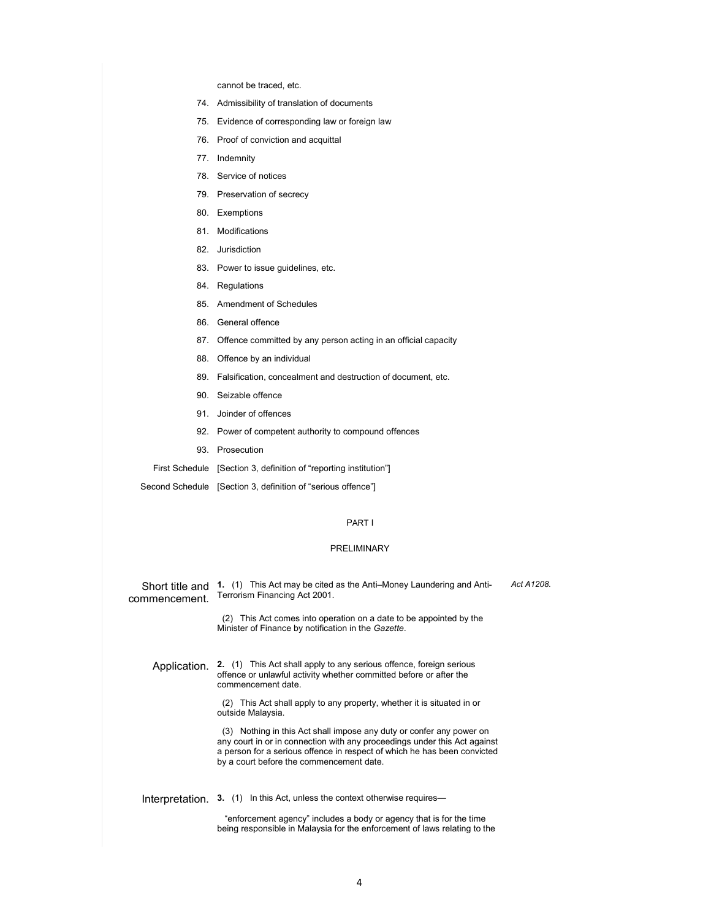cannot be traced, etc.

74. Admissibility of translation of documents

75. Evidence of corresponding law or foreign law

76. Proof of conviction and acquittal

77. Indemnity

78. Service of notices

79. Preservation of secrecy

80. Exemptions

81. Modifications

82. Jurisdiction

83. Power to issue guidelines, etc.

84. Regulations

85. Amendment of Schedules

86. General offence

87. Offence committed by any person acting in an official capacity

88. Offence by an individual

89. Falsification, concealment and destruction of document, etc.

90. Seizable offence

91. Joinder of offences

92. Power of competent authority to compound offences

93. Prosecution

First Schedule [Section 3, definition of "reporting institution"]

Second Schedule [Section 3, definition of "serious offence"]

## PART I

## PRELIMINARY

**Short title and commencement.**

**1.** (1) This Act may be cited as the Anti–Money Laundering and Anti-Terrorism Financing Act 2001. *Act A1208.*

(2) This Act comes into operation on a date to be appointed by the Minister of Finance by notification in the *Gazette*.

**Application.**

**2.** (1) This Act shall apply to any serious offence, foreign serious offence or unlawful activity whether committed before or after the commencement date.

(2) This Act shall apply to any property, whether it is situated in or outside Malaysia.

(3) Nothing in this Act shall impose any duty or confer any power on any court in or in connection with any proceedings under this Act against a person for a serious offence in respect of which he has been convicted by a court before the commencement date.

**Interpretation.**

**3.** (1) In this Act, unless the context otherwise requires—

"enforcement agency" includes a body or agency that is for the time being responsible in Malaysia for the enforcement of laws relating to the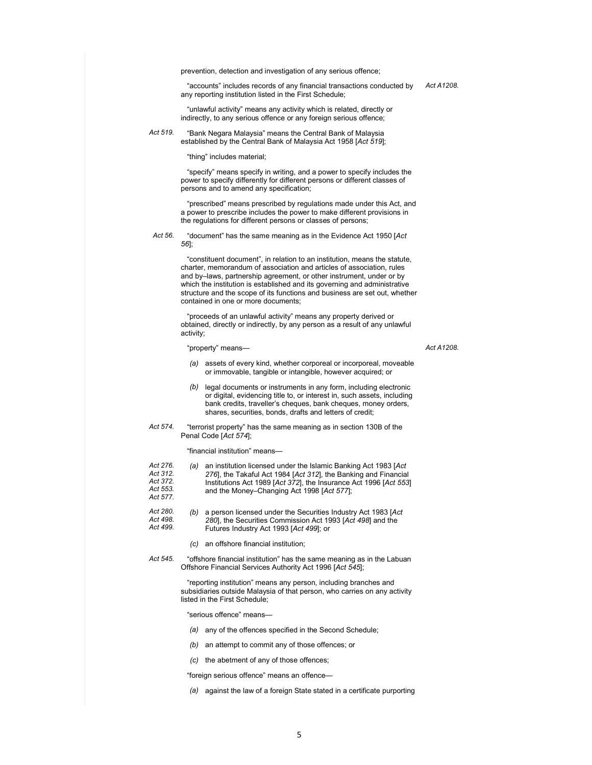prevention, detection and investigation of any serious offence;

"accounts" includes records of any financial transactions conducted by any reporting institution listed in the First Schedule; *Act A1208.*

"unlawful activity" means any activity which is related, directly or indirectly, to any serious offence or any foreign serious offence;

*Act 519.* "Bank Negara Malaysia" means the Central Bank of Malaysia established by the Central Bank of Malaysia Act 1958 [*Act 519*];

"thing" includes material;

"specify" means specify in writing, and a power to specify includes the power to specify differently for different persons or different classes of persons and to amend any specification;

"prescribed" means prescribed by regulations made under this Act, and a power to prescribe includes the power to make different provisions in the regulations for different persons or classes of persons;

*Act 56.* "document" has the same meaning as in the Evidence Act 1950 [*Act 56*];

"constituent document", in relation to an institution, means the statute, charter, memorandum of association and articles of association, rules and by–laws, partnership agreement, or other instrument, under or by which the institution is established and its governing and administrative structure and the scope of its functions and business are set out, whether contained in one or more documents;

"proceeds of an unlawful activity" means any property derived or obtained, directly or indirectly, by any person as a result of any unlawful activity;

"property" means— *Act A1208.*

*(a)* assets of every kind, whether corporeal or incorporeal, moveable or immovable, tangible or intangible, however acquired; or

*(b)* legal documents or instruments in any form, including electronic or digital, evidencing title to, or interest in, such assets, including bank credits, traveller's cheques, bank cheques, money orders, shares, securities, bonds, drafts and letters of credit;

*Act 574.* "terrorist property" has the same meaning as in section 130B of the Penal Code [*Act 574*];

"financial institution" means—

*Act 276. Act 312. Act 372. Act 553. Act 577.*

*(a)* an institution licensed under the Islamic Banking Act 1983 [*Act 276*], the Takaful Act 1984 [*Act 312*], the Banking and Financial Institutions Act 1989 [*Act 372*], the Insurance Act 1996 [*Act 553*] and the Money–Changing Act 1998 [*Act 577*];

*Act 280. Act 498. Act 499.*

*(b)* a person licensed under the Securities Industry Act 1983 [*Act 280*], the Securities Commission Act 1993 [*Act 498*] and the Futures Industry Act 1993 [*Act 499*]; or

*(c)* an offshore financial institution;

*Act 545.* "offshore financial institution" has the same meaning as in the Labuan Offshore Financial Services Authority Act 1996 [*Act 545*];

"reporting institution" means any person, including branches and subsidiaries outside Malaysia of that person, who carries on any activity listed in the First Schedule;

"serious offence" means—

*(a)* any of the offences specified in the Second Schedule;

*(b)* an attempt to commit any of those offences; or

*(c)* the abetment of any of those offences;

"foreign serious offence" means an offence—

*(a)* against the law of a foreign State stated in a certificate purporting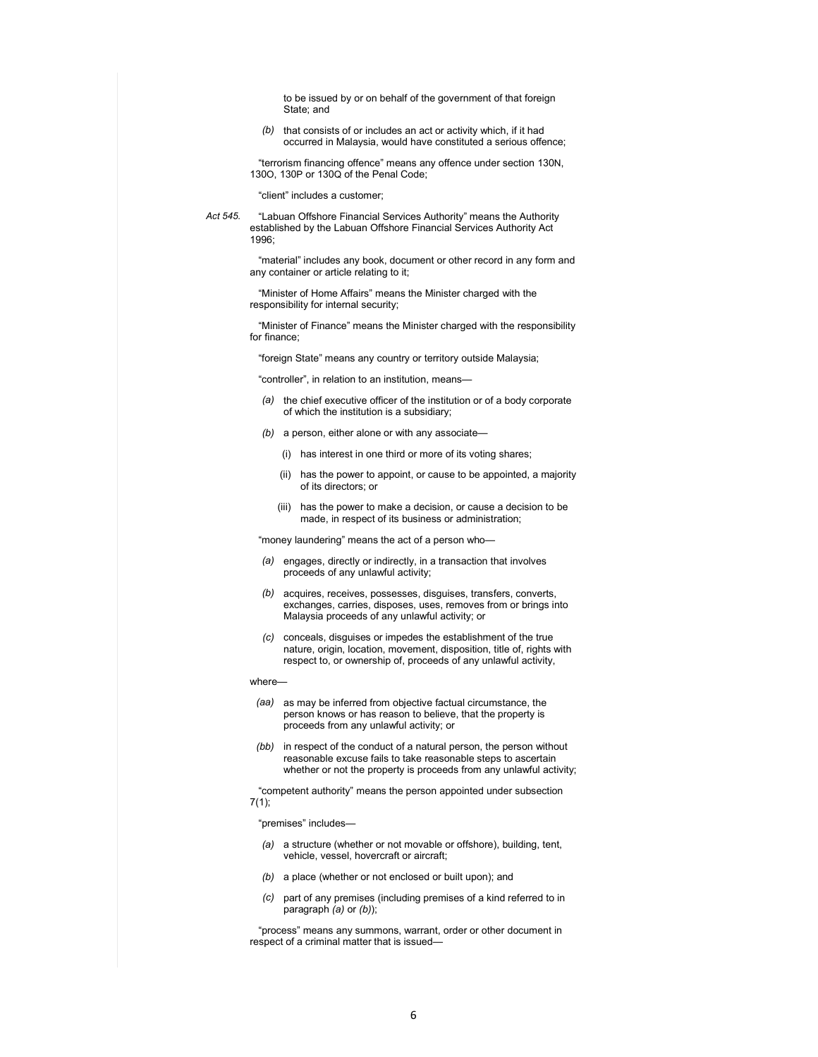to be issued by or on behalf of the government of that foreign State; and

*(b)* that consists of or includes an act or activity which, if it had occurred in Malaysia, would have constituted a serious offence;

"terrorism financing offence" means any offence under section 130N, 130O, 130P or 130Q of the Penal Code;

"client" includes a customer;

*Act 545.* "Labuan Offshore Financial Services Authority" means the Authority established by the Labuan Offshore Financial Services Authority Act 1996;

"material" includes any book, document or other record in any form and any container or article relating to it;

"Minister of Home Affairs" means the Minister charged with the responsibility for internal security;

"Minister of Finance" means the Minister charged with the responsibility for finance;

"foreign State" means any country or territory outside Malaysia;

"controller", in relation to an institution, means—

*(a)* the chief executive officer of the institution or of a body corporate of which the institution is a subsidiary;

*(b)* a person, either alone or with any associate—

(i) has interest in one third or more of its voting shares;

(ii) has the power to appoint, or cause to be appointed, a majority of its directors; or

(iii) has the power to make a decision, or cause a decision to be made, in respect of its business or administration;

"money laundering" means the act of a person who—

*(a)* engages, directly or indirectly, in a transaction that involves proceeds of any unlawful activity;

*(b)* acquires, receives, possesses, disguises, transfers, converts, exchanges, carries, disposes, uses, removes from or brings into Malaysia proceeds of any unlawful activity; or

*(c)* conceals, disguises or impedes the establishment of the true nature, origin, location, movement, disposition, title of, rights with respect to, or ownership of, proceeds of any unlawful activity,

where—

*(aa)* as may be inferred from objective factual circumstance, the person knows or has reason to believe, that the property is proceeds from any unlawful activity; or

*(bb)* in respect of the conduct of a natural person, the person without reasonable excuse fails to take reasonable steps to ascertain whether or not the property is proceeds from any unlawful activity;

"competent authority" means the person appointed under subsection 7(1);

"premises" includes—

*(a)* a structure (whether or not movable or offshore), building, tent, vehicle, vessel, hovercraft or aircraft;

*(b)* a place (whether or not enclosed or built upon); and

*(c)* part of any premises (including premises of a kind referred to in paragraph *(a)* or *(b)*);

"process" means any summons, warrant, order or other document in respect of a criminal matter that is issued—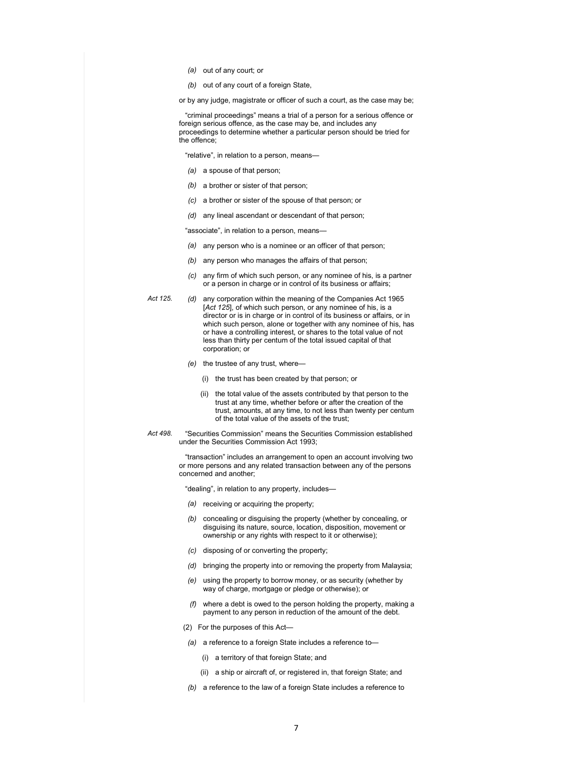(a) out of any court; or

(b) out of any court of a foreign State,

or by any judge, magistrate or officer of such a court, as the case may be;

"criminal proceedings" means a trial of a person for a serious offence or foreign serious offence, as the case may be, and includes any proceedings to determine whether a particular person should be tried for the offence;

"relative", in relation to a person, means—

(a) a spouse of that person;

(b) a brother or sister of that person;

(c) a brother or sister of the spouse of that person; or

(d) any lineal ascendant or descendant of that person;

"associate", in relation to a person, means—

(a) any person who is a nominee or an officer of that person;

(b) any person who manages the affairs of that person;

(c) any firm of which such person, or any nominee of his, is a partner or a person in charge or in control of its business or affairs;

*Act 125.*

(d) any corporation within the meaning of the Companies Act 1965 [*Act 125*], of which such person, or any nominee of his, is a director or is in charge or in control of its business or affairs, or in which such person, alone or together with any nominee of his, has or have a controlling interest, or shares to the total value of not less than thirty per centum of the total issued capital of that corporation; or

(e) the trustee of any trust, where—

(i) the trust has been created by that person; or

(ii) the total value of the assets contributed by that person to the trust at any time, whether before or after the creation of the trust, amounts, at any time, to not less than twenty per centum of the total value of the assets of the trust;

*Act 498.*

"Securities Commission" means the Securities Commission established under the Securities Commission Act 1993;

"transaction" includes an arrangement to open an account involving two or more persons and any related transaction between any of the persons concerned and another;

"dealing", in relation to any property, includes—

(a) receiving or acquiring the property;

(b) concealing or disguising the property (whether by concealing, or disguising its nature, source, location, disposition, movement or ownership or any rights with respect to it or otherwise);

(c) disposing of or converting the property;

(d) bringing the property into or removing the property from Malaysia;

(e) using the property to borrow money, or as security (whether by way of charge, mortgage or pledge or otherwise); or

(f) where a debt is owed to the person holding the property, making a payment to any person in reduction of the amount of the debt.

(2) For the purposes of this Act—

(a) a reference to a foreign State includes a reference to—

(i) a territory of that foreign State; and

(ii) a ship or aircraft of, or registered in, that foreign State; and

(b) a reference to the law of a foreign State includes a reference to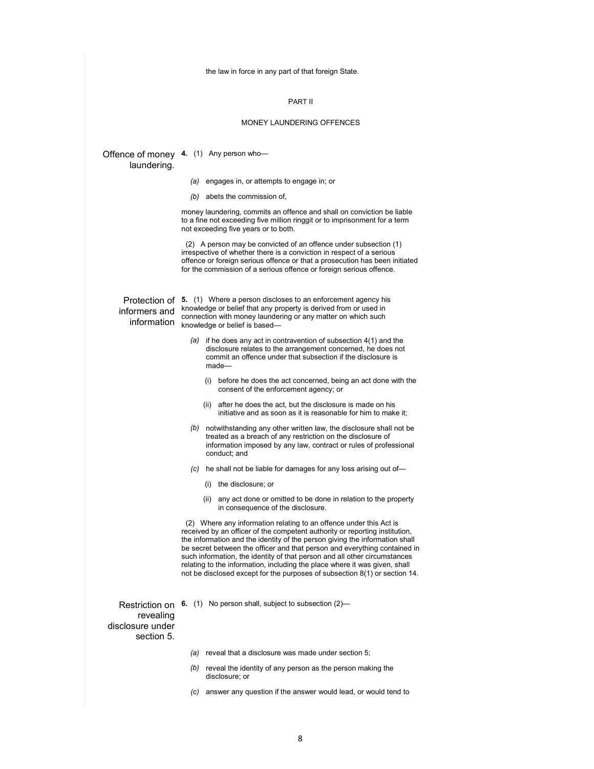the law in force in any part of that foreign State.

## PART II

## MONEY LAUNDERING OFFENCES

**Offence of money laundering.**

**4.** (1) Any person who—

*(a)* engages in, or attempts to engage in; or

*(b)* abets the commission of,

money laundering, commits an offence and shall on conviction be liable to a fine not exceeding five million ringgit or to imprisonment for a term not exceeding five years or to both.

(2) A person may be convicted of an offence under subsection (1) irrespective of whether there is a conviction in respect of a serious offence or foreign serious offence or that a prosecution has been initiated for the commission of a serious offence or foreign serious offence.

**Protection of informers and information**

**5.** (1) Where a person discloses to an enforcement agency his knowledge or belief that any property is derived from or used in connection with money laundering or any matter on which such knowledge or belief is based—

*(a)* if he does any act in contravention of subsection 4(1) and the disclosure relates to the arrangement concerned, he does not commit an offence under that subsection if the disclosure is made—

(i) before he does the act concerned, being an act done with the consent of the enforcement agency; or

(ii) after he does the act, but the disclosure is made on his initiative and as soon as it is reasonable for him to make it;

*(b)* notwithstanding any other written law, the disclosure shall not be treated as a breach of any restriction on the disclosure of information imposed by any law, contract or rules of professional conduct; and

*(c)* he shall not be liable for damages for any loss arising out of—

(i) the disclosure; or

(ii) any act done or omitted to be done in relation to the property in consequence of the disclosure.

(2) Where any information relating to an offence under this Act is received by an officer of the competent authority or reporting institution, the information and the identity of the person giving the information shall be secret between the officer and that person and everything contained in such information, the identity of that person and all other circumstances relating to the information, including the place where it was given, shall not be disclosed except for the purposes of subsection 8(1) or section 14.

**Restriction on revealing disclosure under section 5.**

**6.** (1) No person shall, subject to subsection (2)—

*(a)* reveal that a disclosure was made under section 5;

*(b)* reveal the identity of any person as the person making the disclosure; or

*(c)* answer any question if the answer would lead, or would tend to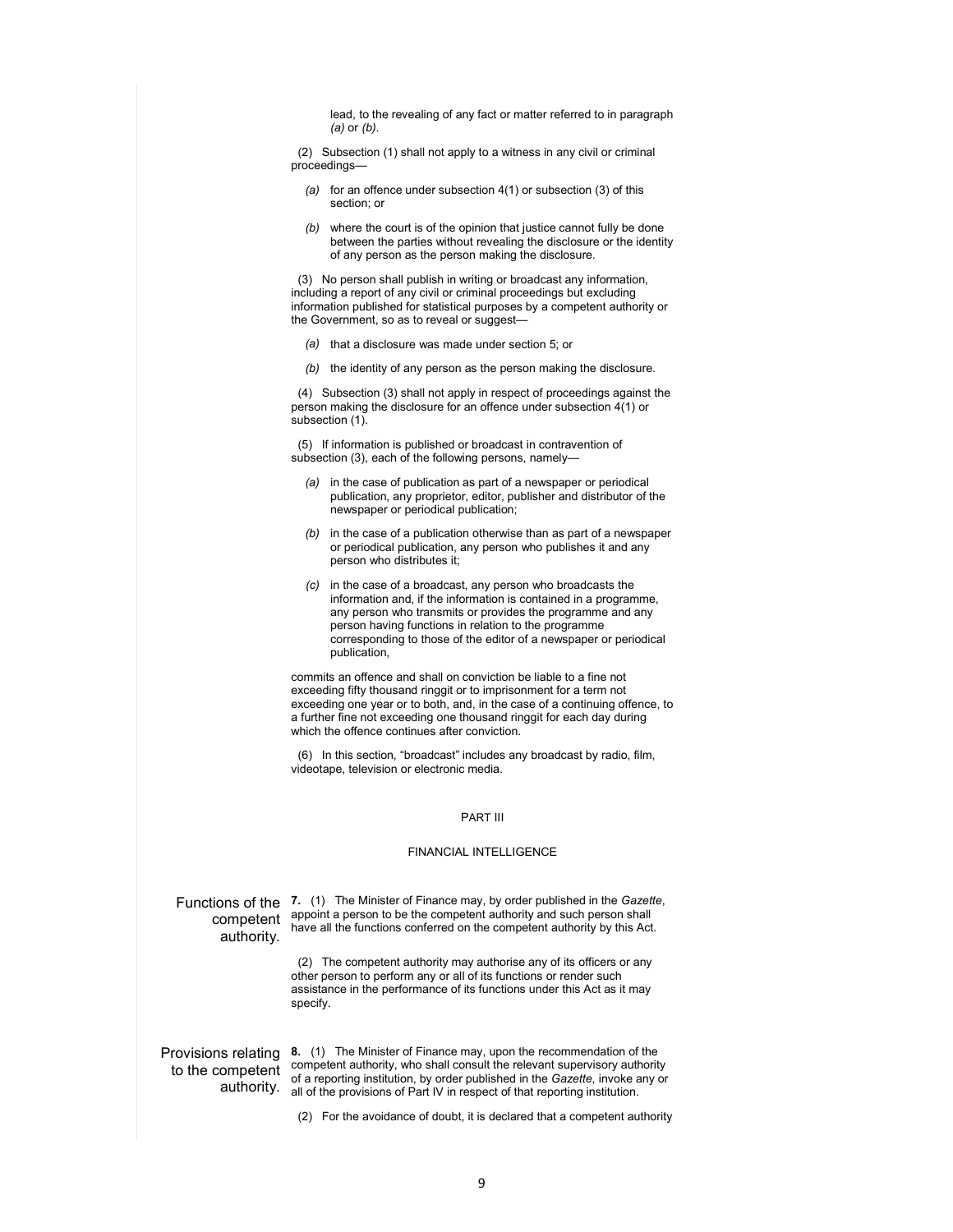lead, to the revealing of any fact or matter referred to in paragraph *(a)* or *(b)*.

(2) Subsection (1) shall not apply to a witness in any civil or criminal proceedings—

*(a)* for an offence under subsection 4(1) or subsection (3) of this section; or

*(b)* where the court is of the opinion that justice cannot fully be done between the parties without revealing the disclosure or the identity of any person as the person making the disclosure.

(3) No person shall publish in writing or broadcast any information, including a report of any civil or criminal proceedings but excluding information published for statistical purposes by a competent authority or the Government, so as to reveal or suggest—

*(a)* that a disclosure was made under section 5; or

*(b)* the identity of any person as the person making the disclosure.

(4) Subsection (3) shall not apply in respect of proceedings against the person making the disclosure for an offence under subsection 4(1) or subsection (1).

(5) If information is published or broadcast in contravention of subsection (3), each of the following persons, namely—

*(a)* in the case of publication as part of a newspaper or periodical publication, any proprietor, editor, publisher and distributor of the newspaper or periodical publication;

*(b)* in the case of a publication otherwise than as part of a newspaper or periodical publication, any person who publishes it and any person who distributes it;

*(c)* in the case of a broadcast, any person who broadcasts the information and, if the information is contained in a programme, any person who transmits or provides the programme and any person having functions in relation to the programme corresponding to those of the editor of a newspaper or periodical publication,

commits an offence and shall on conviction be liable to a fine not exceeding fifty thousand ringgit or to imprisonment for a term not exceeding one year or to both, and, in the case of a continuing offence, to a further fine not exceeding one thousand ringgit for each day during which the offence continues after conviction.

(6) In this section, "broadcast" includes any broadcast by radio, film, videotape, television or electronic media.

## PART III

## FINANCIAL INTELLIGENCE

**Functions of the competent authority.**

**7.** (1) The Minister of Finance may, by order published in the *Gazette*, appoint a person to be the competent authority and such person shall have all the functions conferred on the competent authority by this Act.

(2) The competent authority may authorise any of its officers or any other person to perform any or all of its functions or render such assistance in the performance of its functions under this Act as it may specify.

**Provisions relating to the competent authority.**

**8.** (1) The Minister of Finance may, upon the recommendation of the competent authority, who shall consult the relevant supervisory authority of a reporting institution, by order published in the *Gazette*, invoke any or all of the provisions of Part IV in respect of that reporting institution.

(2) For the avoidance of doubt, it is declared that a competent authority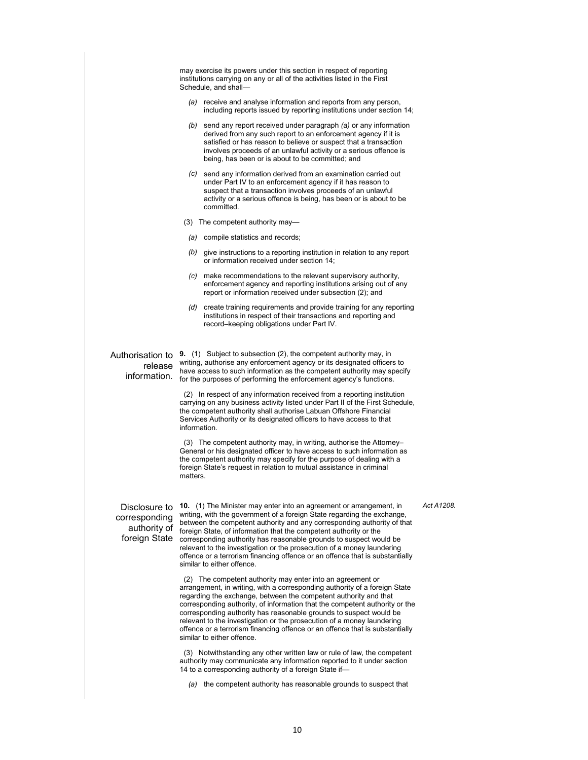may exercise its powers under this section in respect of reporting institutions carrying on any or all of the activities listed in the First Schedule, and shall—

*(a)* receive and analyse information and reports from any person, including reports issued by reporting institutions under section 14;

*(b)* send any report received under paragraph *(a)* or any information derived from any such report to an enforcement agency if it is satisfied or has reason to believe or suspect that a transaction involves proceeds of an unlawful activity or a serious offence is being, has been or is about to be committed; and

*(c)* send any information derived from an examination carried out under Part IV to an enforcement agency if it has reason to suspect that a transaction involves proceeds of an unlawful activity or a serious offence is being, has been or is about to be committed.

(3) The competent authority may—

*(a)* compile statistics and records;

*(b)* give instructions to a reporting institution in relation to any report or information received under section 14;

*(c)* make recommendations to the relevant supervisory authority, enforcement agency and reporting institutions arising out of any report or information received under subsection (2); and

*(d)* create training requirements and provide training for any reporting institutions in respect of their transactions and reporting and record–keeping obligations under Part IV.

**Authorisation to release information.**

**9.** (1) Subject to subsection (2), the competent authority may, in writing, authorise any enforcement agency or its designated officers to have access to such information as the competent authority may specify for the purposes of performing the enforcement agency's functions.

(2) In respect of any information received from a reporting institution carrying on any business activity listed under Part II of the First Schedule, the competent authority shall authorise Labuan Offshore Financial Services Authority or its designated officers to have access to that information.

(3) The competent authority may, in writing, authorise the Attorney–General or his designated officer to have access to such information as the competent authority may specify for the purpose of dealing with a foreign State's request in relation to mutual assistance in criminal matters.

**Disclosure to corresponding authority of foreign State**

*Act A1208.*

**10.** (1) The Minister may enter into an agreement or arrangement, in writing, with the government of a foreign State regarding the exchange, between the competent authority and any corresponding authority of that foreign State, of information that the competent authority or the corresponding authority has reasonable grounds to suspect would be relevant to the investigation or the prosecution of a money laundering offence or a terrorism financing offence or an offence that is substantially similar to either offence.

(2) The competent authority may enter into an agreement or arrangement, in writing, with a corresponding authority of a foreign State regarding the exchange, between the competent authority and that corresponding authority, of information that the competent authority or the corresponding authority has reasonable grounds to suspect would be relevant to the investigation or the prosecution of a money laundering offence or a terrorism financing offence or an offence that is substantially similar to either offence.

(3) Notwithstanding any other written law or rule of law, the competent authority may communicate any information reported to it under section 14 to a corresponding authority of a foreign State if—

*(a)* the competent authority has reasonable grounds to suspect that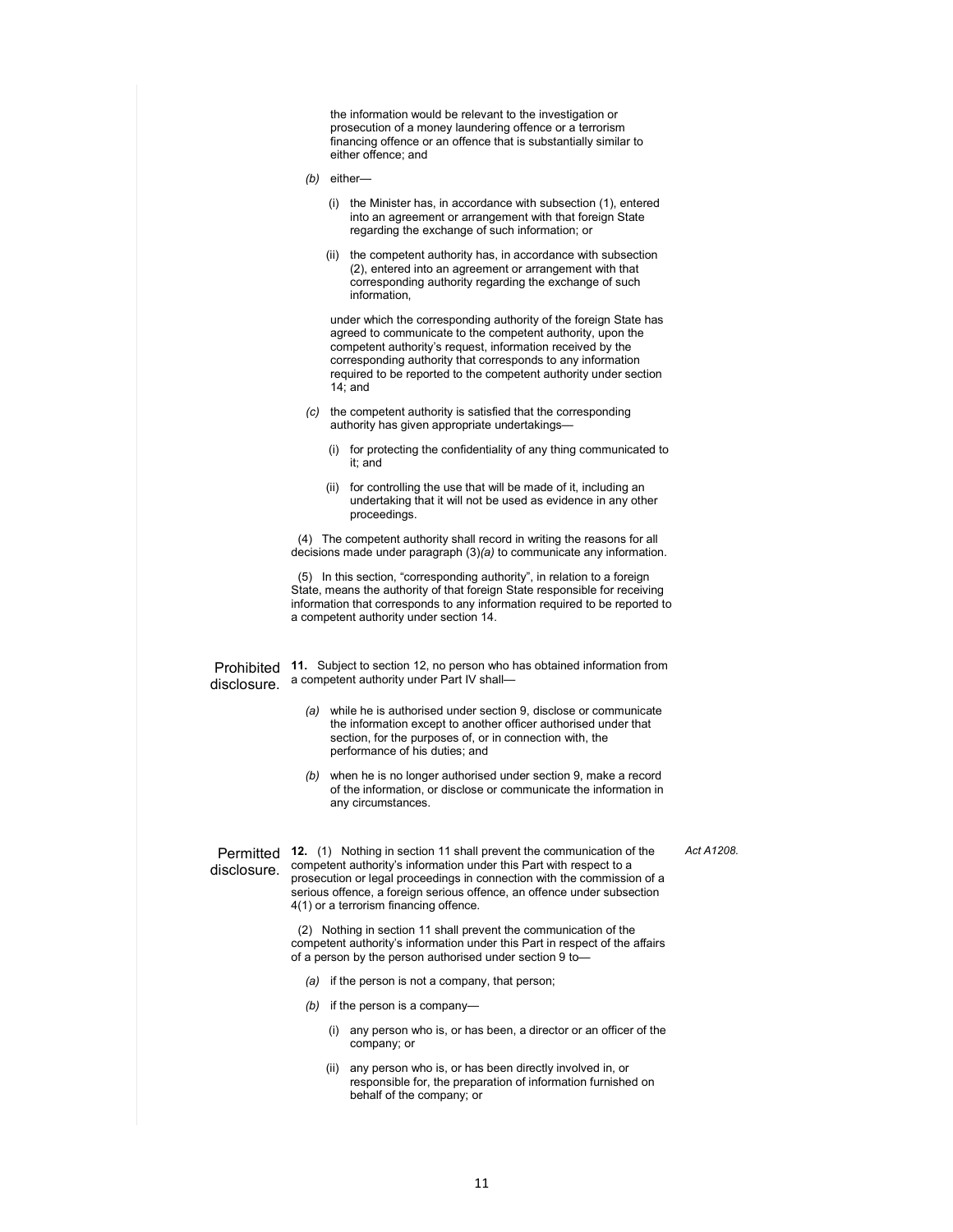the information would be relevant to the investigation or prosecution of a money laundering offence or a terrorism financing offence or an offence that is substantially similar to either offence; and

*(b)* either—

(i) the Minister has, in accordance with subsection (1), entered into an agreement or arrangement with that foreign State regarding the exchange of such information; or

(ii) the competent authority has, in accordance with subsection (2), entered into an agreement or arrangement with that corresponding authority regarding the exchange of such information,

under which the corresponding authority of the foreign State has agreed to communicate to the competent authority, upon the competent authority's request, information received by the corresponding authority that corresponds to any information required to be reported to the competent authority under section 14; and

*(c)* the competent authority is satisfied that the corresponding authority has given appropriate undertakings—

(i) for protecting the confidentiality of any thing communicated to it; and

(ii) for controlling the use that will be made of it, including an undertaking that it will not be used as evidence in any other proceedings.

(4) The competent authority shall record in writing the reasons for all decisions made under paragraph (3)*(a)* to communicate any information.

(5) In this section, "corresponding authority", in relation to a foreign State, means the authority of that foreign State responsible for receiving information that corresponds to any information required to be reported to a competent authority under section 14.

Prohibited disclosure.

**11.** Subject to section 12, no person who has obtained information from a competent authority under Part IV shall—

*(a)* while he is authorised under section 9, disclose or communicate the information except to another officer authorised under that section, for the purposes of, or in connection with, the performance of his duties; and

*(b)* when he is no longer authorised under section 9, make a record of the information, or disclose or communicate the information in any circumstances.

Permitted disclosure.

*Act A1208.*

**12.** (1) Nothing in section 11 shall prevent the communication of the competent authority's information under this Part with respect to a prosecution or legal proceedings in connection with the commission of a serious offence, a foreign serious offence, an offence under subsection 4(1) or a terrorism financing offence.

(2) Nothing in section 11 shall prevent the communication of the competent authority's information under this Part in respect of the affairs of a person by the person authorised under section 9 to—

*(a)* if the person is not a company, that person;

*(b)* if the person is a company—

(i) any person who is, or has been, a director or an officer of the company; or

(ii) any person who is, or has been directly involved in, or responsible for, the preparation of information furnished on behalf of the company; or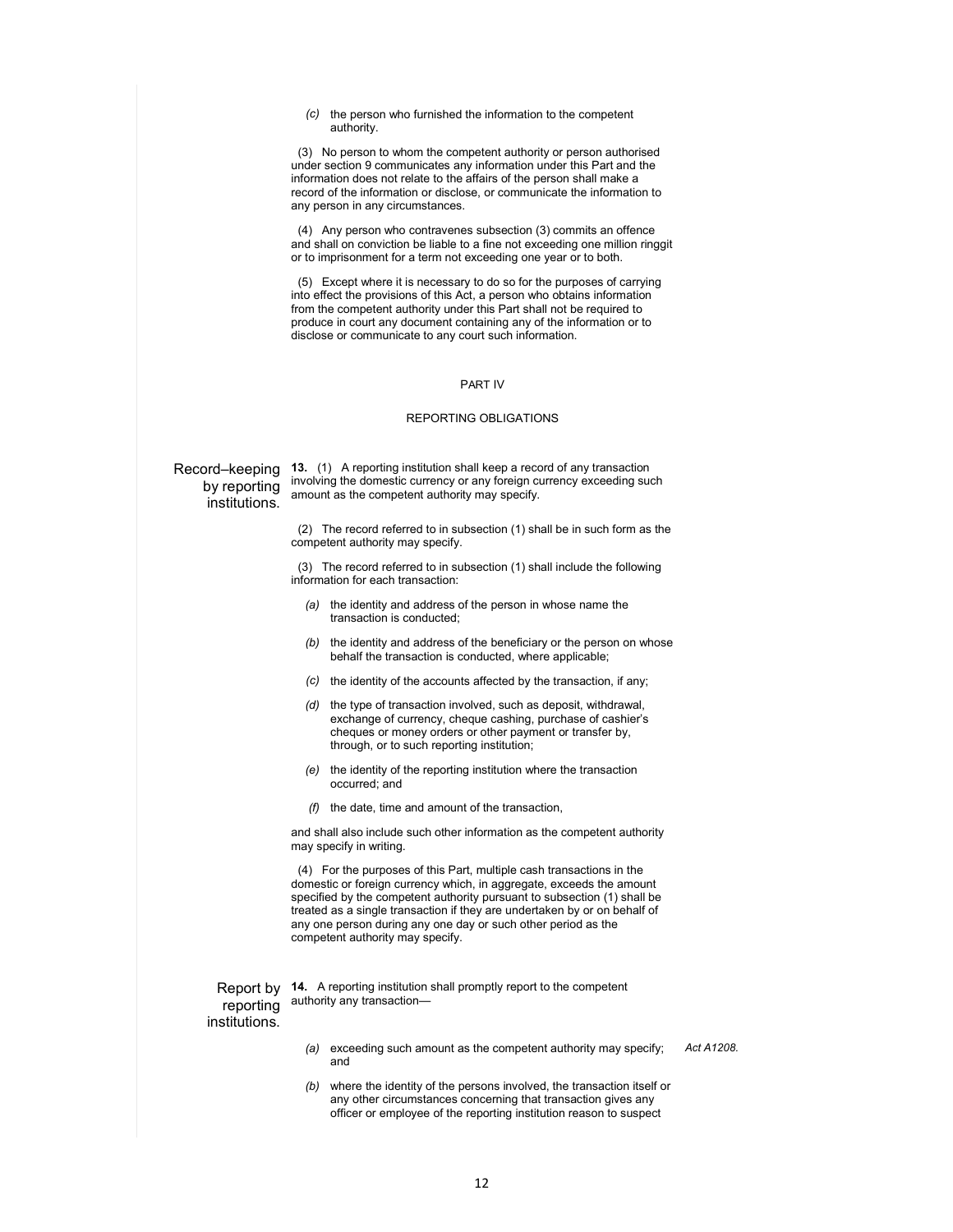(c) the person who furnished the information to the competent authority.

(3) No person to whom the competent authority or person authorised under section 9 communicates any information under this Part and the information does not relate to the affairs of the person shall make a record of the information or disclose, or communicate the information to any person in any circumstances.

(4) Any person who contravenes subsection (3) commits an offence and shall on conviction be liable to a fine not exceeding one million ringgit or to imprisonment for a term not exceeding one year or to both.

(5) Except where it is necessary to do so for the purposes of carrying into effect the provisions of this Act, a person who obtains information from the competent authority under this Part shall not be required to produce in court any document containing any of the information or to disclose or communicate to any court such information.

## PART IV

## REPORTING OBLIGATIONS

Record–keeping by reporting institutions.

**13.** (1) A reporting institution shall keep a record of any transaction involving the domestic currency or any foreign currency exceeding such amount as the competent authority may specify.

(2) The record referred to in subsection (1) shall be in such form as the competent authority may specify.

(3) The record referred to in subsection (1) shall include the following information for each transaction:

*(a)* the identity and address of the person in whose name the transaction is conducted;

*(b)* the identity and address of the beneficiary or the person on whose behalf the transaction is conducted, where applicable;

*(c)* the identity of the accounts affected by the transaction, if any;

*(d)* the type of transaction involved, such as deposit, withdrawal, exchange of currency, cheque cashing, purchase of cashier's cheques or money orders or other payment or transfer by, through, or to such reporting institution;

*(e)* the identity of the reporting institution where the transaction occurred; and

*(f)* the date, time and amount of the transaction,

and shall also include such other information as the competent authority may specify in writing.

(4) For the purposes of this Part, multiple cash transactions in the domestic or foreign currency which, in aggregate, exceeds the amount specified by the competent authority pursuant to subsection (1) shall be treated as a single transaction if they are undertaken by or on behalf of any one person during any one day or such other period as the competent authority may specify.

Report by reporting institutions.

**14.** A reporting institution shall promptly report to the competent authority any transaction—

*(a)* exceeding such amount as the competent authority may specify; and *Act A1208.*

*(b)* where the identity of the persons involved, the transaction itself or any other circumstances concerning that transaction gives any officer or employee of the reporting institution reason to suspect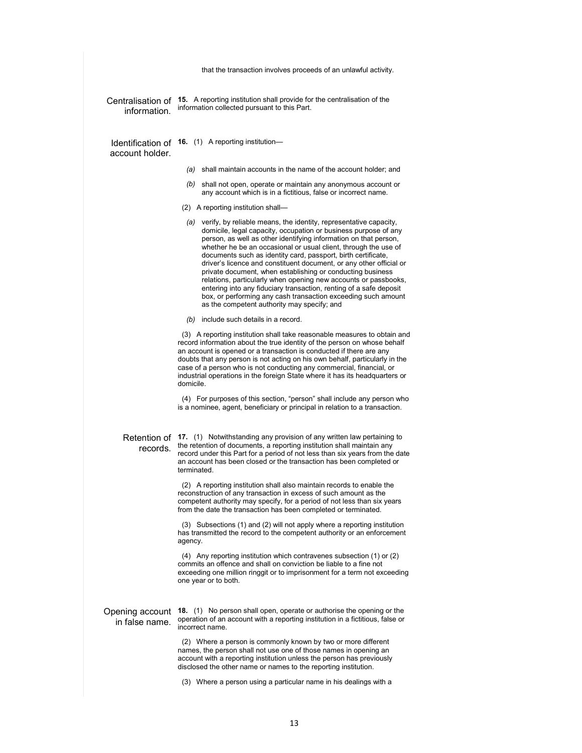that the transaction involves proceeds of an unlawful activity.

**Centralisation of information.**

**15.** A reporting institution shall provide for the centralisation of the information collected pursuant to this Part.

**Identification of account holder.**

**16.** (1) A reporting institution—

*(a)* shall maintain accounts in the name of the account holder; and

*(b)* shall not open, operate or maintain any anonymous account or any account which is in a fictitious, false or incorrect name.

(2) A reporting institution shall—

*(a)* verify, by reliable means, the identity, representative capacity, domicile, legal capacity, occupation or business purpose of any person, as well as other identifying information on that person, whether he be an occasional or usual client, through the use of documents such as identity card, passport, birth certificate, driver's licence and constituent document, or any other official or private document, when establishing or conducting business relations, particularly when opening new accounts or passbooks, entering into any fiduciary transaction, renting of a safe deposit box, or performing any cash transaction exceeding such amount as the competent authority may specify; and

*(b)* include such details in a record.

(3) A reporting institution shall take reasonable measures to obtain and record information about the true identity of the person on whose behalf an account is opened or a transaction is conducted if there are any doubts that any person is not acting on his own behalf, particularly in the case of a person who is not conducting any commercial, financial, or industrial operations in the foreign State where it has its headquarters or domicile.

(4) For purposes of this section, "person" shall include any person who is a nominee, agent, beneficiary or principal in relation to a transaction.

**Retention of records.**

**17.** (1) Notwithstanding any provision of any written law pertaining to the retention of documents, a reporting institution shall maintain any record under this Part for a period of not less than six years from the date an account has been closed or the transaction has been completed or terminated.

(2) A reporting institution shall also maintain records to enable the reconstruction of any transaction in excess of such amount as the competent authority may specify, for a period of not less than six years from the date the transaction has been completed or terminated.

(3) Subsections (1) and (2) will not apply where a reporting institution has transmitted the record to the competent authority or an enforcement agency.

(4) Any reporting institution which contravenes subsection (1) or (2) commits an offence and shall on conviction be liable to a fine not exceeding one million ringgit or to imprisonment for a term not exceeding one year or to both.

**Opening account in false name.**

**18.** (1) No person shall open, operate or authorise the opening or the operation of an account with a reporting institution in a fictitious, false or incorrect name.

(2) Where a person is commonly known by two or more different names, the person shall not use one of those names in opening an account with a reporting institution unless the person has previously disclosed the other name or names to the reporting institution.

(3) Where a person using a particular name in his dealings with a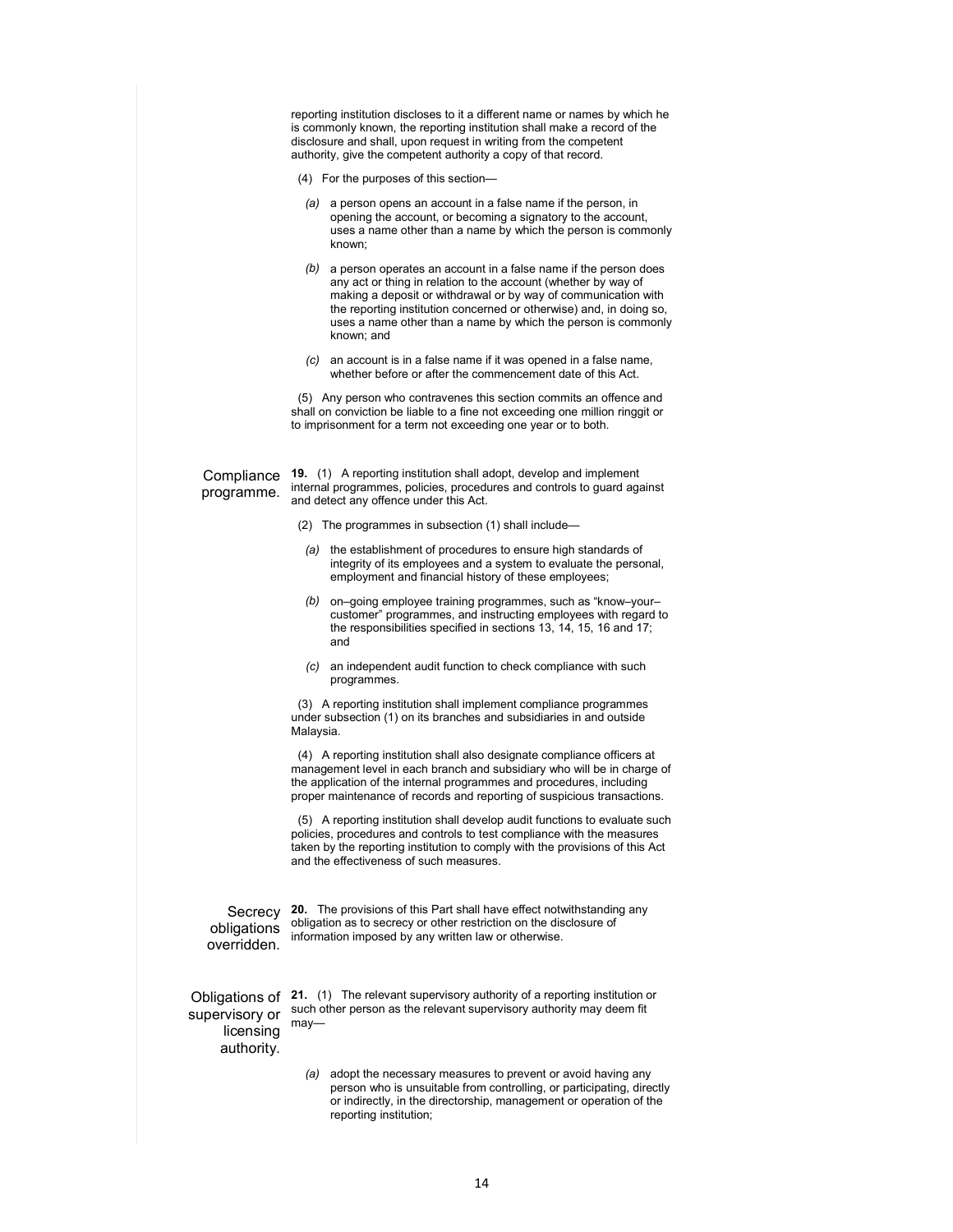reporting institution discloses to it a different name or names by which he is commonly known, the reporting institution shall make a record of the disclosure and shall, upon request in writing from the competent authority, give the competent authority a copy of that record.

(4) For the purposes of this section—

*(a)* a person opens an account in a false name if the person, in opening the account, or becoming a signatory to the account, uses a name other than a name by which the person is commonly known;

*(b)* a person operates an account in a false name if the person does any act or thing in relation to the account (whether by way of making a deposit or withdrawal or by way of communication with the reporting institution concerned or otherwise) and, in doing so, uses a name other than a name by which the person is commonly known; and

*(c)* an account is in a false name if it was opened in a false name, whether before or after the commencement date of this Act.

(5) Any person who contravenes this section commits an offence and shall on conviction be liable to a fine not exceeding one million ringgit or to imprisonment for a term not exceeding one year or to both.

**Compliance programme.**

**19.** (1) A reporting institution shall adopt, develop and implement internal programmes, policies, procedures and controls to guard against and detect any offence under this Act.

(2) The programmes in subsection (1) shall include—

*(a)* the establishment of procedures to ensure high standards of integrity of its employees and a system to evaluate the personal, employment and financial history of these employees;

*(b)* on–going employee training programmes, such as "know–your–customer" programmes, and instructing employees with regard to the responsibilities specified in sections 13, 14, 15, 16 and 17; and

*(c)* an independent audit function to check compliance with such programmes.

(3) A reporting institution shall implement compliance programmes under subsection (1) on its branches and subsidiaries in and outside Malaysia.

(4) A reporting institution shall also designate compliance officers at management level in each branch and subsidiary who will be in charge of the application of the internal programmes and procedures, including proper maintenance of records and reporting of suspicious transactions.

(5) A reporting institution shall develop audit functions to evaluate such policies, procedures and controls to test compliance with the measures taken by the reporting institution to comply with the provisions of this Act and the effectiveness of such measures.

**Secrecy obligations overridden.**

**20.** The provisions of this Part shall have effect notwithstanding any obligation as to secrecy or other restriction on the disclosure of information imposed by any written law or otherwise.

**Obligations of supervisory or licensing authority.**

**21.** (1) The relevant supervisory authority of a reporting institution or such other person as the relevant supervisory authority may deem fit may—

*(a)* adopt the necessary measures to prevent or avoid having any person who is unsuitable from controlling, or participating, directly or indirectly, in the directorship, management or operation of the reporting institution;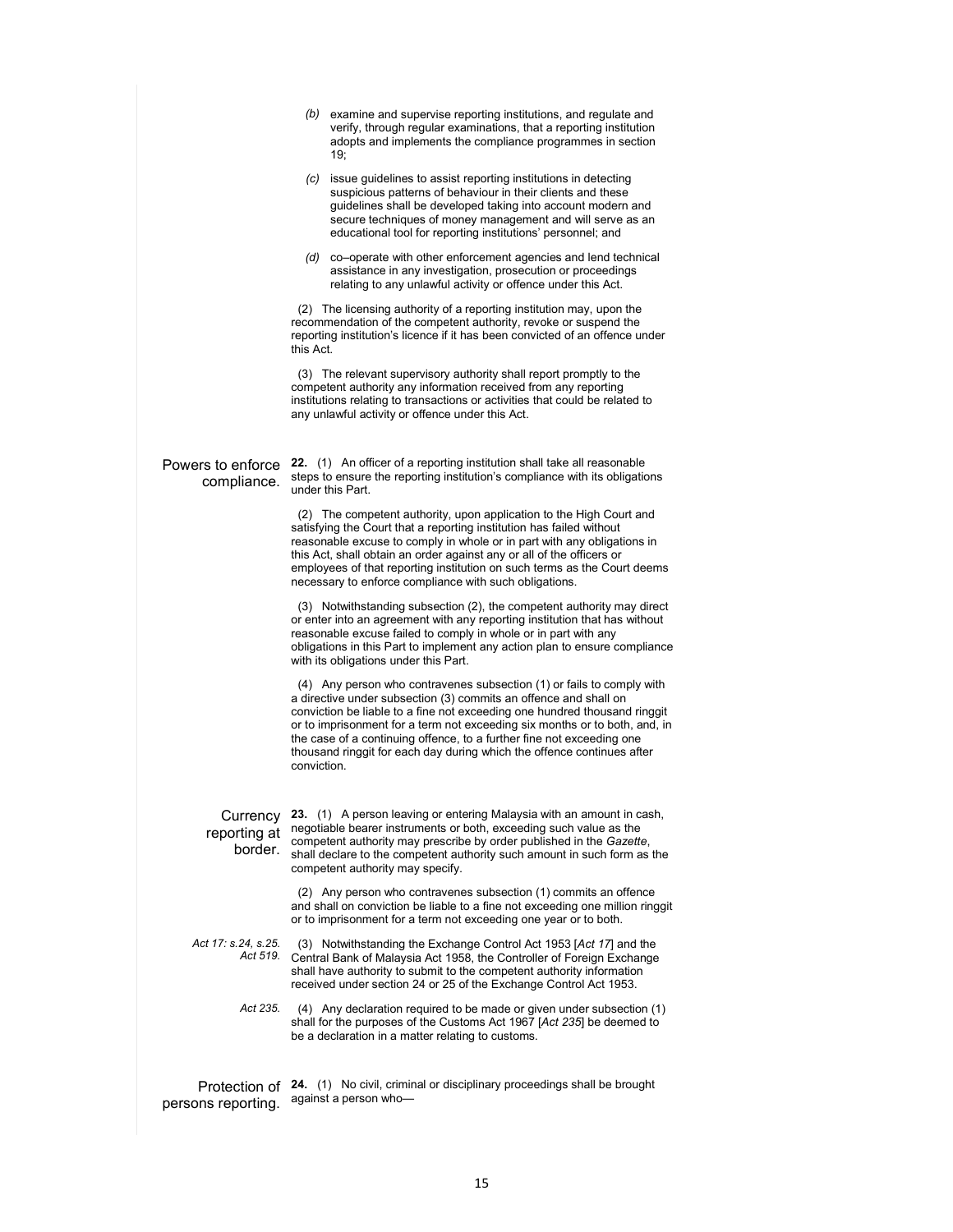*(b)* examine and supervise reporting institutions, and regulate and verify, through regular examinations, that a reporting institution adopts and implements the compliance programmes in section 19;

*(c)* issue guidelines to assist reporting institutions in detecting suspicious patterns of behaviour in their clients and these guidelines shall be developed taking into account modern and secure techniques of money management and will serve as an educational tool for reporting institutions' personnel; and

*(d)* co–operate with other enforcement agencies and lend technical assistance in any investigation, prosecution or proceedings relating to any unlawful activity or offence under this Act.

(2) The licensing authority of a reporting institution may, upon the recommendation of the competent authority, revoke or suspend the reporting institution's licence if it has been convicted of an offence under this Act.

(3) The relevant supervisory authority shall report promptly to the competent authority any information received from any reporting institutions relating to transactions or activities that could be related to any unlawful activity or offence under this Act.

Powers to enforce compliance.

**22.** (1) An officer of a reporting institution shall take all reasonable steps to ensure the reporting institution's compliance with its obligations under this Part.

(2) The competent authority, upon application to the High Court and satisfying the Court that a reporting institution has failed without reasonable excuse to comply in whole or in part with any obligations in this Act, shall obtain an order against any or all of the officers or employees of that reporting institution on such terms as the Court deems necessary to enforce compliance with such obligations.

(3) Notwithstanding subsection (2), the competent authority may direct or enter into an agreement with any reporting institution that has without reasonable excuse failed to comply in whole or in part with any obligations in this Part to implement any action plan to ensure compliance with its obligations under this Part.

(4) Any person who contravenes subsection (1) or fails to comply with a directive under subsection (3) commits an offence and shall on conviction be liable to a fine not exceeding one hundred thousand ringgit or to imprisonment for a term not exceeding six months or to both, and, in the case of a continuing offence, to a further fine not exceeding one thousand ringgit for each day during which the offence continues after conviction.

Currency reporting at border.

**23.** (1) A person leaving or entering Malaysia with an amount in cash, negotiable bearer instruments or both, exceeding such value as the competent authority may prescribe by order published in the *Gazette*, shall declare to the competent authority such amount in such form as the competent authority may specify.

(2) Any person who contravenes subsection (1) commits an offence and shall on conviction be liable to a fine not exceeding one million ringgit or to imprisonment for a term not exceeding one year or to both.

*Act 17: s.24, s.25. Act 519.*

(3) Notwithstanding the Exchange Control Act 1953 [*Act 17*] and the Central Bank of Malaysia Act 1958, the Controller of Foreign Exchange shall have authority to submit to the competent authority information received under section 24 or 25 of the Exchange Control Act 1953.

*Act 235.*

(4) Any declaration required to be made or given under subsection (1) shall for the purposes of the Customs Act 1967 [*Act 235*] be deemed to be a declaration in a matter relating to customs.

Protection of persons reporting.

**24.** (1) No civil, criminal or disciplinary proceedings shall be brought against a person who—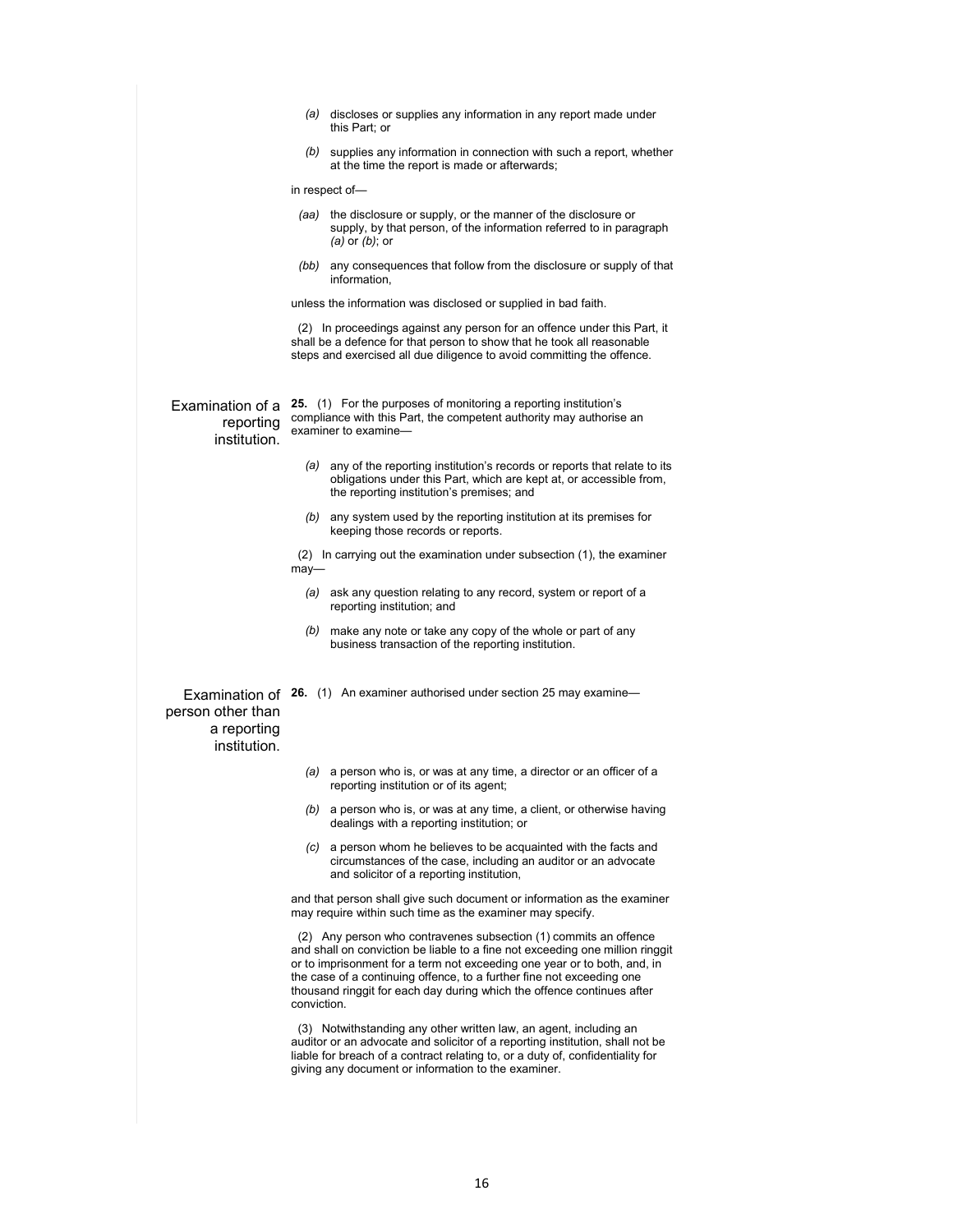(a) discloses or supplies any information in any report made under this Part; or

(b) supplies any information in connection with such a report, whether at the time the report is made or afterwards;

in respect of—

(aa) the disclosure or supply, or the manner of the disclosure or supply, by that person, of the information referred to in paragraph (a) or (b); or

(bb) any consequences that follow from the disclosure or supply of that information,

unless the information was disclosed or supplied in bad faith.

(2) In proceedings against any person for an offence under this Part, it shall be a defence for that person to show that he took all reasonable steps and exercised all due diligence to avoid committing the offence.

**Examination of a reporting institution.**

**25.** (1) For the purposes of monitoring a reporting institution's compliance with this Part, the competent authority may authorise an examiner to examine—

(a) any of the reporting institution's records or reports that relate to its obligations under this Part, which are kept at, or accessible from, the reporting institution's premises; and

(b) any system used by the reporting institution at its premises for keeping those records or reports.

(2) In carrying out the examination under subsection (1), the examiner may—

(a) ask any question relating to any record, system or report of a reporting institution; and

(b) make any note or take any copy of the whole or part of any business transaction of the reporting institution.

**Examination of person other than a reporting institution.**

**26.** (1) An examiner authorised under section 25 may examine—

(a) a person who is, or was at any time, a director or an officer of a reporting institution or of its agent;

(b) a person who is, or was at any time, a client, or otherwise having dealings with a reporting institution; or

(c) a person whom he believes to be acquainted with the facts and circumstances of the case, including an auditor or an advocate and solicitor of a reporting institution,

and that person shall give such document or information as the examiner may require within such time as the examiner may specify.

(2) Any person who contravenes subsection (1) commits an offence and shall on conviction be liable to a fine not exceeding one million ringgit or to imprisonment for a term not exceeding one year or to both, and, in the case of a continuing offence, to a further fine not exceeding one thousand ringgit for each day during which the offence continues after conviction.

(3) Notwithstanding any other written law, an agent, including an auditor or an advocate and solicitor of a reporting institution, shall not be liable for breach of a contract relating to, or a duty of, confidentiality for giving any document or information to the examiner.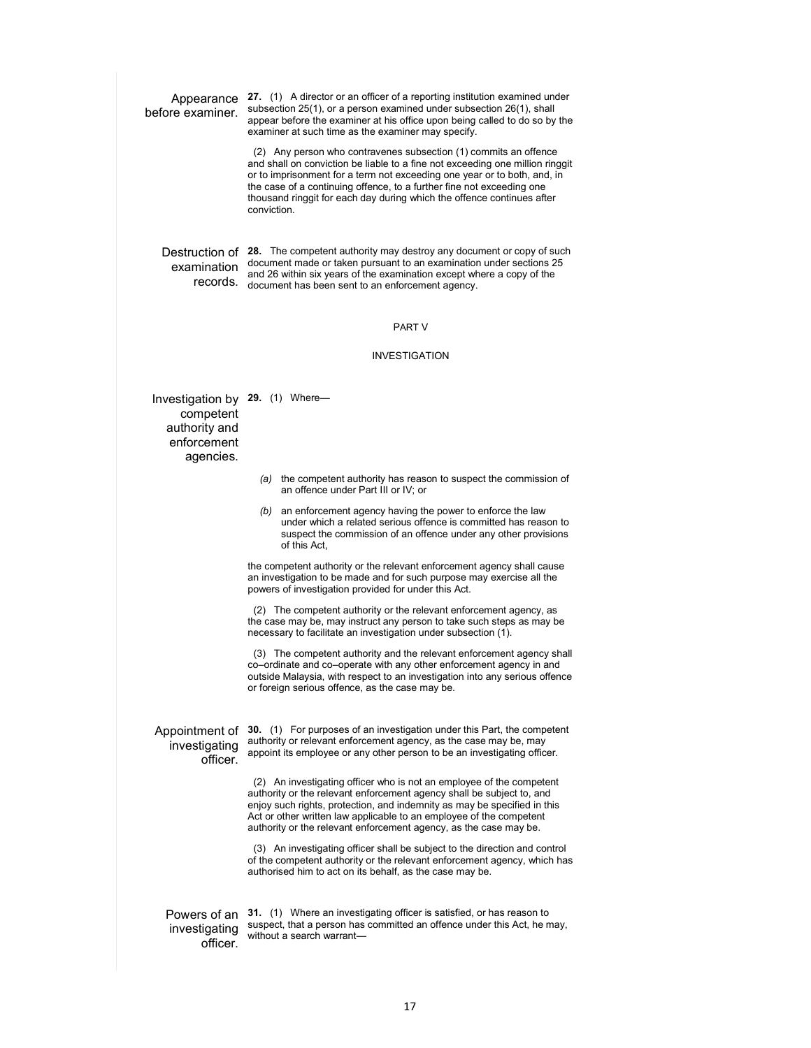**Appearance before examiner.**

**27.** (1) A director or an officer of a reporting institution examined under subsection 25(1), or a person examined under subsection 26(1), shall appear before the examiner at his office upon being called to do so by the examiner at such time as the examiner may specify.

(2) Any person who contravenes subsection (1) commits an offence and shall on conviction be liable to a fine not exceeding one million ringgit or to imprisonment for a term not exceeding one year or to both, and, in the case of a continuing offence, to a further fine not exceeding one thousand ringgit for each day during which the offence continues after conviction.

**Destruction of examination records.**

**28.** The competent authority may destroy any document or copy of such document made or taken pursuant to an examination under sections 25 and 26 within six years of the examination except where a copy of the document has been sent to an enforcement agency.

## PART V

## INVESTIGATION

**Investigation by competent authority and enforcement agencies.**

**29.** (1) Where—

*(a)* the competent authority has reason to suspect the commission of an offence under Part III or IV; or

*(b)* an enforcement agency having the power to enforce the law under which a related serious offence is committed has reason to suspect the commission of an offence under any other provisions of this Act,

the competent authority or the relevant enforcement agency shall cause an investigation to be made and for such purpose may exercise all the powers of investigation provided for under this Act.

(2) The competent authority or the relevant enforcement agency, as the case may be, may instruct any person to take such steps as may be necessary to facilitate an investigation under subsection (1).

(3) The competent authority and the relevant enforcement agency shall co–ordinate and co–operate with any other enforcement agency in and outside Malaysia, with respect to an investigation into any serious offence or foreign serious offence, as the case may be.

**Appointment of investigating officer.**

**30.** (1) For purposes of an investigation under this Part, the competent authority or relevant enforcement agency, as the case may be, may appoint its employee or any other person to be an investigating officer.

(2) An investigating officer who is not an employee of the competent authority or the relevant enforcement agency shall be subject to, and enjoy such rights, protection, and indemnity as may be specified in this Act or other written law applicable to an employee of the competent authority or the relevant enforcement agency, as the case may be.

(3) An investigating officer shall be subject to the direction and control of the competent authority or the relevant enforcement agency, which has authorised him to act on its behalf, as the case may be.

**Powers of an investigating officer.**

**31.** (1) Where an investigating officer is satisfied, or has reason to suspect, that a person has committed an offence under this Act, he may, without a search warrant—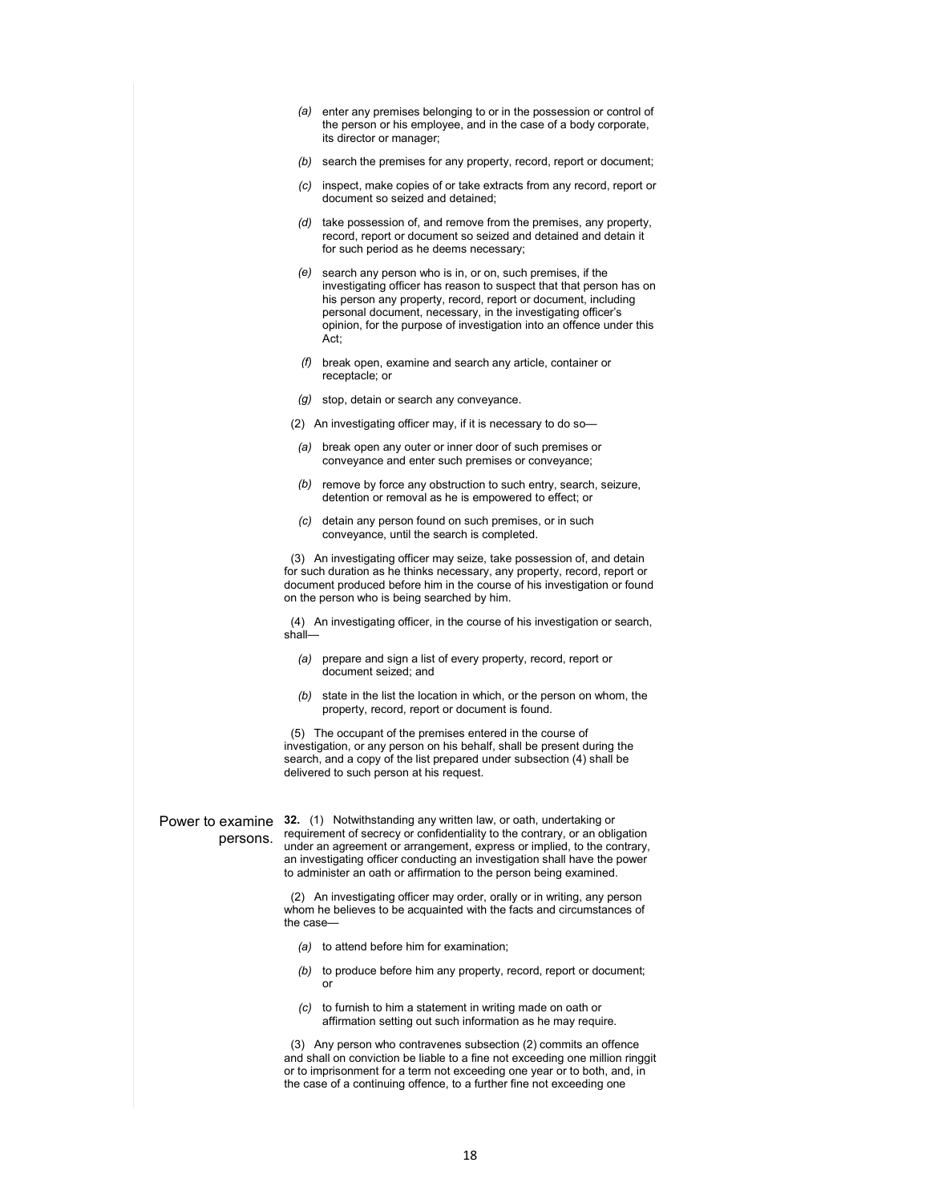(a) enter any premises belonging to or in the possession or control of the person or his employee, and in the case of a body corporate, its director or manager;

(b) search the premises for any property, record, report or document;

(c) inspect, make copies of or take extracts from any record, report or document so seized and detained;

(d) take possession of, and remove from the premises, any property, record, report or document so seized and detained and detain it for such period as he deems necessary;

(e) search any person who is in, or on, such premises, if the investigating officer has reason to suspect that that person has on his person any property, record, report or document, including personal document, necessary, in the investigating officer's opinion, for the purpose of investigation into an offence under this Act;

(f) break open, examine and search any article, container or receptacle; or

(g) stop, detain or search any conveyance.

(2) An investigating officer may, if it is necessary to do so—

(a) break open any outer or inner door of such premises or conveyance and enter such premises or conveyance;

(b) remove by force any obstruction to such entry, search, seizure, detention or removal as he is empowered to effect; or

(c) detain any person found on such premises, or in such conveyance, until the search is completed.

(3) An investigating officer may seize, take possession of, and detain for such duration as he thinks necessary, any property, record, report or document produced before him in the course of his investigation or found on the person who is being searched by him.

(4) An investigating officer, in the course of his investigation or search, shall—

(a) prepare and sign a list of every property, record, report or document seized; and

(b) state in the list the location in which, or the person on whom, the property, record, report or document is found.

(5) The occupant of the premises entered in the course of investigation, or any person on his behalf, shall be present during the search, and a copy of the list prepared under subsection (4) shall be delivered to such person at his request.

**Power to examine persons.**

**32.** (1) Notwithstanding any written law, or oath, undertaking or requirement of secrecy or confidentiality to the contrary, or an obligation under an agreement or arrangement, express or implied, to the contrary, an investigating officer conducting an investigation shall have the power to administer an oath or affirmation to the person being examined.

(2) An investigating officer may order, orally or in writing, any person whom he believes to be acquainted with the facts and circumstances of the case—

(a) to attend before him for examination;

(b) to produce before him any property, record, report or document; or

(c) to furnish to him a statement in writing made on oath or affirmation setting out such information as he may require.

(3) Any person who contravenes subsection (2) commits an offence and shall on conviction be liable to a fine not exceeding one million ringgit or to imprisonment for a term not exceeding one year or to both, and, in the case of a continuing offence, to a further fine not exceeding one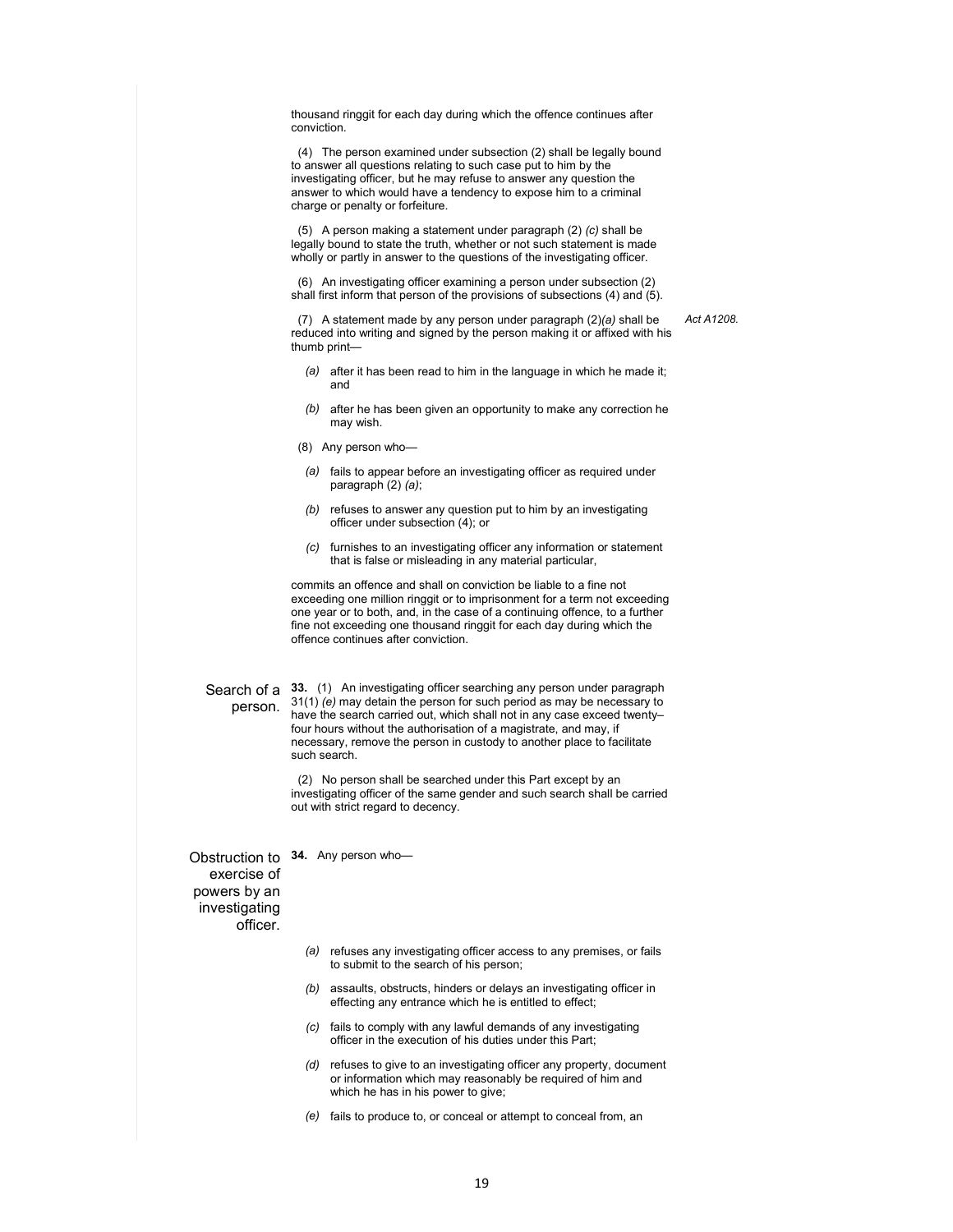thousand ringgit for each day during which the offence continues after conviction.

(4) The person examined under subsection (2) shall be legally bound to answer all questions relating to such case put to him by the investigating officer, but he may refuse to answer any question the answer to which would have a tendency to expose him to a criminal charge or penalty or forfeiture.

(5) A person making a statement under paragraph (2) *(c)* shall be legally bound to state the truth, whether or not such statement is made wholly or partly in answer to the questions of the investigating officer.

(6) An investigating officer examining a person under subsection (2) shall first inform that person of the provisions of subsections (4) and (5).

(7) A statement made by any person under paragraph (2)*(a)* shall be reduced into writing and signed by the person making it or affixed with his thumb print— *Act A1208.*

*(a)* after it has been read to him in the language in which he made it; and

*(b)* after he has been given an opportunity to make any correction he may wish.

(8) Any person who—

*(a)* fails to appear before an investigating officer as required under paragraph (2) *(a)*;

*(b)* refuses to answer any question put to him by an investigating officer under subsection (4); or

*(c)* furnishes to an investigating officer any information or statement that is false or misleading in any material particular,

commits an offence and shall on conviction be liable to a fine not exceeding one million ringgit or to imprisonment for a term not exceeding one year or to both, and, in the case of a continuing offence, to a further fine not exceeding one thousand ringgit for each day during which the offence continues after conviction.

Search of a person.

**33.** (1) An investigating officer searching any person under paragraph 31(1) *(e)* may detain the person for such period as may be necessary to have the search carried out, which shall not in any case exceed twenty–four hours without the authorisation of a magistrate, and may, if necessary, remove the person in custody to another place to facilitate such search.

(2) No person shall be searched under this Part except by an investigating officer of the same gender and such search shall be carried out with strict regard to decency.

Obstruction to exercise of powers by an investigating officer.

**34.** Any person who—

*(a)* refuses any investigating officer access to any premises, or fails to submit to the search of his person;

*(b)* assaults, obstructs, hinders or delays an investigating officer in effecting any entrance which he is entitled to effect;

*(c)* fails to comply with any lawful demands of any investigating officer in the execution of his duties under this Part;

*(d)* refuses to give to an investigating officer any property, document or information which may reasonably be required of him and which he has in his power to give;

*(e)* fails to produce to, or conceal or attempt to conceal from, an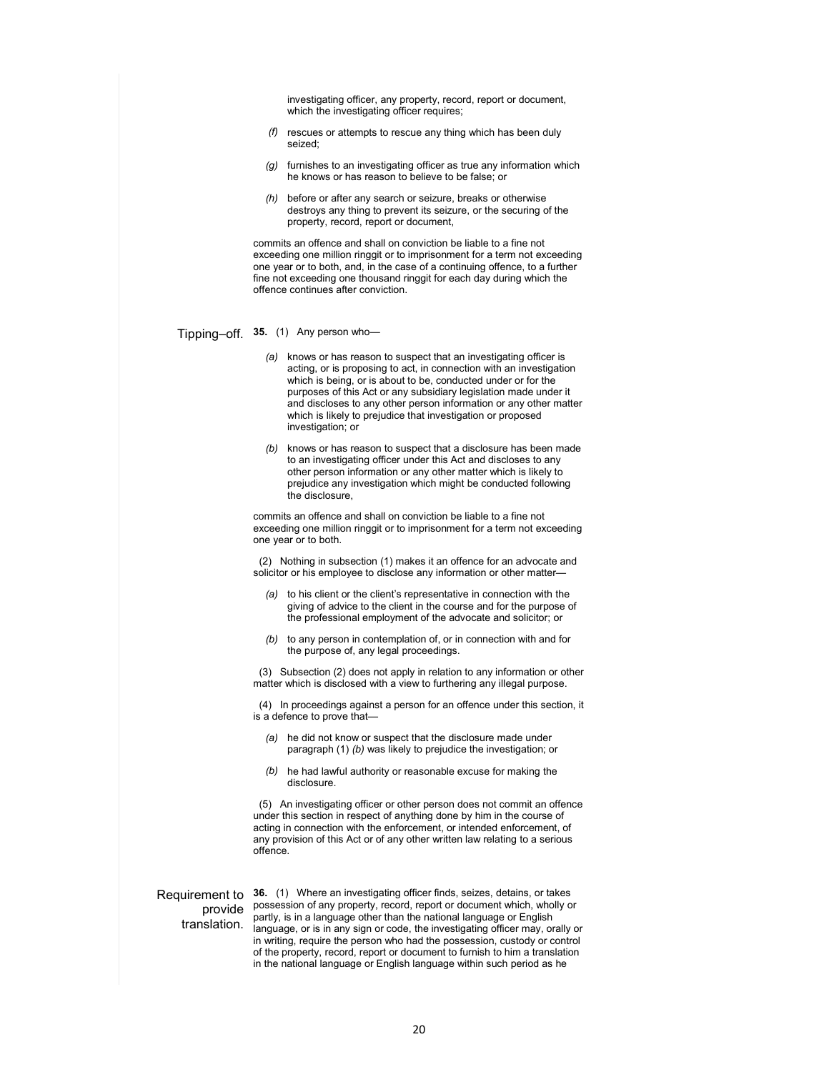investigating officer, any property, record, report or document, which the investigating officer requires;

*(f)* rescues or attempts to rescue any thing which has been duly seized;

*(g)* furnishes to an investigating officer as true any information which he knows or has reason to believe to be false; or

*(h)* before or after any search or seizure, breaks or otherwise destroys any thing to prevent its seizure, or the securing of the property, record, report or document,

commits an offence and shall on conviction be liable to a fine not exceeding one million ringgit or to imprisonment for a term not exceeding one year or to both, and, in the case of a continuing offence, to a further fine not exceeding one thousand ringgit for each day during which the offence continues after conviction.

Tipping–off.

**35.** (1) Any person who—

*(a)* knows or has reason to suspect that an investigating officer is acting, or is proposing to act, in connection with an investigation which is being, or is about to be, conducted under or for the purposes of this Act or any subsidiary legislation made under it and discloses to any other person information or any other matter which is likely to prejudice that investigation or proposed investigation; or

*(b)* knows or has reason to suspect that a disclosure has been made to an investigating officer under this Act and discloses to any other person information or any other matter which is likely to prejudice any investigation which might be conducted following the disclosure,

commits an offence and shall on conviction be liable to a fine not exceeding one million ringgit or to imprisonment for a term not exceeding one year or to both.

(2) Nothing in subsection (1) makes it an offence for an advocate and solicitor or his employee to disclose any information or other matter—

*(a)* to his client or the client's representative in connection with the giving of advice to the client in the course and for the purpose of the professional employment of the advocate and solicitor; or

*(b)* to any person in contemplation of, or in connection with and for the purpose of, any legal proceedings.

(3) Subsection (2) does not apply in relation to any information or other matter which is disclosed with a view to furthering any illegal purpose.

(4) In proceedings against a person for an offence under this section, it is a defence to prove that—

*(a)* he did not know or suspect that the disclosure made under paragraph (1) *(b)* was likely to prejudice the investigation; or

*(b)* he had lawful authority or reasonable excuse for making the disclosure.

(5) An investigating officer or other person does not commit an offence under this section in respect of anything done by him in the course of acting in connection with the enforcement, or intended enforcement, of any provision of this Act or of any other written law relating to a serious offence.

Requirement to provide translation.

**36.** (1) Where an investigating officer finds, seizes, detains, or takes possession of any property, record, report or document which, wholly or partly, is in a language other than the national language or English language, or is in any sign or code, the investigating officer may, orally or in writing, require the person who had the possession, custody or control of the property, record, report or document to furnish to him a translation in the national language or English language within such period as he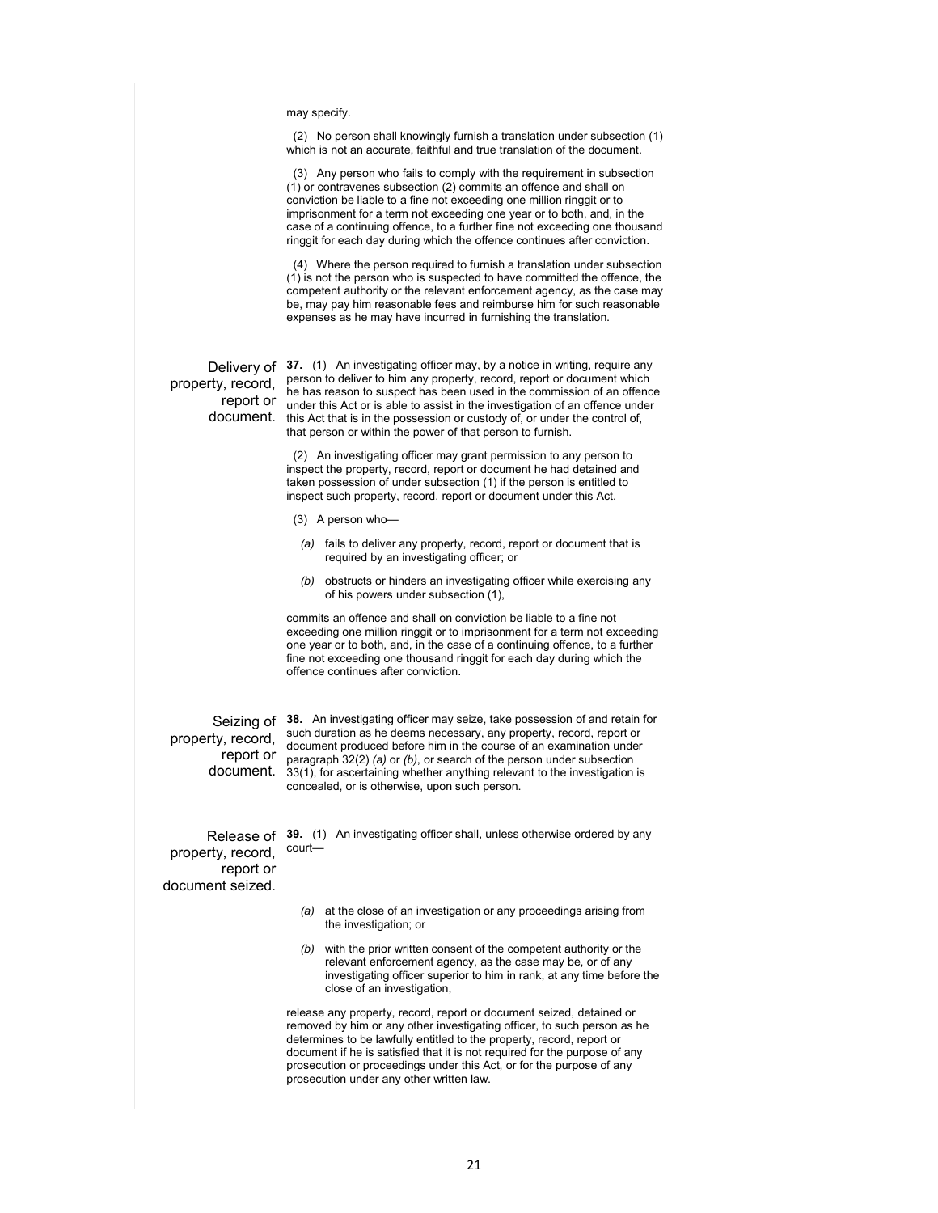may specify.

(2) No person shall knowingly furnish a translation under subsection (1) which is not an accurate, faithful and true translation of the document.

(3) Any person who fails to comply with the requirement in subsection (1) or contravenes subsection (2) commits an offence and shall on conviction be liable to a fine not exceeding one million ringgit or to imprisonment for a term not exceeding one year or to both, and, in the case of a continuing offence, to a further fine not exceeding one thousand ringgit for each day during which the offence continues after conviction.

(4) Where the person required to furnish a translation under subsection (1) is not the person who is suspected to have committed the offence, the competent authority or the relevant enforcement agency, as the case may be, may pay him reasonable fees and reimburse him for such reasonable expenses as he may have incurred in furnishing the translation.

**Delivery of property, record, report or document.**

**37.** (1) An investigating officer may, by a notice in writing, require any person to deliver to him any property, record, report or document which he has reason to suspect has been used in the commission of an offence under this Act or is able to assist in the investigation of an offence under this Act that is in the possession or custody of, or under the control of, that person or within the power of that person to furnish.

(2) An investigating officer may grant permission to any person to inspect the property, record, report or document he had detained and taken possession of under subsection (1) if the person is entitled to inspect such property, record, report or document under this Act.

(3) A person who—

*(a)* fails to deliver any property, record, report or document that is required by an investigating officer; or

*(b)* obstructs or hinders an investigating officer while exercising any of his powers under subsection (1),

commits an offence and shall on conviction be liable to a fine not exceeding one million ringgit or to imprisonment for a term not exceeding one year or to both, and, in the case of a continuing offence, to a further fine not exceeding one thousand ringgit for each day during which the offence continues after conviction.

**Seizing of property, record, report or document.**

**38.** An investigating officer may seize, take possession of and retain for such duration as he deems necessary, any property, record, report or document produced before him in the course of an examination under paragraph 32(2) *(a)* or *(b)*, or search of the person under subsection 33(1), for ascertaining whether anything relevant to the investigation is concealed, or is otherwise, upon such person.

**Release of property, record, report or document seized.**

**39.** (1) An investigating officer shall, unless otherwise ordered by any court—

*(a)* at the close of an investigation or any proceedings arising from the investigation; or

*(b)* with the prior written consent of the competent authority or the relevant enforcement agency, as the case may be, or of any investigating officer superior to him in rank, at any time before the close of an investigation,

release any property, record, report or document seized, detained or removed by him or any other investigating officer, to such person as he determines to be lawfully entitled to the property, record, report or document if he is satisfied that it is not required for the purpose of any prosecution or proceedings under this Act, or for the purpose of any prosecution under any other written law.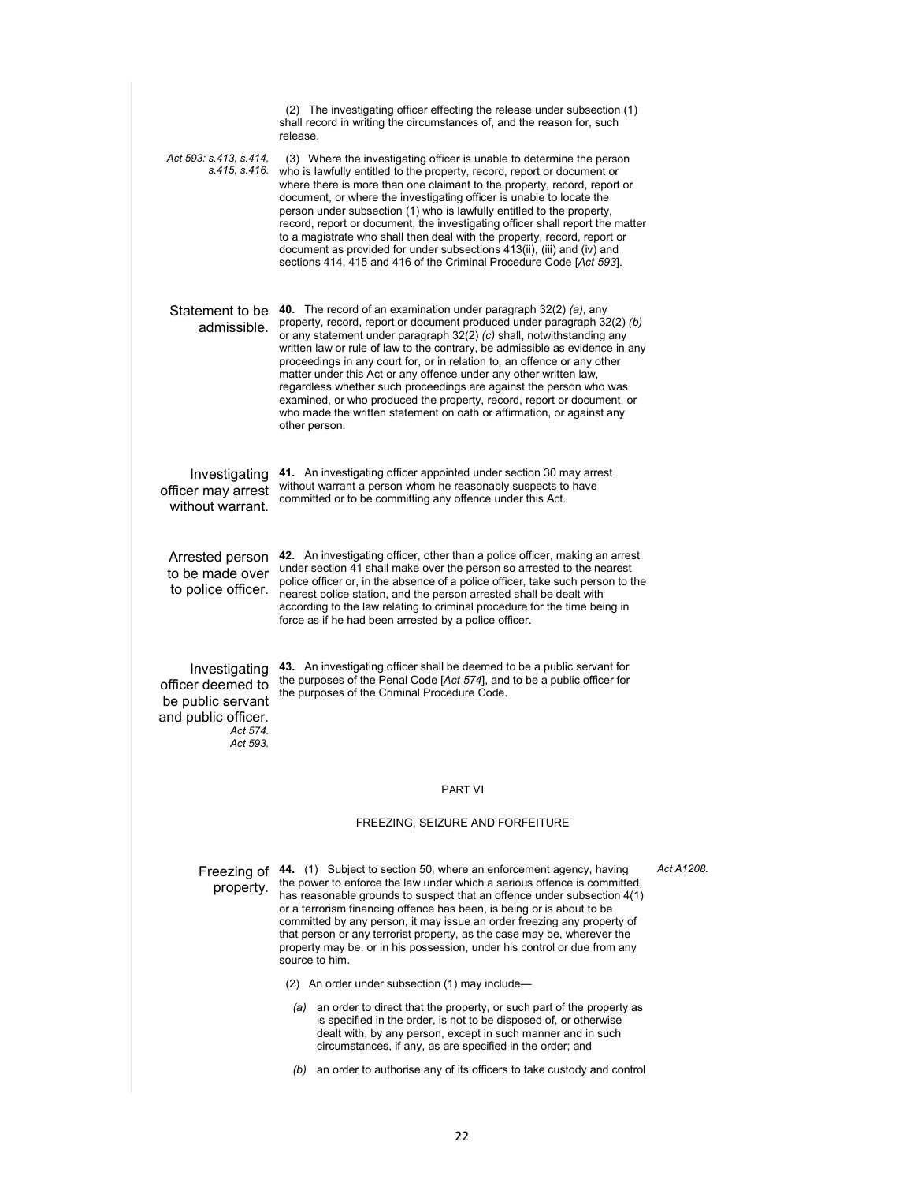(2) The investigating officer effecting the release under subsection (1) shall record in writing the circumstances of, and the reason for, such release.

*Act 593: s.413, s.414, s.415, s.416.*

(3) Where the investigating officer is unable to determine the person who is lawfully entitled to the property, record, report or document or where there is more than one claimant to the property, record, report or document, or where the investigating officer is unable to locate the person under subsection (1) who is lawfully entitled to the property, record, report or document, the investigating officer shall report the matter to a magistrate who shall then deal with the property, record, report or document as provided for under subsections 413(ii), (iii) and (iv) and sections 414, 415 and 416 of the Criminal Procedure Code [*Act 593*].

Statement to be admissible.

**40.** The record of an examination under paragraph 32(2) *(a)*, any property, record, report or document produced under paragraph 32(2) *(b)* or any statement under paragraph 32(2) *(c)* shall, notwithstanding any written law or rule of law to the contrary, be admissible as evidence in any proceedings in any court for, or in relation to, an offence or any other matter under this Act or any offence under any other written law, regardless whether such proceedings are against the person who was examined, or who produced the property, record, report or document, or who made the written statement on oath or affirmation, or against any other person.

Investigating officer may arrest without warrant.

**41.** An investigating officer appointed under section 30 may arrest without warrant a person whom he reasonably suspects to have committed or to be committing any offence under this Act.

Arrested person to be made over to police officer.

**42.** An investigating officer, other than a police officer, making an arrest under section 41 shall make over the person so arrested to the nearest police officer or, in the absence of a police officer, take such person to the nearest police station, and the person arrested shall be dealt with according to the law relating to criminal procedure for the time being in force as if he had been arrested by a police officer.

Investigating officer deemed to be public servant and public officer.
*Act 574.*
*Act 593.*

**43.** An investigating officer shall be deemed to be a public servant for the purposes of the Penal Code [*Act 574*], and to be a public officer for the purposes of the Criminal Procedure Code.

## PART VI

## FREEZING, SEIZURE AND FORFEITURE

Freezing of property.

*Act A1208.*

**44.** (1) Subject to section 50, where an enforcement agency, having the power to enforce the law under which a serious offence is committed, has reasonable grounds to suspect that an offence under subsection 4(1) or a terrorism financing offence has been, is being or is about to be committed by any person, it may issue an order freezing any property of that person or any terrorist property, as the case may be, wherever the property may be, or in his possession, under his control or due from any source to him.

(2) An order under subsection (1) may include—

*(a)* an order to direct that the property, or such part of the property as is specified in the order, is not to be disposed of, or otherwise dealt with, by any person, except in such manner and in such circumstances, if any, as are specified in the order; and

*(b)* an order to authorise any of its officers to take custody and control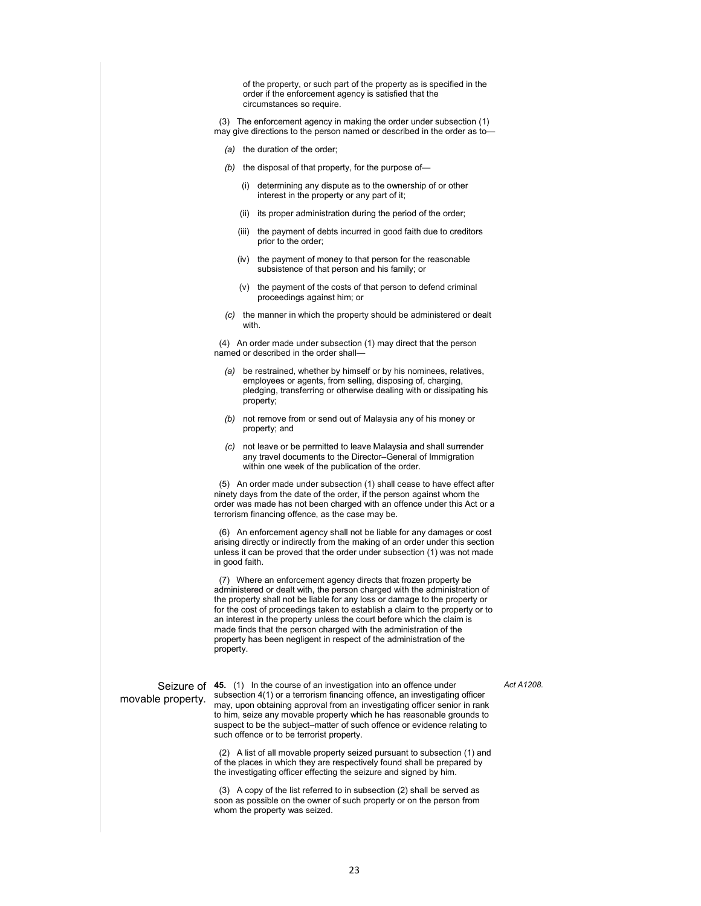of the property, or such part of the property as is specified in the order if the enforcement agency is satisfied that the circumstances so require.

(3) The enforcement agency in making the order under subsection (1) may give directions to the person named or described in the order as to—

*(a)* the duration of the order;

*(b)* the disposal of that property, for the purpose of—

(i) determining any dispute as to the ownership of or other interest in the property or any part of it;

(ii) its proper administration during the period of the order;

(iii) the payment of debts incurred in good faith due to creditors prior to the order;

(iv) the payment of money to that person for the reasonable subsistence of that person and his family; or

(v) the payment of the costs of that person to defend criminal proceedings against him; or

*(c)* the manner in which the property should be administered or dealt with.

(4) An order made under subsection (1) may direct that the person named or described in the order shall—

*(a)* be restrained, whether by himself or by his nominees, relatives, employees or agents, from selling, disposing of, charging, pledging, transferring or otherwise dealing with or dissipating his property;

*(b)* not remove from or send out of Malaysia any of his money or property; and

*(c)* not leave or be permitted to leave Malaysia and shall surrender any travel documents to the Director–General of Immigration within one week of the publication of the order.

(5) An order made under subsection (1) shall cease to have effect after ninety days from the date of the order, if the person against whom the order was made has not been charged with an offence under this Act or a terrorism financing offence, as the case may be.

(6) An enforcement agency shall not be liable for any damages or cost arising directly or indirectly from the making of an order under this section unless it can be proved that the order under subsection (1) was not made in good faith.

(7) Where an enforcement agency directs that frozen property be administered or dealt with, the person charged with the administration of the property shall not be liable for any loss or damage to the property or for the cost of proceedings taken to establish a claim to the property or to an interest in the property unless the court before which the claim is made finds that the person charged with the administration of the property has been negligent in respect of the administration of the property.

**Seizure of movable property.**

*Act A1208.*

**45.** (1) In the course of an investigation into an offence under subsection 4(1) or a terrorism financing offence, an investigating officer may, upon obtaining approval from an investigating officer senior in rank to him, seize any movable property which he has reasonable grounds to suspect to be the subject–matter of such offence or evidence relating to such offence or to be terrorist property.

(2) A list of all movable property seized pursuant to subsection (1) and of the places in which they are respectively found shall be prepared by the investigating officer effecting the seizure and signed by him.

(3) A copy of the list referred to in subsection (2) shall be served as soon as possible on the owner of such property or on the person from whom the property was seized.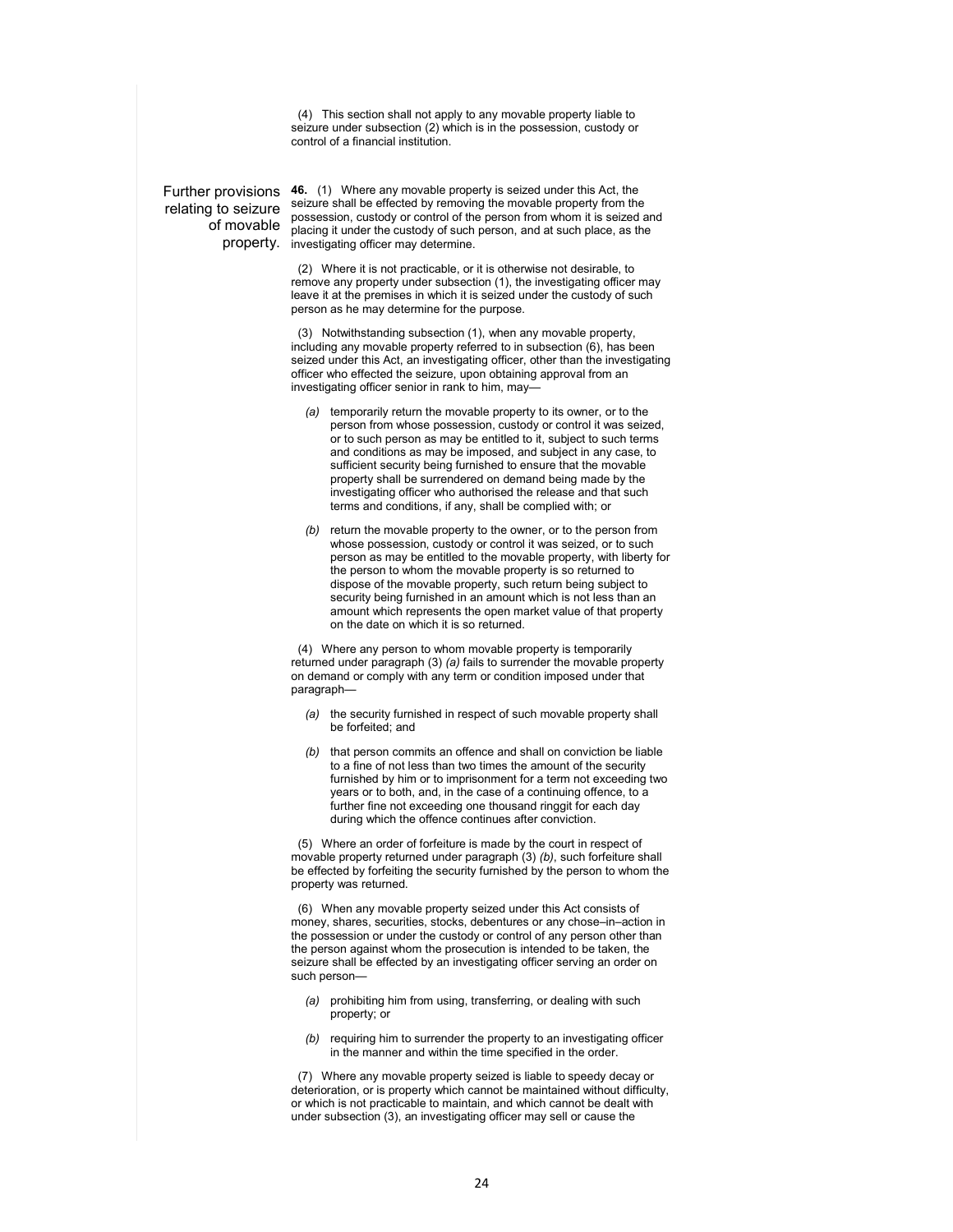(4) This section shall not apply to any movable property liable to seizure under subsection (2) which is in the possession, custody or control of a financial institution.

**Further provisions relating to seizure of movable property.**

**46.** (1) Where any movable property is seized under this Act, the seizure shall be effected by removing the movable property from the possession, custody or control of the person from whom it is seized and placing it under the custody of such person, and at such place, as the investigating officer may determine.

(2) Where it is not practicable, or it is otherwise not desirable, to remove any property under subsection (1), the investigating officer may leave it at the premises in which it is seized under the custody of such person as he may determine for the purpose.

(3) Notwithstanding subsection (1), when any movable property, including any movable property referred to in subsection (6), has been seized under this Act, an investigating officer, other than the investigating officer who effected the seizure, upon obtaining approval from an investigating officer senior in rank to him, may—

*(a)* temporarily return the movable property to its owner, or to the person from whose possession, custody or control it was seized, or to such person as may be entitled to it, subject to such terms and conditions as may be imposed, and subject in any case, to sufficient security being furnished to ensure that the movable property shall be surrendered on demand being made by the investigating officer who authorised the release and that such terms and conditions, if any, shall be complied with; or

*(b)* return the movable property to the owner, or to the person from whose possession, custody or control it was seized, or to such person as may be entitled to the movable property, with liberty for the person to whom the movable property is so returned to dispose of the movable property, such return being subject to security being furnished in an amount which is not less than an amount which represents the open market value of that property on the date on which it is so returned.

(4) Where any person to whom movable property is temporarily returned under paragraph (3) *(a)* fails to surrender the movable property on demand or comply with any term or condition imposed under that paragraph—

*(a)* the security furnished in respect of such movable property shall be forfeited; and

*(b)* that person commits an offence and shall on conviction be liable to a fine of not less than two times the amount of the security furnished by him or to imprisonment for a term not exceeding two years or to both, and, in the case of a continuing offence, to a further fine not exceeding one thousand ringgit for each day during which the offence continues after conviction.

(5) Where an order of forfeiture is made by the court in respect of movable property returned under paragraph (3) *(b)*, such forfeiture shall be effected by forfeiting the security furnished by the person to whom the property was returned.

(6) When any movable property seized under this Act consists of money, shares, securities, stocks, debentures or any chose–in–action in the possession or under the custody or control of any person other than the person against whom the prosecution is intended to be taken, the seizure shall be effected by an investigating officer serving an order on such person—

*(a)* prohibiting him from using, transferring, or dealing with such property; or

*(b)* requiring him to surrender the property to an investigating officer in the manner and within the time specified in the order.

(7) Where any movable property seized is liable to speedy decay or deterioration, or is property which cannot be maintained without difficulty, or which is not practicable to maintain, and which cannot be dealt with under subsection (3), an investigating officer may sell or cause the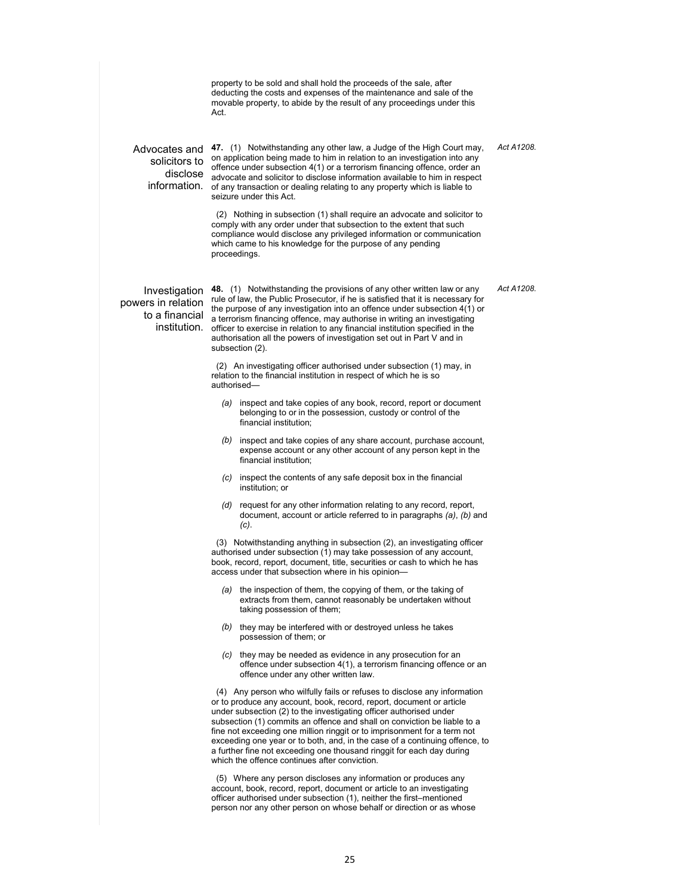property to be sold and shall hold the proceeds of the sale, after deducting the costs and expenses of the maintenance and sale of the movable property, to abide by the result of any proceedings under this Act.

**Advocates and solicitors to disclose information.**

*Act A1208.*

**47.** (1) Notwithstanding any other law, a Judge of the High Court may, on application being made to him in relation to an investigation into any offence under subsection 4(1) or a terrorism financing offence, order an advocate and solicitor to disclose information available to him in respect of any transaction or dealing relating to any property which is liable to seizure under this Act.

(2) Nothing in subsection (1) shall require an advocate and solicitor to comply with any order under that subsection to the extent that such compliance would disclose any privileged information or communication which came to his knowledge for the purpose of any pending proceedings.

**Investigation powers in relation to a financial institution.**

*Act A1208.*

**48.** (1) Notwithstanding the provisions of any other written law or any rule of law, the Public Prosecutor, if he is satisfied that it is necessary for the purpose of any investigation into an offence under subsection 4(1) or a terrorism financing offence, may authorise in writing an investigating officer to exercise in relation to any financial institution specified in the authorisation all the powers of investigation set out in Part V and in subsection (2).

(2) An investigating officer authorised under subsection (1) may, in relation to the financial institution in respect of which he is so authorised—

*(a)* inspect and take copies of any book, record, report or document belonging to or in the possession, custody or control of the financial institution;

*(b)* inspect and take copies of any share account, purchase account, expense account or any other account of any person kept in the financial institution;

*(c)* inspect the contents of any safe deposit box in the financial institution; or

*(d)* request for any other information relating to any record, report, document, account or article referred to in paragraphs *(a)*, *(b)* and *(c)*.

(3) Notwithstanding anything in subsection (2), an investigating officer authorised under subsection (1) may take possession of any account, book, record, report, document, title, securities or cash to which he has access under that subsection where in his opinion—

*(a)* the inspection of them, the copying of them, or the taking of extracts from them, cannot reasonably be undertaken without taking possession of them;

*(b)* they may be interfered with or destroyed unless he takes possession of them; or

*(c)* they may be needed as evidence in any prosecution for an offence under subsection 4(1), a terrorism financing offence or an offence under any other written law.

(4) Any person who wilfully fails or refuses to disclose any information or to produce any account, book, record, report, document or article under subsection (2) to the investigating officer authorised under subsection (1) commits an offence and shall on conviction be liable to a fine not exceeding one million ringgit or to imprisonment for a term not exceeding one year or to both, and, in the case of a continuing offence, to a further fine not exceeding one thousand ringgit for each day during which the offence continues after conviction.

(5) Where any person discloses any information or produces any account, book, record, report, document or article to an investigating officer authorised under subsection (1), neither the first–mentioned person nor any other person on whose behalf or direction or as whose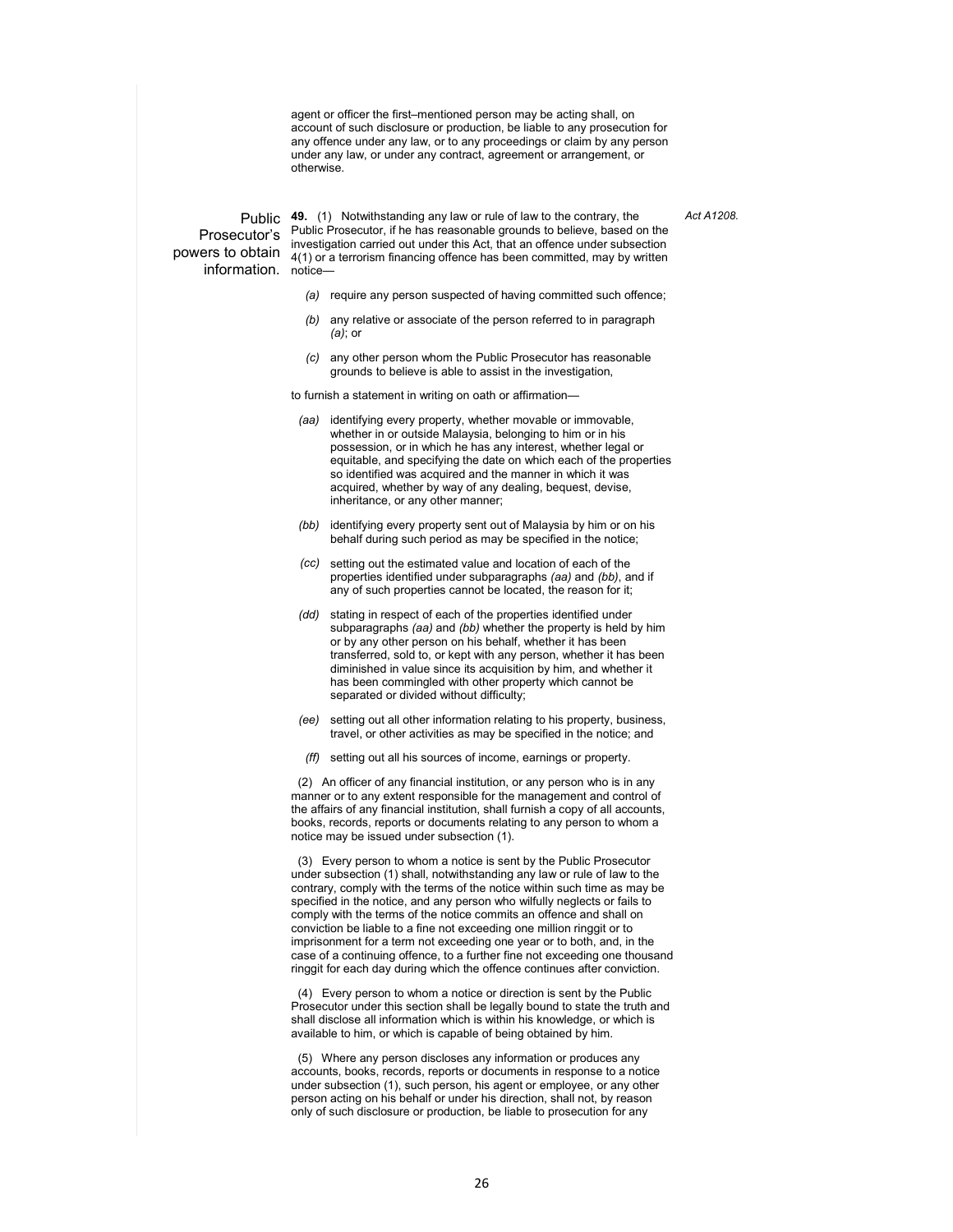agent or officer the first–mentioned person may be acting shall, on account of such disclosure or production, be liable to any prosecution for any offence under any law, or to any proceedings or claim by any person under any law, or under any contract, agreement or arrangement, or otherwise.

**Public Prosecutor's powers to obtain information.**

*Act A1208.*

**49.** (1) Notwithstanding any law or rule of law to the contrary, the Public Prosecutor, if he has reasonable grounds to believe, based on the investigation carried out under this Act, that an offence under subsection 4(1) or a terrorism financing offence has been committed, may by written notice—

*(a)* require any person suspected of having committed such offence;

*(b)* any relative or associate of the person referred to in paragraph *(a)*; or

*(c)* any other person whom the Public Prosecutor has reasonable grounds to believe is able to assist in the investigation,

to furnish a statement in writing on oath or affirmation—

*(aa)* identifying every property, whether movable or immovable, whether in or outside Malaysia, belonging to him or in his possession, or in which he has any interest, whether legal or equitable, and specifying the date on which each of the properties so identified was acquired and the manner in which it was acquired, whether by way of any dealing, bequest, devise, inheritance, or any other manner;

*(bb)* identifying every property sent out of Malaysia by him or on his behalf during such period as may be specified in the notice;

*(cc)* setting out the estimated value and location of each of the properties identified under subparagraphs *(aa)* and *(bb)*, and if any of such properties cannot be located, the reason for it;

*(dd)* stating in respect of each of the properties identified under subparagraphs *(aa)* and *(bb)* whether the property is held by him or by any other person on his behalf, whether it has been transferred, sold to, or kept with any person, whether it has been diminished in value since its acquisition by him, and whether it has been commingled with other property which cannot be separated or divided without difficulty;

*(ee)* setting out all other information relating to his property, business, travel, or other activities as may be specified in the notice; and

*(ff)* setting out all his sources of income, earnings or property.

(2) An officer of any financial institution, or any person who is in any manner or to any extent responsible for the management and control of the affairs of any financial institution, shall furnish a copy of all accounts, books, records, reports or documents relating to any person to whom a notice may be issued under subsection (1).

(3) Every person to whom a notice is sent by the Public Prosecutor under subsection (1) shall, notwithstanding any law or rule of law to the contrary, comply with the terms of the notice within such time as may be specified in the notice, and any person who wilfully neglects or fails to comply with the terms of the notice commits an offence and shall on conviction be liable to a fine not exceeding one million ringgit or to imprisonment for a term not exceeding one year or to both, and, in the case of a continuing offence, to a further fine not exceeding one thousand ringgit for each day during which the offence continues after conviction.

(4) Every person to whom a notice or direction is sent by the Public Prosecutor under this section shall be legally bound to state the truth and shall disclose all information which is within his knowledge, or which is available to him, or which is capable of being obtained by him.

(5) Where any person discloses any information or produces any accounts, books, records, reports or documents in response to a notice under subsection (1), such person, his agent or employee, or any other person acting on his behalf or under his direction, shall not, by reason only of such disclosure or production, be liable to prosecution for any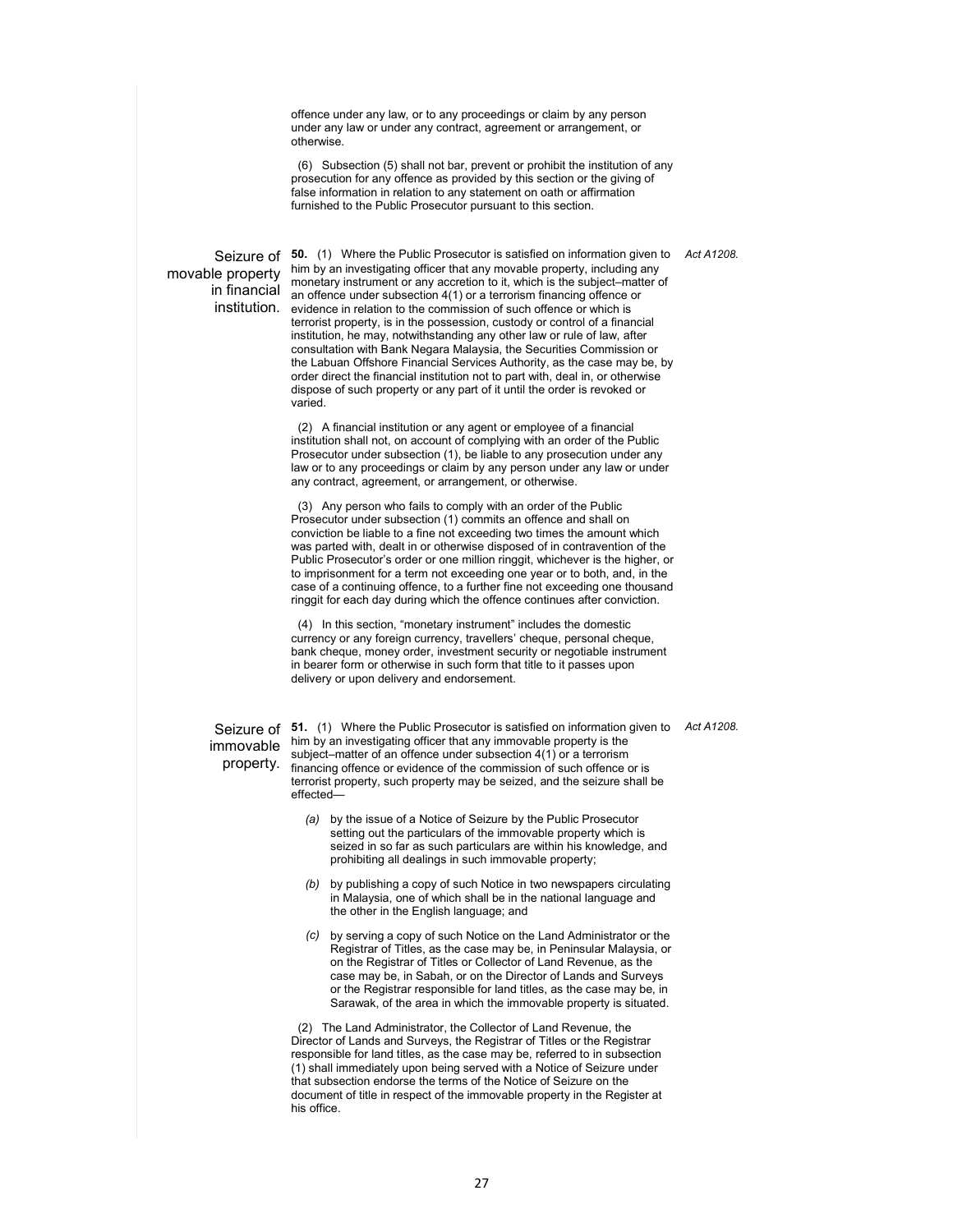offence under any law, or to any proceedings or claim by any person under any law or under any contract, agreement or arrangement, or otherwise.

(6) Subsection (5) shall not bar, prevent or prohibit the institution of any prosecution for any offence as provided by this section or the giving of false information in relation to any statement on oath or affirmation furnished to the Public Prosecutor pursuant to this section.

**Seizure of movable property in financial institution.**

*Act A1208.*

**50.** (1) Where the Public Prosecutor is satisfied on information given to him by an investigating officer that any movable property, including any monetary instrument or any accretion to it, which is the subject–matter of an offence under subsection 4(1) or a terrorism financing offence or evidence in relation to the commission of such offence or which is terrorist property, is in the possession, custody or control of a financial institution, he may, notwithstanding any other law or rule of law, after consultation with Bank Negara Malaysia, the Securities Commission or the Labuan Offshore Financial Services Authority, as the case may be, by order direct the financial institution not to part with, deal in, or otherwise dispose of such property or any part of it until the order is revoked or varied.

(2) A financial institution or any agent or employee of a financial institution shall not, on account of complying with an order of the Public Prosecutor under subsection (1), be liable to any prosecution under any law or to any proceedings or claim by any person under any law or under any contract, agreement, or arrangement, or otherwise.

(3) Any person who fails to comply with an order of the Public Prosecutor under subsection (1) commits an offence and shall on conviction be liable to a fine not exceeding two times the amount which was parted with, dealt in or otherwise disposed of in contravention of the Public Prosecutor's order or one million ringgit, whichever is the higher, or to imprisonment for a term not exceeding one year or to both, and, in the case of a continuing offence, to a further fine not exceeding one thousand ringgit for each day during which the offence continues after conviction.

(4) In this section, "monetary instrument" includes the domestic currency or any foreign currency, travellers' cheque, personal cheque, bank cheque, money order, investment security or negotiable instrument in bearer form or otherwise in such form that title to it passes upon delivery or upon delivery and endorsement.

**Seizure of immovable property.**

*Act A1208.*

**51.** (1) Where the Public Prosecutor is satisfied on information given to him by an investigating officer that any immovable property is the subject–matter of an offence under subsection 4(1) or a terrorism financing offence or evidence of the commission of such offence or is terrorist property, such property may be seized, and the seizure shall be effected—

*(a)* by the issue of a Notice of Seizure by the Public Prosecutor setting out the particulars of the immovable property which is seized in so far as such particulars are within his knowledge, and prohibiting all dealings in such immovable property;

*(b)* by publishing a copy of such Notice in two newspapers circulating in Malaysia, one of which shall be in the national language and the other in the English language; and

*(c)* by serving a copy of such Notice on the Land Administrator or the Registrar of Titles, as the case may be, in Peninsular Malaysia, or on the Registrar of Titles or Collector of Land Revenue, as the case may be, in Sabah, or on the Director of Lands and Surveys or the Registrar responsible for land titles, as the case may be, in Sarawak, of the area in which the immovable property is situated.

(2) The Land Administrator, the Collector of Land Revenue, the Director of Lands and Surveys, the Registrar of Titles or the Registrar responsible for land titles, as the case may be, referred to in subsection (1) shall immediately upon being served with a Notice of Seizure under that subsection endorse the terms of the Notice of Seizure on the document of title in respect of the immovable property in the Register at his office.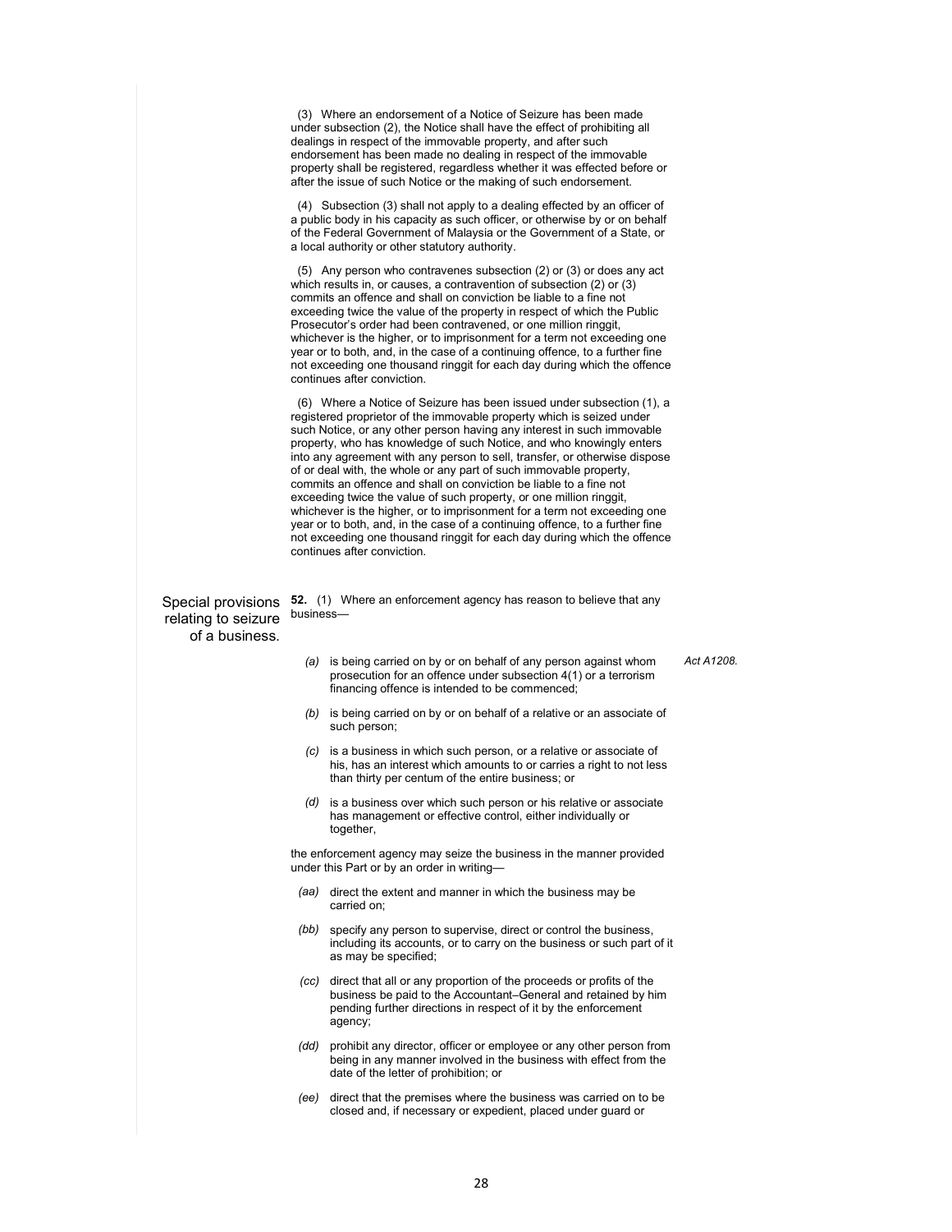(3) Where an endorsement of a Notice of Seizure has been made under subsection (2), the Notice shall have the effect of prohibiting all dealings in respect of the immovable property, and after such endorsement has been made no dealing in respect of the immovable property shall be registered, regardless whether it was effected before or after the issue of such Notice or the making of such endorsement.

(4) Subsection (3) shall not apply to a dealing effected by an officer of a public body in his capacity as such officer, or otherwise by or on behalf of the Federal Government of Malaysia or the Government of a State, or a local authority or other statutory authority.

(5) Any person who contravenes subsection (2) or (3) or does any act which results in, or causes, a contravention of subsection (2) or (3) commits an offence and shall on conviction be liable to a fine not exceeding twice the value of the property in respect of which the Public Prosecutor's order had been contravened, or one million ringgit, whichever is the higher, or to imprisonment for a term not exceeding one year or to both, and, in the case of a continuing offence, to a further fine not exceeding one thousand ringgit for each day during which the offence continues after conviction.

(6) Where a Notice of Seizure has been issued under subsection (1), a registered proprietor of the immovable property which is seized under such Notice, or any other person having any interest in such immovable property, who has knowledge of such Notice, and who knowingly enters into any agreement with any person to sell, transfer, or otherwise dispose of or deal with, the whole or any part of such immovable property, commits an offence and shall on conviction be liable to a fine not exceeding twice the value of such property, or one million ringgit, whichever is the higher, or to imprisonment for a term not exceeding one year or to both, and, in the case of a continuing offence, to a further fine not exceeding one thousand ringgit for each day during which the offence continues after conviction.

Special provisions relating to seizure of a business.

**52.** (1) Where an enforcement agency has reason to believe that any business—

*(a)* is being carried on by or on behalf of any person against whom prosecution for an offence under subsection 4(1) or a terrorism financing offence is intended to be commenced; *Act A1208.*

*(b)* is being carried on by or on behalf of a relative or an associate of such person;

*(c)* is a business in which such person, or a relative or associate of his, has an interest which amounts to or carries a right to not less than thirty per centum of the entire business; or

*(d)* is a business over which such person or his relative or associate has management or effective control, either individually or together,

the enforcement agency may seize the business in the manner provided under this Part or by an order in writing—

*(aa)* direct the extent and manner in which the business may be carried on;

*(bb)* specify any person to supervise, direct or control the business, including its accounts, or to carry on the business or such part of it as may be specified;

*(cc)* direct that all or any proportion of the proceeds or profits of the business be paid to the Accountant–General and retained by him pending further directions in respect of it by the enforcement agency;

*(dd)* prohibit any director, officer or employee or any other person from being in any manner involved in the business with effect from the date of the letter of prohibition; or

*(ee)* direct that the premises where the business was carried on to be closed and, if necessary or expedient, placed under guard or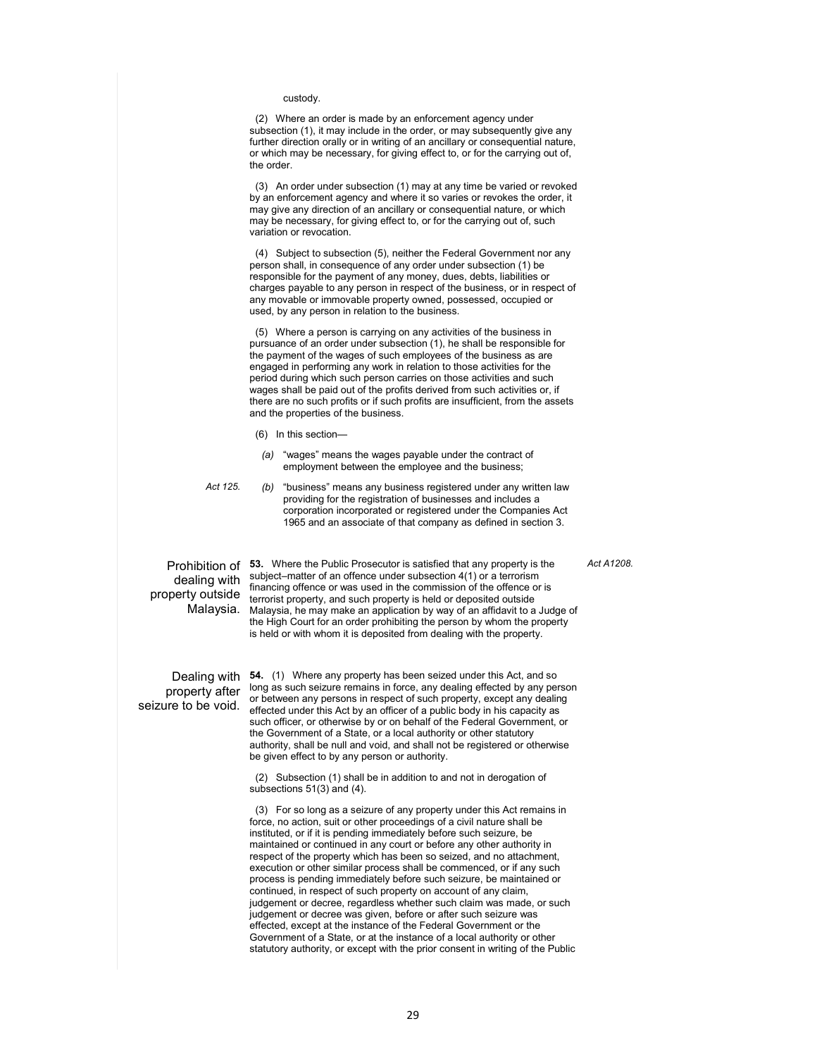custody.

(2) Where an order is made by an enforcement agency under subsection (1), it may include in the order, or may subsequently give any further direction orally or in writing of an ancillary or consequential nature, or which may be necessary, for giving effect to, or for the carrying out of, the order.

(3) An order under subsection (1) may at any time be varied or revoked by an enforcement agency and where it so varies or revokes the order, it may give any direction of an ancillary or consequential nature, or which may be necessary, for giving effect to, or for the carrying out of, such variation or revocation.

(4) Subject to subsection (5), neither the Federal Government nor any person shall, in consequence of any order under subsection (1) be responsible for the payment of any money, dues, debts, liabilities or charges payable to any person in respect of the business, or in respect of any movable or immovable property owned, possessed, occupied or used, by any person in relation to the business.

(5) Where a person is carrying on any activities of the business in pursuance of an order under subsection (1), he shall be responsible for the payment of the wages of such employees of the business as are engaged in performing any work in relation to those activities for the period during which such person carries on those activities and such wages shall be paid out of the profits derived from such activities or, if there are no such profits or if such profits are insufficient, from the assets and the properties of the business.

(6) In this section—

*(a)* "wages" means the wages payable under the contract of employment between the employee and the business;

*Act 125.*

*(b)* "business" means any business registered under any written law providing for the registration of businesses and includes a corporation incorporated or registered under the Companies Act 1965 and an associate of that company as defined in section 3.

**Prohibition of dealing with property outside Malaysia.**

*Act A1208.*

**53.** Where the Public Prosecutor is satisfied that any property is the subject–matter of an offence under subsection 4(1) or a terrorism financing offence or was used in the commission of the offence or is terrorist property, and such property is held or deposited outside Malaysia, he may make an application by way of an affidavit to a Judge of the High Court for an order prohibiting the person by whom the property is held or with whom it is deposited from dealing with the property.

**Dealing with property after seizure to be void.**

**54.** (1) Where any property has been seized under this Act, and so long as such seizure remains in force, any dealing effected by any person or between any persons in respect of such property, except any dealing effected under this Act by an officer of a public body in his capacity as such officer, or otherwise by or on behalf of the Federal Government, or the Government of a State, or a local authority or other statutory authority, shall be null and void, and shall not be registered or otherwise be given effect to by any person or authority.

(2) Subsection (1) shall be in addition to and not in derogation of subsections 51(3) and (4).

(3) For so long as a seizure of any property under this Act remains in force, no action, suit or other proceedings of a civil nature shall be instituted, or if it is pending immediately before such seizure, be maintained or continued in any court or before any other authority in respect of the property which has been so seized, and no attachment, execution or other similar process shall be commenced, or if any such process is pending immediately before such seizure, be maintained or continued, in respect of such property on account of any claim, judgement or decree, regardless whether such claim was made, or such judgement or decree was given, before or after such seizure was effected, except at the instance of the Federal Government or the Government of a State, or at the instance of a local authority or other statutory authority, or except with the prior consent in writing of the Public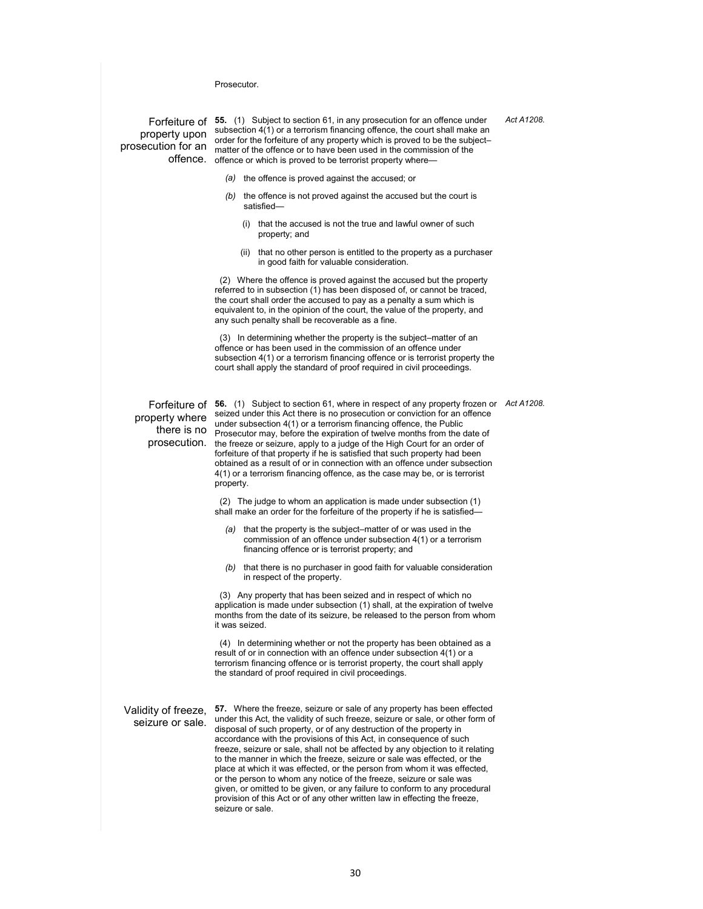Prosecutor.

**Forfeiture of property upon prosecution for an offence.**

**55.** (1) Subject to section 61, in any prosecution for an offence under subsection 4(1) or a terrorism financing offence, the court shall make an order for the forfeiture of any property which is proved to be the subject–matter of the offence or to have been used in the commission of the offence or which is proved to be terrorist property where—

*Act A1208.*

*(a)* the offence is proved against the accused; or

*(b)* the offence is not proved against the accused but the court is satisfied—

(i) that the accused is not the true and lawful owner of such property; and

(ii) that no other person is entitled to the property as a purchaser in good faith for valuable consideration.

(2) Where the offence is proved against the accused but the property referred to in subsection (1) has been disposed of, or cannot be traced, the court shall order the accused to pay as a penalty a sum which is equivalent to, in the opinion of the court, the value of the property, and any such penalty shall be recoverable as a fine.

(3) In determining whether the property is the subject–matter of an offence or has been used in the commission of an offence under subsection 4(1) or a terrorism financing offence or is terrorist property the court shall apply the standard of proof required in civil proceedings.

**Forfeiture of property where there is no prosecution.**

**56.** (1) Subject to section 61, where in respect of any property frozen or seized under this Act there is no prosecution or conviction for an offence under subsection 4(1) or a terrorism financing offence, the Public Prosecutor may, before the expiration of twelve months from the date of the freeze or seizure, apply to a judge of the High Court for an order of forfeiture of that property if he is satisfied that such property had been obtained as a result of or in connection with an offence under subsection 4(1) or a terrorism financing offence, as the case may be, or is terrorist property.

*Act A1208.*

(2) The judge to whom an application is made under subsection (1) shall make an order for the forfeiture of the property if he is satisfied—

*(a)* that the property is the subject–matter of or was used in the commission of an offence under subsection 4(1) or a terrorism financing offence or is terrorist property; and

*(b)* that there is no purchaser in good faith for valuable consideration in respect of the property.

(3) Any property that has been seized and in respect of which no application is made under subsection (1) shall, at the expiration of twelve months from the date of its seizure, be released to the person from whom it was seized.

(4) In determining whether or not the property has been obtained as a result of or in connection with an offence under subsection 4(1) or a terrorism financing offence or is terrorist property, the court shall apply the standard of proof required in civil proceedings.

**Validity of freeze, seizure or sale.**

**57.** Where the freeze, seizure or sale of any property has been effected under this Act, the validity of such freeze, seizure or sale, or other form of disposal of such property, or of any destruction of the property in accordance with the provisions of this Act, in consequence of such freeze, seizure or sale, shall not be affected by any objection to it relating to the manner in which the freeze, seizure or sale was effected, or the place at which it was effected, or the person from whom it was effected, or the person to whom any notice of the freeze, seizure or sale was given, or omitted to be given, or any failure to conform to any procedural provision of this Act or of any other written law in effecting the freeze, seizure or sale.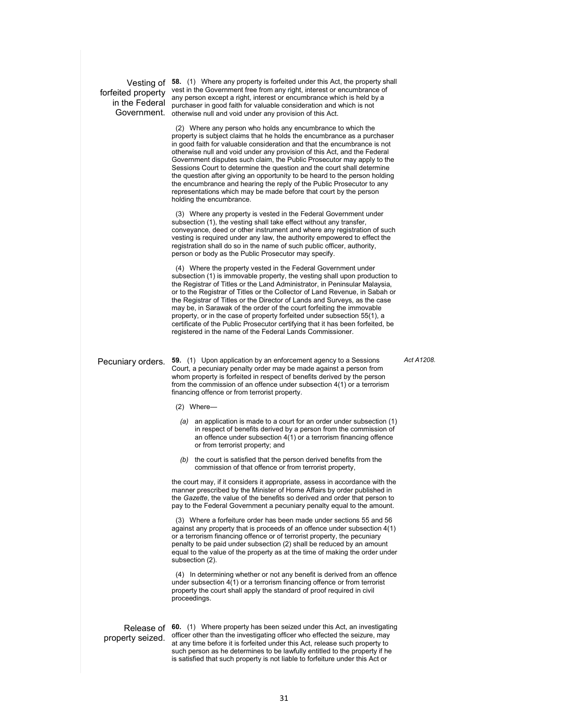**Vesting of forfeited property in the Federal Government.**

**58.** (1) Where any property is forfeited under this Act, the property shall vest in the Government free from any right, interest or encumbrance of any person except a right, interest or encumbrance which is held by a purchaser in good faith for valuable consideration and which is not otherwise null and void under any provision of this Act.

(2) Where any person who holds any encumbrance to which the property is subject claims that he holds the encumbrance as a purchaser in good faith for valuable consideration and that the encumbrance is not otherwise null and void under any provision of this Act, and the Federal Government disputes such claim, the Public Prosecutor may apply to the Sessions Court to determine the question and the court shall determine the question after giving an opportunity to be heard to the person holding the encumbrance and hearing the reply of the Public Prosecutor to any representations which may be made before that court by the person holding the encumbrance.

(3) Where any property is vested in the Federal Government under subsection (1), the vesting shall take effect without any transfer, conveyance, deed or other instrument and where any registration of such vesting is required under any law, the authority empowered to effect the registration shall do so in the name of such public officer, authority, person or body as the Public Prosecutor may specify.

(4) Where the property vested in the Federal Government under subsection (1) is immovable property, the vesting shall upon production to the Registrar of Titles or the Land Administrator, in Peninsular Malaysia, or to the Registrar of Titles or the Collector of Land Revenue, in Sabah or the Registrar of Titles or the Director of Lands and Surveys, as the case may be, in Sarawak of the order of the court forfeiting the immovable property, or in the case of property forfeited under subsection 55(1), a certificate of the Public Prosecutor certifying that it has been forfeited, be registered in the name of the Federal Lands Commissioner.

**Pecuniary orders.**

*Act A1208.*

**59.** (1) Upon application by an enforcement agency to a Sessions Court, a pecuniary penalty order may be made against a person from whom property is forfeited in respect of benefits derived by the person from the commission of an offence under subsection 4(1) or a terrorism financing offence or from terrorist property.

(2) Where—

*(a)* an application is made to a court for an order under subsection (1) in respect of benefits derived by a person from the commission of an offence under subsection 4(1) or a terrorism financing offence or from terrorist property; and

*(b)* the court is satisfied that the person derived benefits from the commission of that offence or from terrorist property,

the court may, if it considers it appropriate, assess in accordance with the manner prescribed by the Minister of Home Affairs by order published in the *Gazette*, the value of the benefits so derived and order that person to pay to the Federal Government a pecuniary penalty equal to the amount.

(3) Where a forfeiture order has been made under sections 55 and 56 against any property that is proceeds of an offence under subsection 4(1) or a terrorism financing offence or of terrorist property, the pecuniary penalty to be paid under subsection (2) shall be reduced by an amount equal to the value of the property as at the time of making the order under subsection (2).

(4) In determining whether or not any benefit is derived from an offence under subsection 4(1) or a terrorism financing offence or from terrorist property the court shall apply the standard of proof required in civil proceedings.

**Release of property seized.**

**60.** (1) Where property has been seized under this Act, an investigating officer other than the investigating officer who effected the seizure, may at any time before it is forfeited under this Act, release such property to such person as he determines to be lawfully entitled to the property if he is satisfied that such property is not liable to forfeiture under this Act or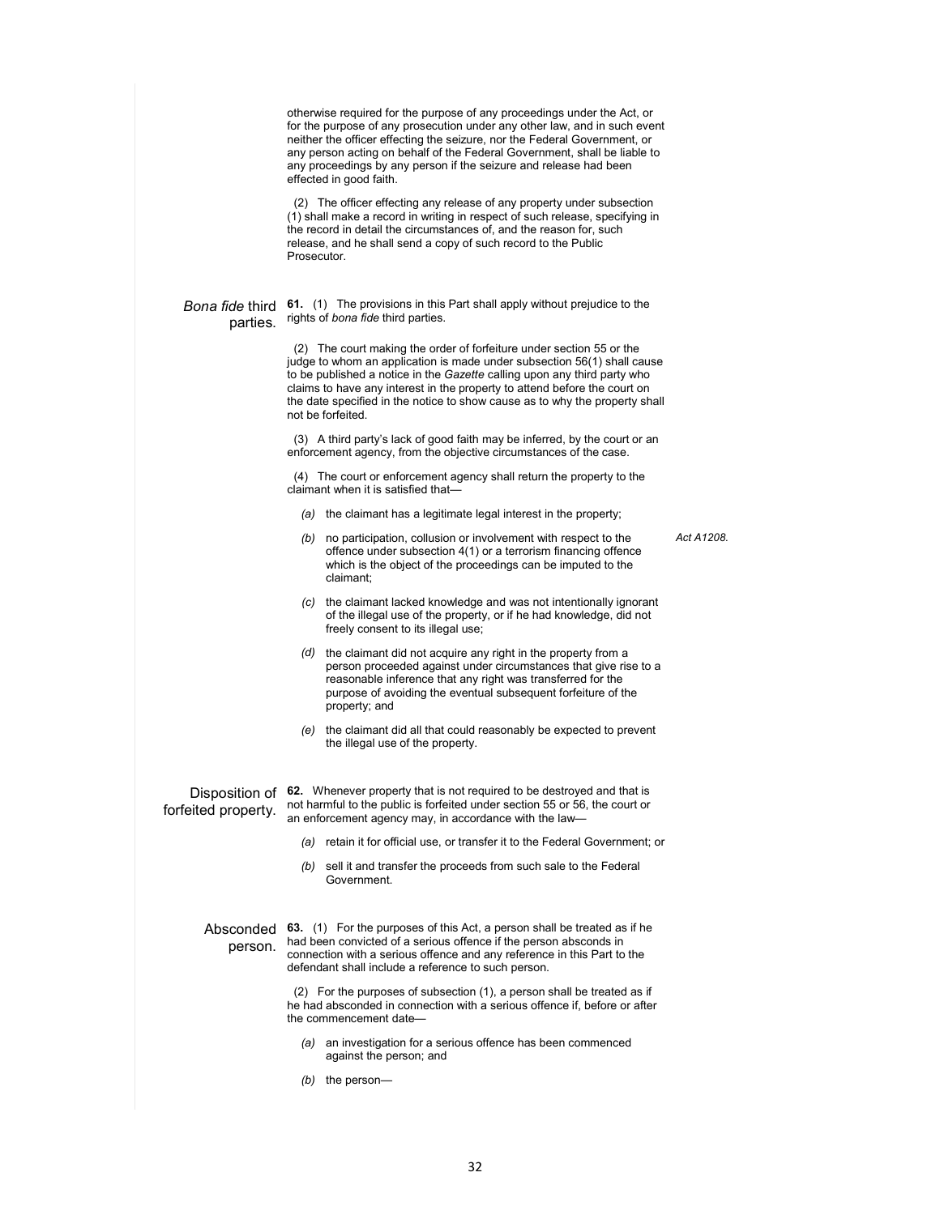otherwise required for the purpose of any proceedings under the Act, or for the purpose of any prosecution under any other law, and in such event neither the officer effecting the seizure, nor the Federal Government, or any person acting on behalf of the Federal Government, shall be liable to any proceedings by any person if the seizure and release had been effected in good faith.

(2) The officer effecting any release of any property under subsection (1) shall make a record in writing in respect of such release, specifying in the record in detail the circumstances of, and the reason for, such release, and he shall send a copy of such record to the Public Prosecutor.

*Bona fide* third parties.

**61.** (1) The provisions in this Part shall apply without prejudice to the rights of *bona fide* third parties.

(2) The court making the order of forfeiture under section 55 or the judge to whom an application is made under subsection 56(1) shall cause to be published a notice in the *Gazette* calling upon any third party who claims to have any interest in the property to attend before the court on the date specified in the notice to show cause as to why the property shall not be forfeited.

(3) A third party's lack of good faith may be inferred, by the court or an enforcement agency, from the objective circumstances of the case.

(4) The court or enforcement agency shall return the property to the claimant when it is satisfied that—

- *(a)* the claimant has a legitimate legal interest in the property;
- *(b)* no participation, collusion or involvement with respect to the offence under subsection 4(1) or a terrorism financing offence which is the object of the proceedings can be imputed to the claimant; *Act A1208.*
- *(c)* the claimant lacked knowledge and was not intentionally ignorant of the illegal use of the property, or if he had knowledge, did not freely consent to its illegal use;
- *(d)* the claimant did not acquire any right in the property from a person proceeded against under circumstances that give rise to a reasonable inference that any right was transferred for the purpose of avoiding the eventual subsequent forfeiture of the property; and
- *(e)* the claimant did all that could reasonably be expected to prevent the illegal use of the property.

Disposition of forfeited property.

**62.** Whenever property that is not required to be destroyed and that is not harmful to the public is forfeited under section 55 or 56, the court or an enforcement agency may, in accordance with the law—

- *(a)* retain it for official use, or transfer it to the Federal Government; or
- *(b)* sell it and transfer the proceeds from such sale to the Federal Government.

Absconded person.

**63.** (1) For the purposes of this Act, a person shall be treated as if he had been convicted of a serious offence if the person absconds in connection with a serious offence and any reference in this Part to the defendant shall include a reference to such person.

(2) For the purposes of subsection (1), a person shall be treated as if he had absconded in connection with a serious offence if, before or after the commencement date—

- *(a)* an investigation for a serious offence has been commenced against the person; and
- *(b)* the person—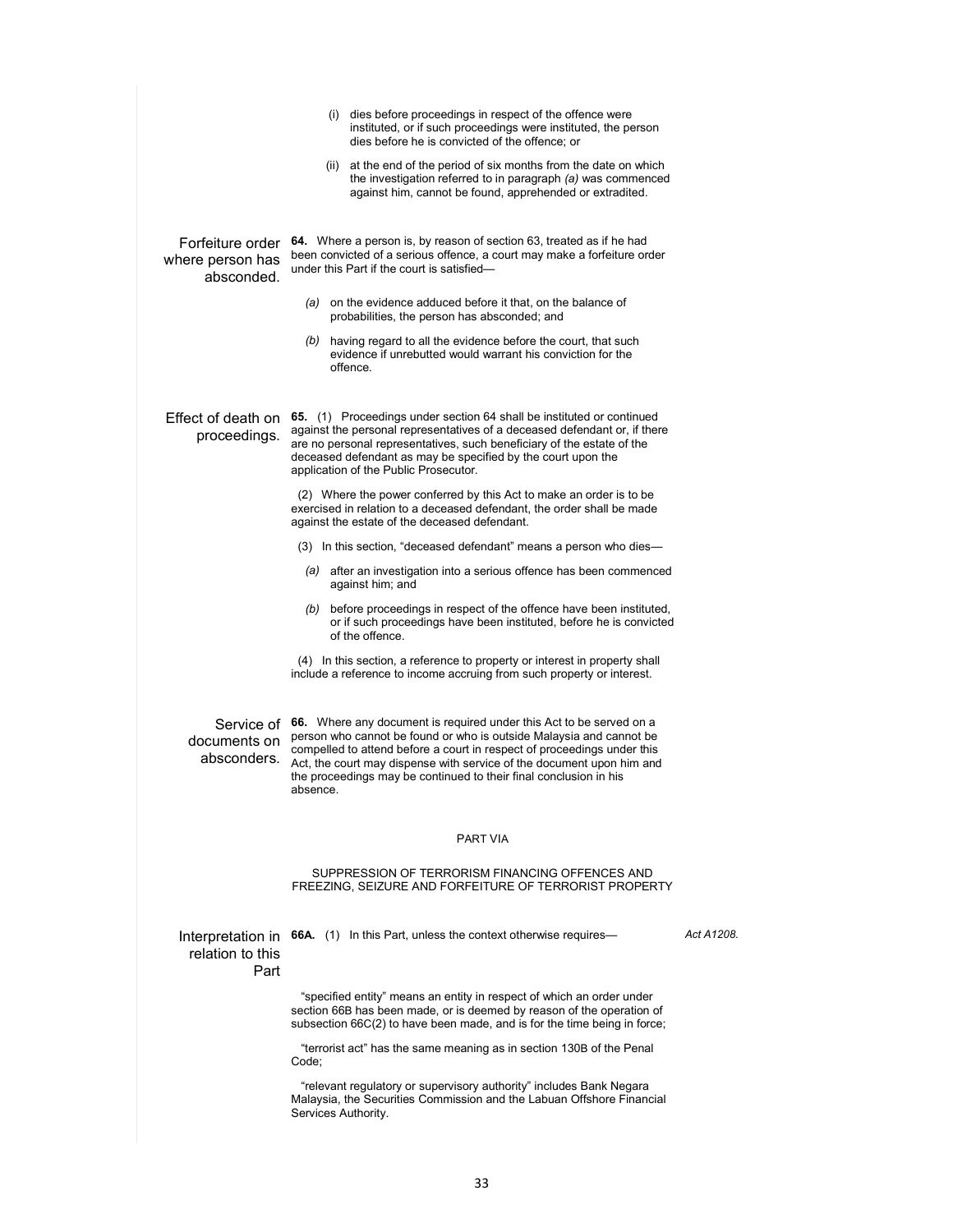(i) dies before proceedings in respect of the offence were instituted, or if such proceedings were instituted, the person dies before he is convicted of the offence; or

(ii) at the end of the period of six months from the date on which the investigation referred to in paragraph *(a)* was commenced against him, cannot be found, apprehended or extradited.

**Forfeiture order where person has absconded.**

**64.** Where a person is, by reason of section 63, treated as if he had been convicted of a serious offence, a court may make a forfeiture order under this Part if the court is satisfied—

*(a)* on the evidence adduced before it that, on the balance of probabilities, the person has absconded; and

*(b)* having regard to all the evidence before the court, that such evidence if unrebutted would warrant his conviction for the offence.

**Effect of death on proceedings.**

**65.** (1) Proceedings under section 64 shall be instituted or continued against the personal representatives of a deceased defendant or, if there are no personal representatives, such beneficiary of the estate of the deceased defendant as may be specified by the court upon the application of the Public Prosecutor.

(2) Where the power conferred by this Act to make an order is to be exercised in relation to a deceased defendant, the order shall be made against the estate of the deceased defendant.

(3) In this section, "deceased defendant" means a person who dies—

*(a)* after an investigation into a serious offence has been commenced against him; and

*(b)* before proceedings in respect of the offence have been instituted, or if such proceedings have been instituted, before he is convicted of the offence.

(4) In this section, a reference to property or interest in property shall include a reference to income accruing from such property or interest.

**Service of documents on absconders.**

**66.** Where any document is required under this Act to be served on a person who cannot be found or who is outside Malaysia and cannot be compelled to attend before a court in respect of proceedings under this Act, the court may dispense with service of the document upon him and the proceedings may be continued to their final conclusion in his absence.

## PART VIA

## SUPPRESSION OF TERRORISM FINANCING OFFENCES AND FREEZING, SEIZURE AND FORFEITURE OF TERRORIST PROPERTY

**Interpretation in relation to this Part**

**66A.** (1) In this Part, unless the context otherwise requires— *Act A1208.*

"specified entity" means an entity in respect of which an order under section 66B has been made, or is deemed by reason of the operation of subsection 66C(2) to have been made, and is for the time being in force;

"terrorist act" has the same meaning as in section 130B of the Penal Code;

"relevant regulatory or supervisory authority" includes Bank Negara Malaysia, the Securities Commission and the Labuan Offshore Financial Services Authority.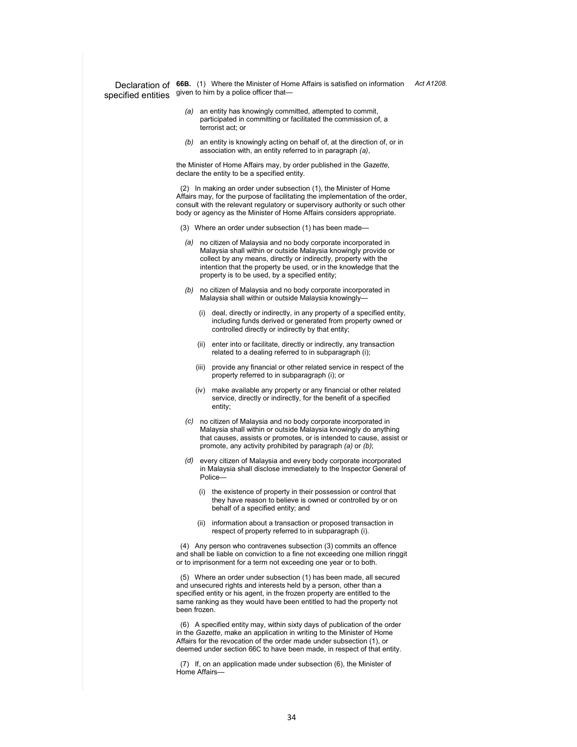**Declaration of specified entities**

**66B.** (1) Where the Minister of Home Affairs is satisfied on information given to him by a police officer that—

*Act A1208.*

*(a)* an entity has knowingly committed, attempted to commit, participated in committing or facilitated the commission of, a terrorist act; or

*(b)* an entity is knowingly acting on behalf of, at the direction of, or in association with, an entity referred to in paragraph *(a)*,

the Minister of Home Affairs may, by order published in the *Gazette*, declare the entity to be a specified entity.

(2) In making an order under subsection (1), the Minister of Home Affairs may, for the purpose of facilitating the implementation of the order, consult with the relevant regulatory or supervisory authority or such other body or agency as the Minister of Home Affairs considers appropriate.

(3) Where an order under subsection (1) has been made—

*(a)* no citizen of Malaysia and no body corporate incorporated in Malaysia shall within or outside Malaysia knowingly provide or collect by any means, directly or indirectly, property with the intention that the property be used, or in the knowledge that the property is to be used, by a specified entity;

*(b)* no citizen of Malaysia and no body corporate incorporated in Malaysia shall within or outside Malaysia knowingly—

(i) deal, directly or indirectly, in any property of a specified entity, including funds derived or generated from property owned or controlled directly or indirectly by that entity;

(ii) enter into or facilitate, directly or indirectly, any transaction related to a dealing referred to in subparagraph (i);

(iii) provide any financial or other related service in respect of the property referred to in subparagraph (i); or

(iv) make available any property or any financial or other related service, directly or indirectly, for the benefit of a specified entity;

*(c)* no citizen of Malaysia and no body corporate incorporated in Malaysia shall within or outside Malaysia knowingly do anything that causes, assists or promotes, or is intended to cause, assist or promote, any activity prohibited by paragraph *(a)* or *(b)*;

*(d)* every citizen of Malaysia and every body corporate incorporated in Malaysia shall disclose immediately to the Inspector General of Police—

(i) the existence of property in their possession or control that they have reason to believe is owned or controlled by or on behalf of a specified entity; and

(ii) information about a transaction or proposed transaction in respect of property referred to in subparagraph (i).

(4) Any person who contravenes subsection (3) commits an offence and shall be liable on conviction to a fine not exceeding one million ringgit or to imprisonment for a term not exceeding one year or to both.

(5) Where an order under subsection (1) has been made, all secured and unsecured rights and interests held by a person, other than a specified entity or his agent, in the frozen property are entitled to the same ranking as they would have been entitled to had the property not been frozen.

(6) A specified entity may, within sixty days of publication of the order in the *Gazette*, make an application in writing to the Minister of Home Affairs for the revocation of the order made under subsection (1), or deemed under section 66C to have been made, in respect of that entity.

(7) If, on an application made under subsection (6), the Minister of Home Affairs—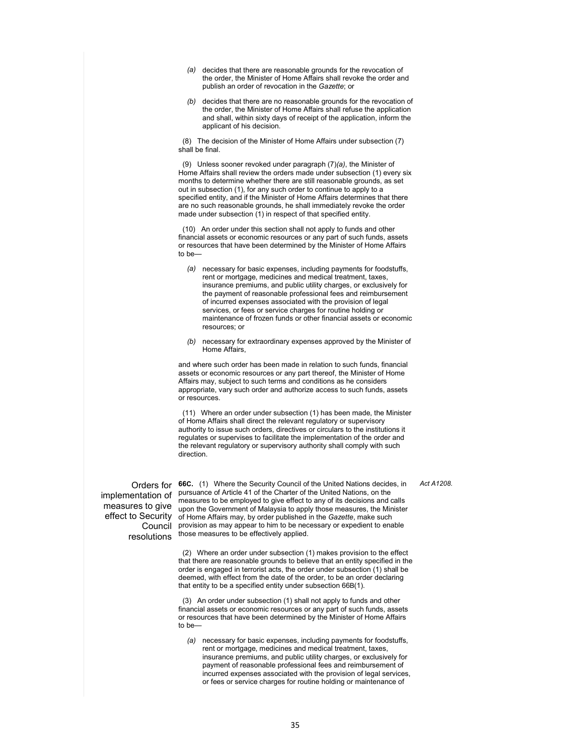*(a)* decides that there are reasonable grounds for the revocation of the order, the Minister of Home Affairs shall revoke the order and publish an order of revocation in the *Gazette*; or

*(b)* decides that there are no reasonable grounds for the revocation of the order, the Minister of Home Affairs shall refuse the application and shall, within sixty days of receipt of the application, inform the applicant of his decision.

(8) The decision of the Minister of Home Affairs under subsection (7) shall be final.

(9) Unless sooner revoked under paragraph (7)*(a)*, the Minister of Home Affairs shall review the orders made under subsection (1) every six months to determine whether there are still reasonable grounds, as set out in subsection (1), for any such order to continue to apply to a specified entity, and if the Minister of Home Affairs determines that there are no such reasonable grounds, he shall immediately revoke the order made under subsection (1) in respect of that specified entity.

(10) An order under this section shall not apply to funds and other financial assets or economic resources or any part of such funds, assets or resources that have been determined by the Minister of Home Affairs to be—

*(a)* necessary for basic expenses, including payments for foodstuffs, rent or mortgage, medicines and medical treatment, taxes, insurance premiums, and public utility charges, or exclusively for the payment of reasonable professional fees and reimbursement of incurred expenses associated with the provision of legal services, or fees or service charges for routine holding or maintenance of frozen funds or other financial assets or economic resources; or

*(b)* necessary for extraordinary expenses approved by the Minister of Home Affairs,

and where such order has been made in relation to such funds, financial assets or economic resources or any part thereof, the Minister of Home Affairs may, subject to such terms and conditions as he considers appropriate, vary such order and authorize access to such funds, assets or resources.

(11) Where an order under subsection (1) has been made, the Minister of Home Affairs shall direct the relevant regulatory or supervisory authority to issue such orders, directives or circulars to the institutions it regulates or supervises to facilitate the implementation of the order and the relevant regulatory or supervisory authority shall comply with such direction.

**Orders for implementation of measures to give effect to Security Council resolutions**

**66C.** (1) Where the Security Council of the United Nations decides, in pursuance of Article 41 of the Charter of the United Nations, on the measures to be employed to give effect to any of its decisions and calls upon the Government of Malaysia to apply those measures, the Minister of Home Affairs may, by order published in the *Gazette*, make such provision as may appear to him to be necessary or expedient to enable those measures to be effectively applied.

*Act A1208.*

(2) Where an order under subsection (1) makes provision to the effect that there are reasonable grounds to believe that an entity specified in the order is engaged in terrorist acts, the order under subsection (1) shall be deemed, with effect from the date of the order, to be an order declaring that entity to be a specified entity under subsection 66B(1).

(3) An order under subsection (1) shall not apply to funds and other financial assets or economic resources or any part of such funds, assets or resources that have been determined by the Minister of Home Affairs to be—

*(a)* necessary for basic expenses, including payments for foodstuffs, rent or mortgage, medicines and medical treatment, taxes, insurance premiums, and public utility charges, or exclusively for payment of reasonable professional fees and reimbursement of incurred expenses associated with the provision of legal services, or fees or service charges for routine holding or maintenance of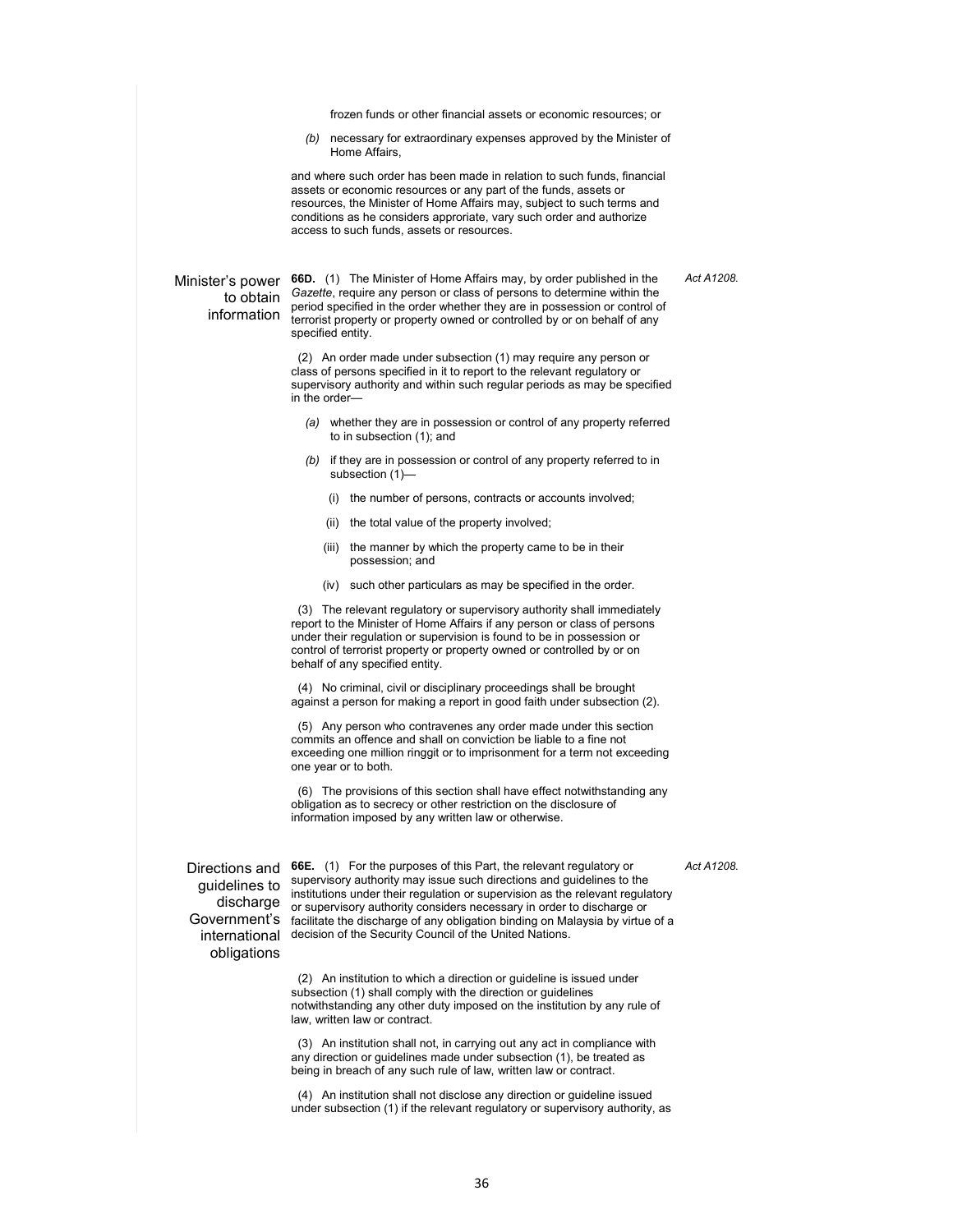frozen funds or other financial assets or economic resources; or

*(b)* necessary for extraordinary expenses approved by the Minister of Home Affairs,

and where such order has been made in relation to such funds, financial assets or economic resources or any part of the funds, assets or resources, the Minister of Home Affairs may, subject to such terms and conditions as he considers appropriate, vary such order and authorize access to such funds, assets or resources.

**Minister's power to obtain information**

**66D.** (1) The Minister of Home Affairs may, by order published in the *Gazette*, require any person or class of persons to determine within the period specified in the order whether they are in possession or control of terrorist property or property owned or controlled by or on behalf of any specified entity. *Act A1208.*

(2) An order made under subsection (1) may require any person or class of persons specified in it to report to the relevant regulatory or supervisory authority and within such regular periods as may be specified in the order—

*(a)* whether they are in possession or control of any property referred to in subsection (1); and

*(b)* if they are in possession or control of any property referred to in subsection (1)—

(i) the number of persons, contracts or accounts involved;

(ii) the total value of the property involved;

(iii) the manner by which the property came to be in their possession; and

(iv) such other particulars as may be specified in the order.

(3) The relevant regulatory or supervisory authority shall immediately report to the Minister of Home Affairs if any person or class of persons under their regulation or supervision is found to be in possession or control of terrorist property or property owned or controlled by or on behalf of any specified entity.

(4) No criminal, civil or disciplinary proceedings shall be brought against a person for making a report in good faith under subsection (2).

(5) Any person who contravenes any order made under this section commits an offence and shall on conviction be liable to a fine not exceeding one million ringgit or to imprisonment for a term not exceeding one year or to both.

(6) The provisions of this section shall have effect notwithstanding any obligation as to secrecy or other restriction on the disclosure of information imposed by any written law or otherwise.

**Directions and guidelines to discharge Government's international obligations**

**66E.** (1) For the purposes of this Part, the relevant regulatory or supervisory authority may issue such directions and guidelines to the institutions under their regulation or supervision as the relevant regulatory or supervisory authority considers necessary in order to discharge or facilitate the discharge of any obligation binding on Malaysia by virtue of a decision of the Security Council of the United Nations. *Act A1208.*

(2) An institution to which a direction or guideline is issued under subsection (1) shall comply with the direction or guidelines notwithstanding any other duty imposed on the institution by any rule of law, written law or contract.

(3) An institution shall not, in carrying out any act in compliance with any direction or guidelines made under subsection (1), be treated as being in breach of any such rule of law, written law or contract.

(4) An institution shall not disclose any direction or guideline issued under subsection (1) if the relevant regulatory or supervisory authority, as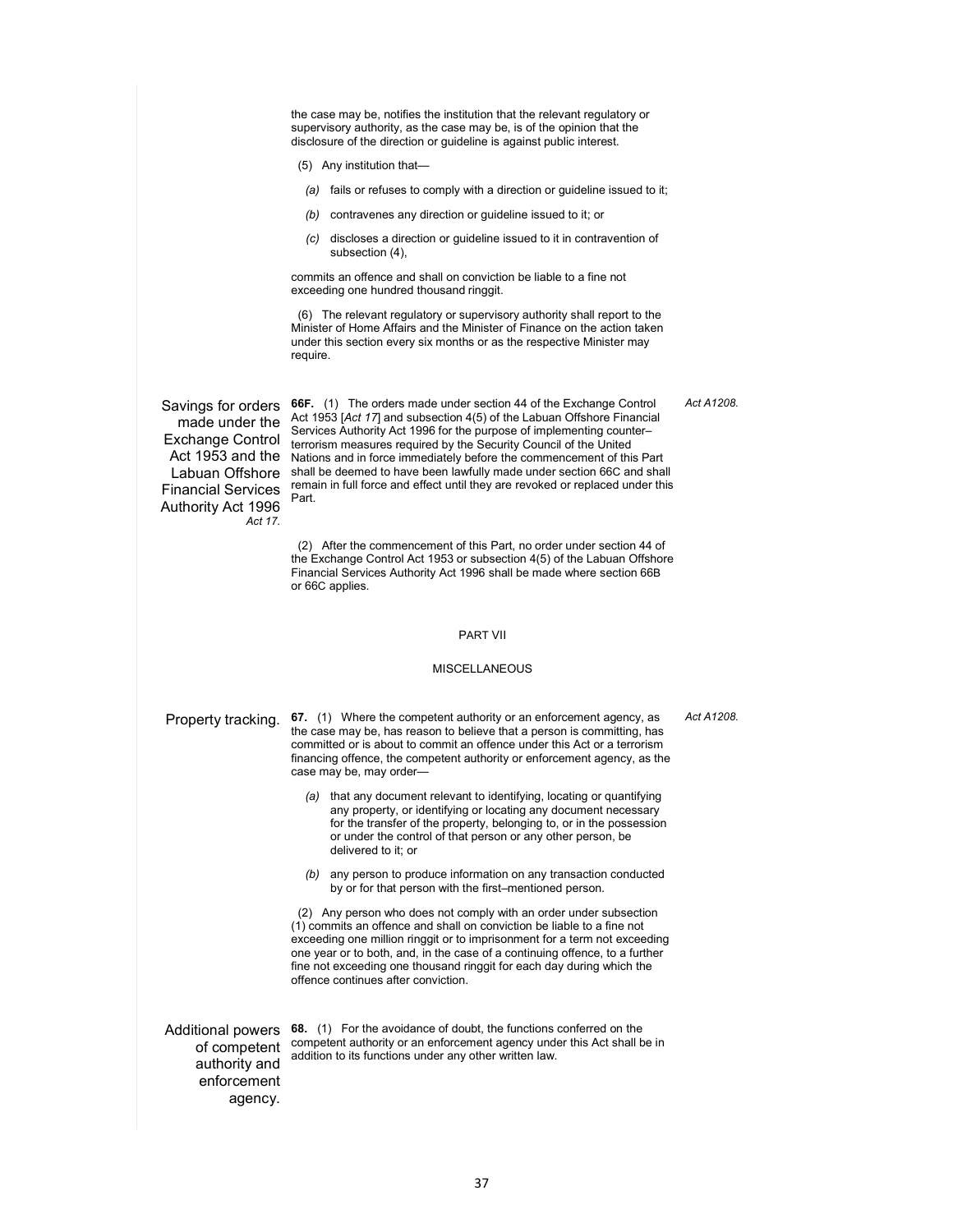the case may be, notifies the institution that the relevant regulatory or supervisory authority, as the case may be, is of the opinion that the disclosure of the direction or guideline is against public interest.

(5) Any institution that—

*(a)* fails or refuses to comply with a direction or guideline issued to it;

*(b)* contravenes any direction or guideline issued to it; or

*(c)* discloses a direction or guideline issued to it in contravention of subsection (4),

commits an offence and shall on conviction be liable to a fine not exceeding one hundred thousand ringgit.

(6) The relevant regulatory or supervisory authority shall report to the Minister of Home Affairs and the Minister of Finance on the action taken under this section every six months or as the respective Minister may require.

**Savings for orders made under the Exchange Control Act 1953 and the Labuan Offshore Financial Services Authority Act 1996** *Act 17.*

**66F.** (1) The orders made under section 44 of the Exchange Control Act 1953 [*Act 17*] and subsection 4(5) of the Labuan Offshore Financial Services Authority Act 1996 for the purpose of implementing counter–terrorism measures required by the Security Council of the United Nations and in force immediately before the commencement of this Part shall be deemed to have been lawfully made under section 66C and shall remain in full force and effect until they are revoked or replaced under this Part. *Act A1208.*

(2) After the commencement of this Part, no order under section 44 of the Exchange Control Act 1953 or subsection 4(5) of the Labuan Offshore Financial Services Authority Act 1996 shall be made where section 66B or 66C applies.

## PART VII

## MISCELLANEOUS

**Property tracking.**

**67.** (1) Where the competent authority or an enforcement agency, as the case may be, has reason to believe that a person is committing, has committed or is about to commit an offence under this Act or a terrorism financing offence, the competent authority or enforcement agency, as the case may be, may order— *Act A1208.*

*(a)* that any document relevant to identifying, locating or quantifying any property, or identifying or locating any document necessary for the transfer of the property, belonging to, or in the possession or under the control of that person or any other person, be delivered to it; or

*(b)* any person to produce information on any transaction conducted by or for that person with the first–mentioned person.

(2) Any person who does not comply with an order under subsection (1) commits an offence and shall on conviction be liable to a fine not exceeding one million ringgit or to imprisonment for a term not exceeding one year or to both, and, in the case of a continuing offence, to a further fine not exceeding one thousand ringgit for each day during which the offence continues after conviction.

**Additional powers of competent authority and enforcement agency.**

**68.** (1) For the avoidance of doubt, the functions conferred on the competent authority or an enforcement agency under this Act shall be in addition to its functions under any other written law.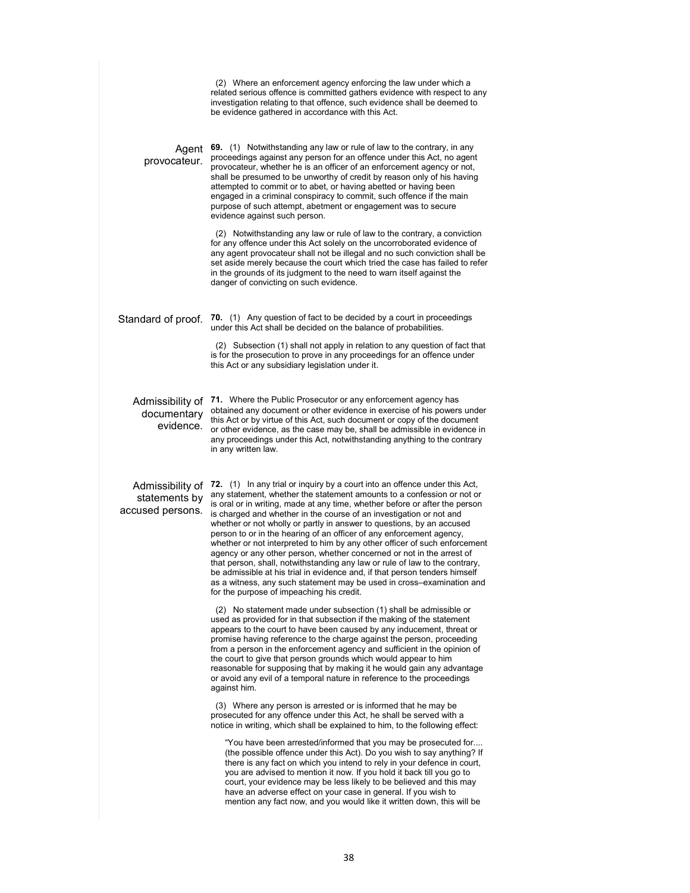(2) Where an enforcement agency enforcing the law under which a related serious offence is committed gathers evidence with respect to any investigation relating to that offence, such evidence shall be deemed to be evidence gathered in accordance with this Act.

**Agent provocateur.**

**69.** (1) Notwithstanding any law or rule of law to the contrary, in any proceedings against any person for an offence under this Act, no agent provocateur, whether he is an officer of an enforcement agency or not, shall be presumed to be unworthy of credit by reason only of his having attempted to commit or to abet, or having abetted or having been engaged in a criminal conspiracy to commit, such offence if the main purpose of such attempt, abetment or engagement was to secure evidence against such person.

(2) Notwithstanding any law or rule of law to the contrary, a conviction for any offence under this Act solely on the uncorroborated evidence of any agent provocateur shall not be illegal and no such conviction shall be set aside merely because the court which tried the case has failed to refer in the grounds of its judgment to the need to warn itself against the danger of convicting on such evidence.

**Standard of proof.**

**70.** (1) Any question of fact to be decided by a court in proceedings under this Act shall be decided on the balance of probabilities.

(2) Subsection (1) shall not apply in relation to any question of fact that is for the prosecution to prove in any proceedings for an offence under this Act or any subsidiary legislation under it.

**Admissibility of documentary evidence.**

**71.** Where the Public Prosecutor or any enforcement agency has obtained any document or other evidence in exercise of his powers under this Act or by virtue of this Act, such document or copy of the document or other evidence, as the case may be, shall be admissible in evidence in any proceedings under this Act, notwithstanding anything to the contrary in any written law.

**Admissibility of statements by accused persons.**

**72.** (1) In any trial or inquiry by a court into an offence under this Act, any statement, whether the statement amounts to a confession or not or is oral or in writing, made at any time, whether before or after the person is charged and whether in the course of an investigation or not and whether or not wholly or partly in answer to questions, by an accused person to or in the hearing of an officer of any enforcement agency, whether or not interpreted to him by any other officer of such enforcement agency or any other person, whether concerned or not in the arrest of that person, shall, notwithstanding any law or rule of law to the contrary, be admissible at his trial in evidence and, if that person tenders himself as a witness, any such statement may be used in cross–examination and for the purpose of impeaching his credit.

(2) No statement made under subsection (1) shall be admissible or used as provided for in that subsection if the making of the statement appears to the court to have been caused by any inducement, threat or promise having reference to the charge against the person, proceeding from a person in the enforcement agency and sufficient in the opinion of the court to give that person grounds which would appear to him reasonable for supposing that by making it he would gain any advantage or avoid any evil of a temporal nature in reference to the proceedings against him.

(3) Where any person is arrested or is informed that he may be prosecuted for any offence under this Act, he shall be served with a notice in writing, which shall be explained to him, to the following effect:

"You have been arrested/informed that you may be prosecuted for.... (the possible offence under this Act). Do you wish to say anything? If there is any fact on which you intend to rely in your defence in court, you are advised to mention it now. If you hold it back till you go to court, your evidence may be less likely to be believed and this may have an adverse effect on your case in general. If you wish to mention any fact now, and you would like it written down, this will be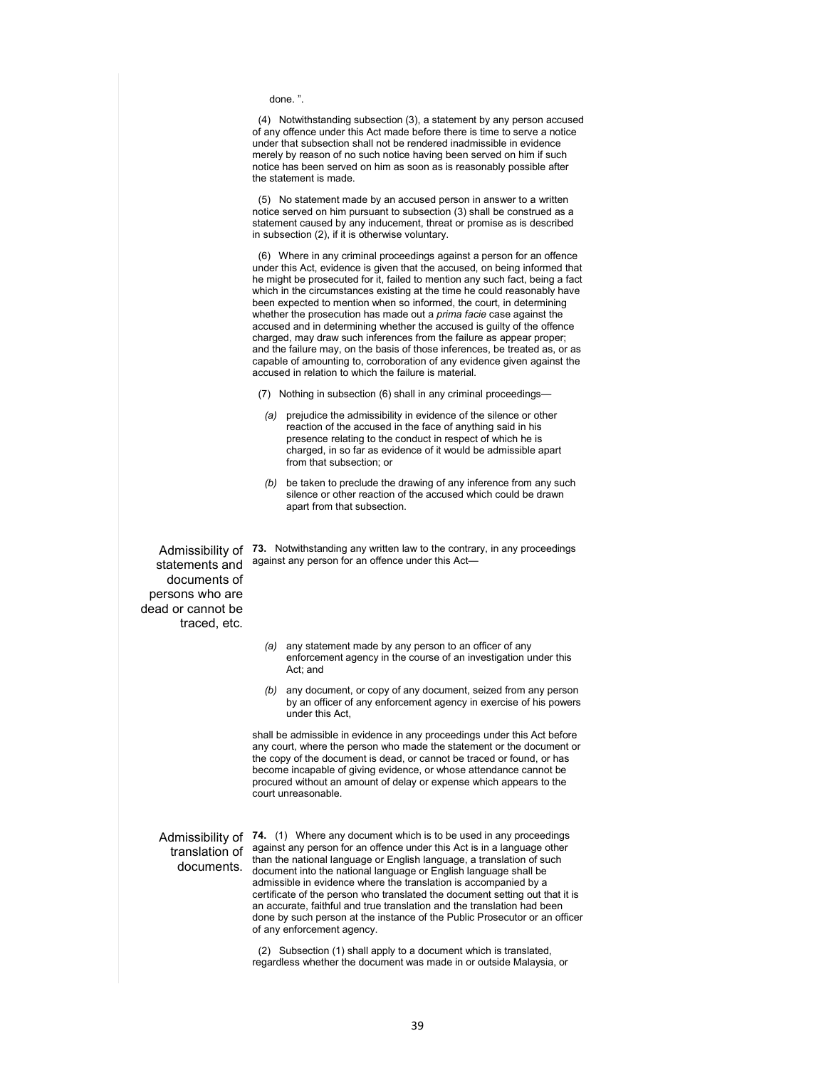done. ".

(4) Notwithstanding subsection (3), a statement by any person accused of any offence under this Act made before there is time to serve a notice under that subsection shall not be rendered inadmissible in evidence merely by reason of no such notice having been served on him if such notice has been served on him as soon as is reasonably possible after the statement is made.

(5) No statement made by an accused person in answer to a written notice served on him pursuant to subsection (3) shall be construed as a statement caused by any inducement, threat or promise as is described in subsection (2), if it is otherwise voluntary.

(6) Where in any criminal proceedings against a person for an offence under this Act, evidence is given that the accused, on being informed that he might be prosecuted for it, failed to mention any such fact, being a fact which in the circumstances existing at the time he could reasonably have been expected to mention when so informed, the court, in determining whether the prosecution has made out a *prima facie* case against the accused and in determining whether the accused is guilty of the offence charged, may draw such inferences from the failure as appear proper; and the failure may, on the basis of those inferences, be treated as, or as capable of amounting to, corroboration of any evidence given against the accused in relation to which the failure is material.

(7) Nothing in subsection (6) shall in any criminal proceedings—

*(a)* prejudice the admissibility in evidence of the silence or other reaction of the accused in the face of anything said in his presence relating to the conduct in respect of which he is charged, in so far as evidence of it would be admissible apart from that subsection; or

*(b)* be taken to preclude the drawing of any inference from any such silence or other reaction of the accused which could be drawn apart from that subsection.

**Admissibility of statements and documents of persons who are dead or cannot be traced, etc.**

**73.** Notwithstanding any written law to the contrary, in any proceedings against any person for an offence under this Act—

*(a)* any statement made by any person to an officer of any enforcement agency in the course of an investigation under this Act; and

*(b)* any document, or copy of any document, seized from any person by an officer of any enforcement agency in exercise of his powers under this Act,

shall be admissible in evidence in any proceedings under this Act before any court, where the person who made the statement or the document or the copy of the document is dead, or cannot be traced or found, or has become incapable of giving evidence, or whose attendance cannot be procured without an amount of delay or expense which appears to the court unreasonable.

**Admissibility of translation of documents.**

**74.** (1) Where any document which is to be used in any proceedings against any person for an offence under this Act is in a language other than the national language or English language, a translation of such document into the national language or English language shall be admissible in evidence where the translation is accompanied by a certificate of the person who translated the document setting out that it is an accurate, faithful and true translation and the translation had been done by such person at the instance of the Public Prosecutor or an officer of any enforcement agency.

(2) Subsection (1) shall apply to a document which is translated, regardless whether the document was made in or outside Malaysia, or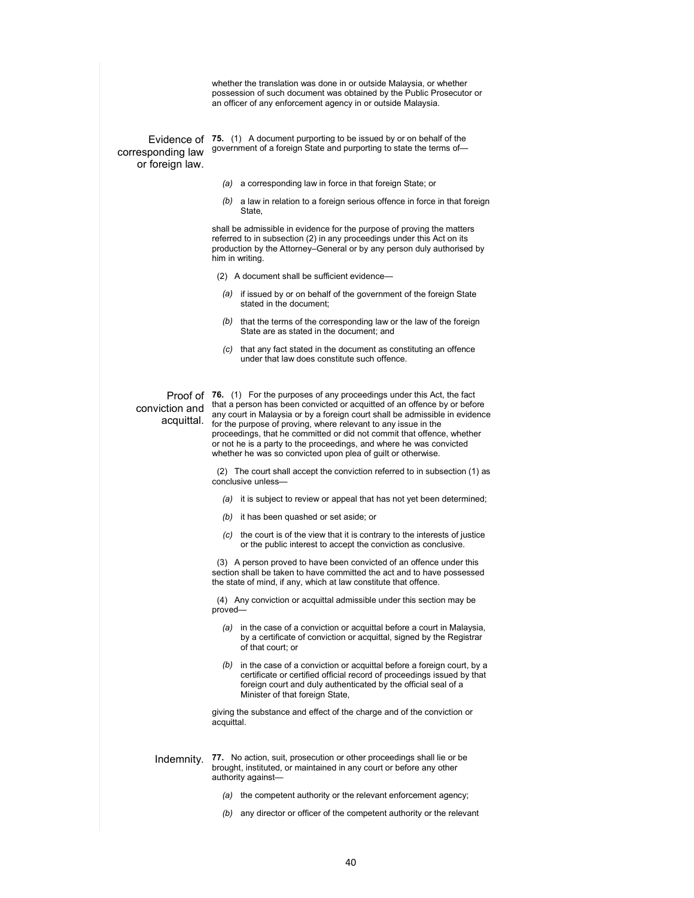whether the translation was done in or outside Malaysia, or whether possession of such document was obtained by the Public Prosecutor or an officer of any enforcement agency in or outside Malaysia.

**Evidence of corresponding law or foreign law.**

**75.** (1) A document purporting to be issued by or on behalf of the government of a foreign State and purporting to state the terms of—

*(a)* a corresponding law in force in that foreign State; or

*(b)* a law in relation to a foreign serious offence in force in that foreign State,

shall be admissible in evidence for the purpose of proving the matters referred to in subsection (2) in any proceedings under this Act on its production by the Attorney–General or by any person duly authorised by him in writing.

(2) A document shall be sufficient evidence—

*(a)* if issued by or on behalf of the government of the foreign State stated in the document;

*(b)* that the terms of the corresponding law or the law of the foreign State are as stated in the document; and

*(c)* that any fact stated in the document as constituting an offence under that law does constitute such offence.

**Proof of conviction and acquittal.**

**76.** (1) For the purposes of any proceedings under this Act, the fact that a person has been convicted or acquitted of an offence by or before any court in Malaysia or by a foreign court shall be admissible in evidence for the purpose of proving, where relevant to any issue in the proceedings, that he committed or did not commit that offence, whether or not he is a party to the proceedings, and where he was convicted whether he was so convicted upon plea of guilt or otherwise.

(2) The court shall accept the conviction referred to in subsection (1) as conclusive unless—

*(a)* it is subject to review or appeal that has not yet been determined;

*(b)* it has been quashed or set aside; or

*(c)* the court is of the view that it is contrary to the interests of justice or the public interest to accept the conviction as conclusive.

(3) A person proved to have been convicted of an offence under this section shall be taken to have committed the act and to have possessed the state of mind, if any, which at law constitute that offence.

(4) Any conviction or acquittal admissible under this section may be proved—

*(a)* in the case of a conviction or acquittal before a court in Malaysia, by a certificate of conviction or acquittal, signed by the Registrar of that court; or

*(b)* in the case of a conviction or acquittal before a foreign court, by a certificate or certified official record of proceedings issued by that foreign court and duly authenticated by the official seal of a Minister of that foreign State,

giving the substance and effect of the charge and of the conviction or acquittal.

**Indemnity.**

**77.** No action, suit, prosecution or other proceedings shall lie or be brought, instituted, or maintained in any court or before any other authority against—

*(a)* the competent authority or the relevant enforcement agency;

*(b)* any director or officer of the competent authority or the relevant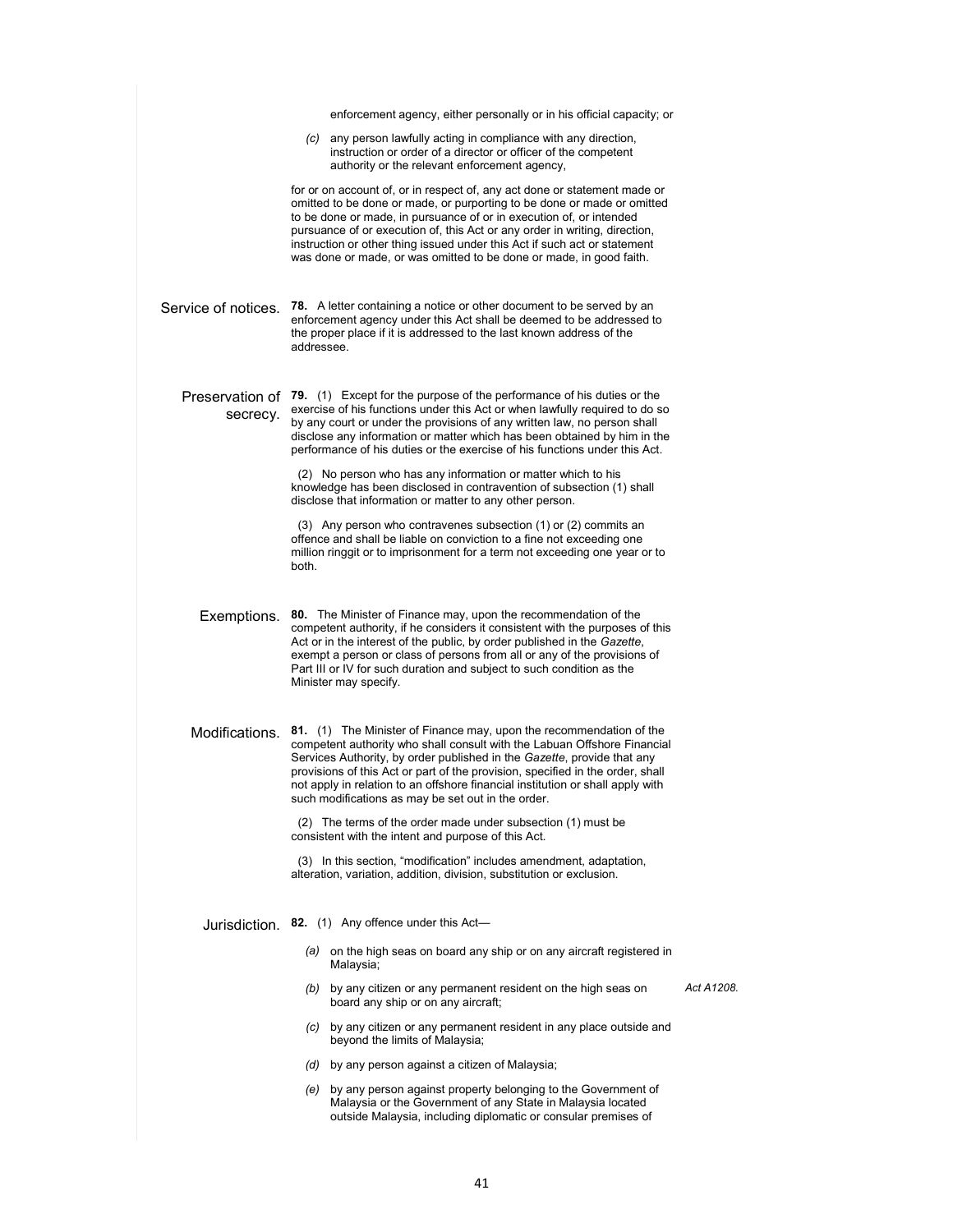enforcement agency, either personally or in his official capacity; or

*(c)* any person lawfully acting in compliance with any direction, instruction or order of a director or officer of the competent authority or the relevant enforcement agency,

for or on account of, or in respect of, any act done or statement made or omitted to be done or made, or purporting to be done or made or omitted to be done or made, in pursuance of or in execution of, or intended pursuance of or execution of, this Act or any order in writing, direction, instruction or other thing issued under this Act if such act or statement was done or made, or was omitted to be done or made, in good faith.

**Service of notices.**

**78.** A letter containing a notice or other document to be served by an enforcement agency under this Act shall be deemed to be addressed to the proper place if it is addressed to the last known address of the addressee.

**Preservation of secrecy.**

**79.** (1) Except for the purpose of the performance of his duties or the exercise of his functions under this Act or when lawfully required to do so by any court or under the provisions of any written law, no person shall disclose any information or matter which has been obtained by him in the performance of his duties or the exercise of his functions under this Act.

(2) No person who has any information or matter which to his knowledge has been disclosed in contravention of subsection (1) shall disclose that information or matter to any other person.

(3) Any person who contravenes subsection (1) or (2) commits an offence and shall be liable on conviction to a fine not exceeding one million ringgit or to imprisonment for a term not exceeding one year or to both.

**Exemptions.**

**80.** The Minister of Finance may, upon the recommendation of the competent authority, if he considers it consistent with the purposes of this Act or in the interest of the public, by order published in the *Gazette*, exempt a person or class of persons from all or any of the provisions of Part III or IV for such duration and subject to such condition as the Minister may specify.

**Modifications.**

**81.** (1) The Minister of Finance may, upon the recommendation of the competent authority who shall consult with the Labuan Offshore Financial Services Authority, by order published in the *Gazette*, provide that any provisions of this Act or part of the provision, specified in the order, shall not apply in relation to an offshore financial institution or shall apply with such modifications as may be set out in the order.

(2) The terms of the order made under subsection (1) must be consistent with the intent and purpose of this Act.

(3) In this section, "modification" includes amendment, adaptation, alteration, variation, addition, division, substitution or exclusion.

**Jurisdiction.**

**82.** (1) Any offence under this Act—

*(a)* on the high seas on board any ship or on any aircraft registered in Malaysia;

*(b)* by any citizen or any permanent resident on the high seas on board any ship or on any aircraft; *Act A1208.*

*(c)* by any citizen or any permanent resident in any place outside and beyond the limits of Malaysia;

*(d)* by any person against a citizen of Malaysia;

*(e)* by any person against property belonging to the Government of Malaysia or the Government of any State in Malaysia located outside Malaysia, including diplomatic or consular premises of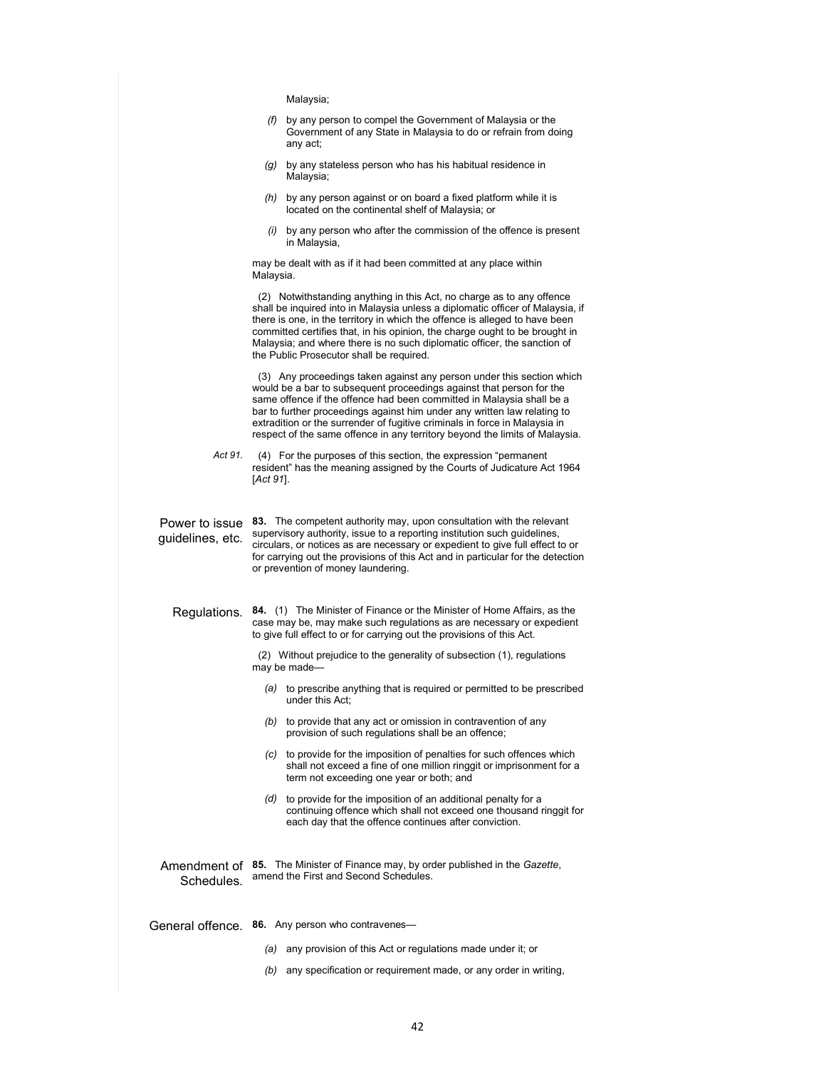Malaysia;

*(f)* by any person to compel the Government of Malaysia or the Government of any State in Malaysia to do or refrain from doing any act;

*(g)* by any stateless person who has his habitual residence in Malaysia;

*(h)* by any person against or on board a fixed platform while it is located on the continental shelf of Malaysia; or

*(i)* by any person who after the commission of the offence is present in Malaysia,

may be dealt with as if it had been committed at any place within Malaysia.

(2) Notwithstanding anything in this Act, no charge as to any offence shall be inquired into in Malaysia unless a diplomatic officer of Malaysia, if there is one, in the territory in which the offence is alleged to have been committed certifies that, in his opinion, the charge ought to be brought in Malaysia; and where there is no such diplomatic officer, the sanction of the Public Prosecutor shall be required.

(3) Any proceedings taken against any person under this section which would be a bar to subsequent proceedings against that person for the same offence if the offence had been committed in Malaysia shall be a bar to further proceedings against him under any written law relating to extradition or the surrender of fugitive criminals in force in Malaysia in respect of the same offence in any territory beyond the limits of Malaysia.

*Act 91.* (4) For the purposes of this section, the expression "permanent resident" has the meaning assigned by the Courts of Judicature Act 1964 [*Act 91*].

Power to issue guidelines, etc.

**83.** The competent authority may, upon consultation with the relevant supervisory authority, issue to a reporting institution such guidelines, circulars, or notices as are necessary or expedient to give full effect to or for carrying out the provisions of this Act and in particular for the detection or prevention of money laundering.

Regulations.

**84.** (1) The Minister of Finance or the Minister of Home Affairs, as the case may be, may make such regulations as are necessary or expedient to give full effect to or for carrying out the provisions of this Act.

(2) Without prejudice to the generality of subsection (1), regulations may be made—

*(a)* to prescribe anything that is required or permitted to be prescribed under this Act;

*(b)* to provide that any act or omission in contravention of any provision of such regulations shall be an offence;

*(c)* to provide for the imposition of penalties for such offences which shall not exceed a fine of one million ringgit or imprisonment for a term not exceeding one year or both; and

*(d)* to provide for the imposition of an additional penalty for a continuing offence which shall not exceed one thousand ringgit for each day that the offence continues after conviction.

Amendment of Schedules.

**85.** The Minister of Finance may, by order published in the *Gazette*, amend the First and Second Schedules.

General offence.

**86.** Any person who contravenes—

*(a)* any provision of this Act or regulations made under it; or

*(b)* any specification or requirement made, or any order in writing,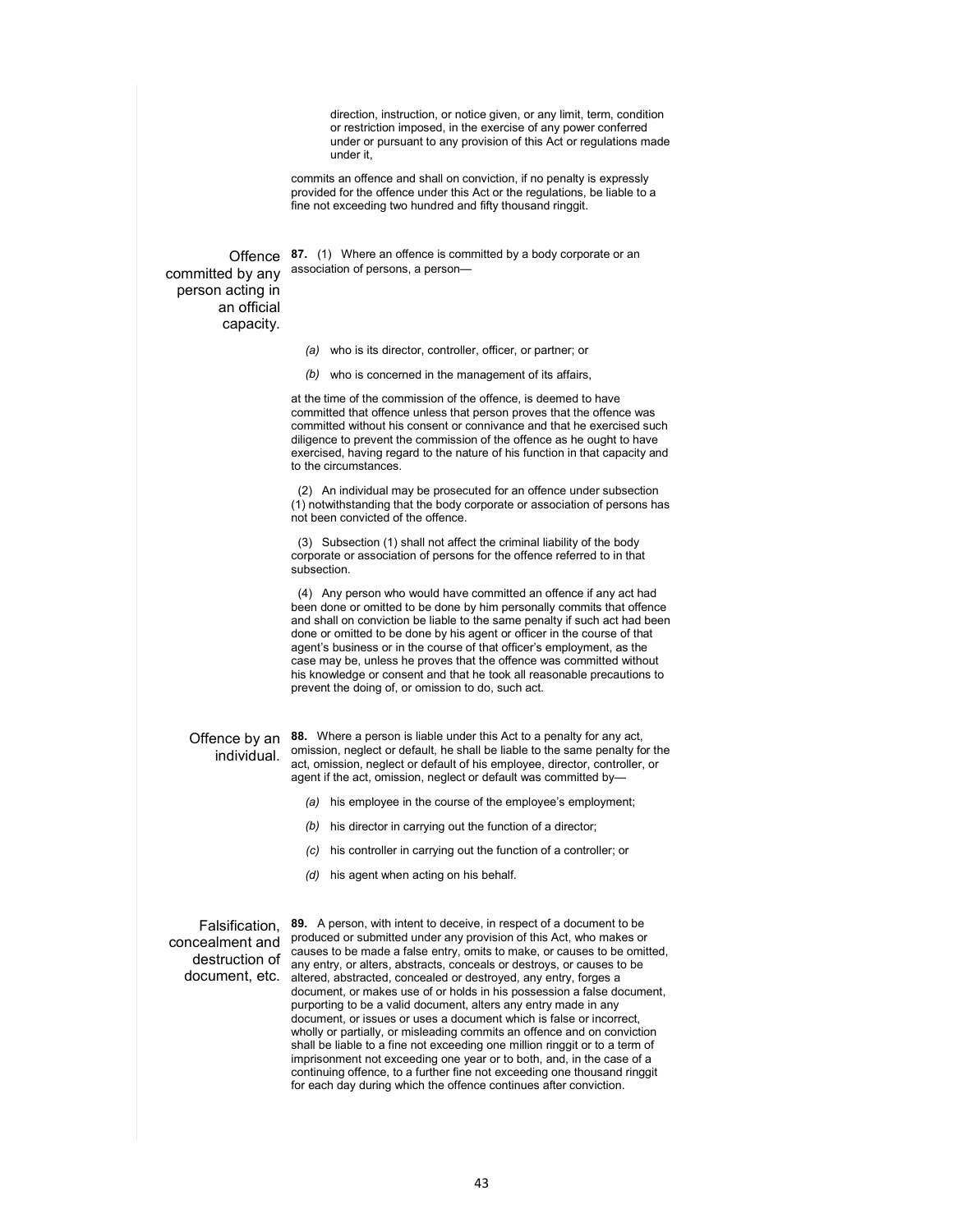direction, instruction, or notice given, or any limit, term, condition or restriction imposed, in the exercise of any power conferred under or pursuant to any provision of this Act or regulations made under it,

commits an offence and shall on conviction, if no penalty is expressly provided for the offence under this Act or the regulations, be liable to a fine not exceeding two hundred and fifty thousand ringgit.

**Offence committed by any person acting in an official capacity.**

**87.** (1) Where an offence is committed by a body corporate or an association of persons, a person—

*(a)* who is its director, controller, officer, or partner; or

*(b)* who is concerned in the management of its affairs,

at the time of the commission of the offence, is deemed to have committed that offence unless that person proves that the offence was committed without his consent or connivance and that he exercised such diligence to prevent the commission of the offence as he ought to have exercised, having regard to the nature of his function in that capacity and to the circumstances.

(2) An individual may be prosecuted for an offence under subsection (1) notwithstanding that the body corporate or association of persons has not been convicted of the offence.

(3) Subsection (1) shall not affect the criminal liability of the body corporate or association of persons for the offence referred to in that subsection.

(4) Any person who would have committed an offence if any act had been done or omitted to be done by him personally commits that offence and shall on conviction be liable to the same penalty if such act had been done or omitted to be done by his agent or officer in the course of that agent's business or in the course of that officer's employment, as the case may be, unless he proves that the offence was committed without his knowledge or consent and that he took all reasonable precautions to prevent the doing of, or omission to do, such act.

**Offence by an individual.**

**88.** Where a person is liable under this Act to a penalty for any act, omission, neglect or default, he shall be liable to the same penalty for the act, omission, neglect or default of his employee, director, controller, or agent if the act, omission, neglect or default was committed by—

*(a)* his employee in the course of the employee's employment;

*(b)* his director in carrying out the function of a director;

*(c)* his controller in carrying out the function of a controller; or

*(d)* his agent when acting on his behalf.

**Falsification, concealment and destruction of document, etc.**

**89.** A person, with intent to deceive, in respect of a document to be produced or submitted under any provision of this Act, who makes or causes to be made a false entry, omits to make, or causes to be omitted, any entry, or alters, abstracts, conceals or destroys, or causes to be altered, abstracted, concealed or destroyed, any entry, forges a document, or makes use of or holds in his possession a false document, purporting to be a valid document, alters any entry made in any document, or issues or uses a document which is false or incorrect, wholly or partially, or misleading commits an offence and on conviction shall be liable to a fine not exceeding one million ringgit or to a term of imprisonment not exceeding one year or to both, and, in the case of a continuing offence, to a further fine not exceeding one thousand ringgit for each day during which the offence continues after conviction.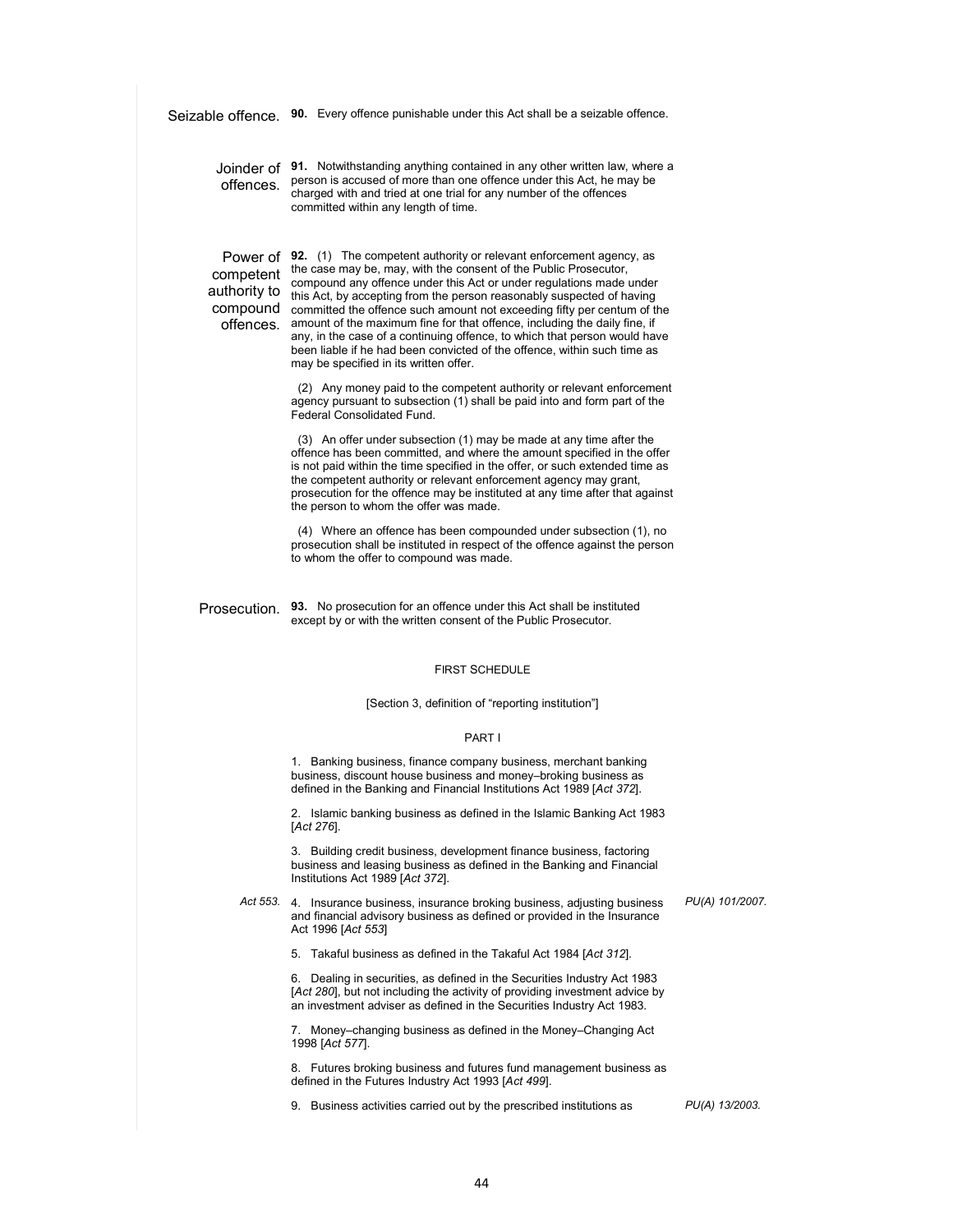**Seizable offence.**

**90.** Every offence punishable under this Act shall be a seizable offence.

**Joinder of offences.**

**91.** Notwithstanding anything contained in any other written law, where a person is accused of more than one offence under this Act, he may be charged with and tried at one trial for any number of the offences committed within any length of time.

**Power of competent authority to compound offences.**

**92.** (1) The competent authority or relevant enforcement agency, as the case may be, may, with the consent of the Public Prosecutor, compound any offence under this Act or under regulations made under this Act, by accepting from the person reasonably suspected of having committed the offence such amount not exceeding fifty per centum of the amount of the maximum fine for that offence, including the daily fine, if any, in the case of a continuing offence, to which that person would have been liable if he had been convicted of the offence, within such time as may be specified in its written offer.

(2) Any money paid to the competent authority or relevant enforcement agency pursuant to subsection (1) shall be paid into and form part of the Federal Consolidated Fund.

(3) An offer under subsection (1) may be made at any time after the offence has been committed, and where the amount specified in the offer is not paid within the time specified in the offer, or such extended time as the competent authority or relevant enforcement agency may grant, prosecution for the offence may be instituted at any time after that against the person to whom the offer was made.

(4) Where an offence has been compounded under subsection (1), no prosecution shall be instituted in respect of the offence against the person to whom the offer to compound was made.

**Prosecution.**

**93.** No prosecution for an offence under this Act shall be instituted except by or with the written consent of the Public Prosecutor.

FIRST SCHEDULE

[Section 3, definition of "reporting institution"]

PART I

1. Banking business, finance company business, merchant banking business, discount house business and money–broking business as defined in the Banking and Financial Institutions Act 1989 [*Act 372*].

2. Islamic banking business as defined in the Islamic Banking Act 1983 [*Act 276*].

3. Building credit business, development finance business, factoring business and leasing business as defined in the Banking and Financial Institutions Act 1989 [*Act 372*].

*Act 553.* 4. Insurance business, insurance broking business, adjusting business and financial advisory business as defined or provided in the Insurance Act 1996 [*Act 553*] *PU(A) 101/2007.*

5. Takaful business as defined in the Takaful Act 1984 [*Act 312*].

6. Dealing in securities, as defined in the Securities Industry Act 1983 [*Act 280*], but not including the activity of providing investment advice by an investment adviser as defined in the Securities Industry Act 1983.

7. Money–changing business as defined in the Money–Changing Act 1998 [*Act 577*].

8. Futures broking business and futures fund management business as defined in the Futures Industry Act 1993 [*Act 499*].

9. Business activities carried out by the prescribed institutions as *PU(A) 13/2003.*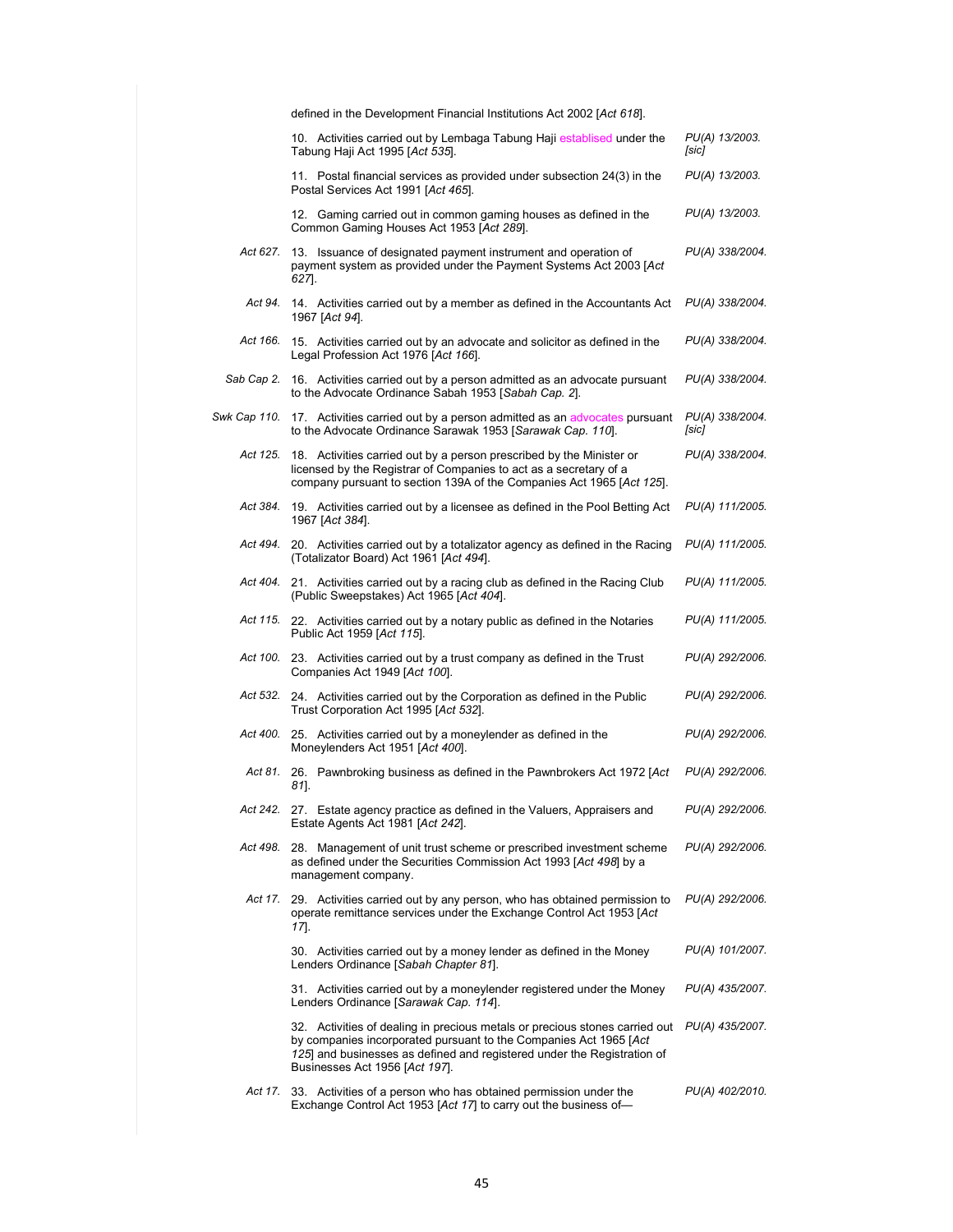defined in the Development Financial Institutions Act 2002 [*Act 618*].

| | | |
|---|---|---|
| | 10. Activities carried out by Lembaga Tabung Haji establised under the Tabung Haji Act 1995 [*Act 535*]. | *PU(A) 13/2003. [sic]* |
| | 11. Postal financial services as provided under subsection 24(3) in the Postal Services Act 1991 [*Act 465*]. | *PU(A) 13/2003.* |
| | 12. Gaming carried out in common gaming houses as defined in the Common Gaming Houses Act 1953 [*Act 289*]. | *PU(A) 13/2003.* |
| *Act 627.* | 13. Issuance of designated payment instrument and operation of payment system as provided under the Payment Systems Act 2003 [*Act 627*]. | *PU(A) 338/2004.* |
| *Act 94.* | 14. Activities carried out by a member as defined in the Accountants Act 1967 [*Act 94*]. | *PU(A) 338/2004.* |
| *Act 166.* | 15. Activities carried out by an advocate and solicitor as defined in the Legal Profession Act 1976 [*Act 166*]. | *PU(A) 338/2004.* |
| *Sab Cap 2.* | 16. Activities carried out by a person admitted as an advocate pursuant to the Advocate Ordinance Sabah 1953 [*Sabah Cap. 2*]. | *PU(A) 338/2004.* |
| *Swk Cap 110.* | 17. Activities carried out by a person admitted as an advocates pursuant to the Advocate Ordinance Sarawak 1953 [*Sarawak Cap. 110*]. | *PU(A) 338/2004. [sic]* |
| *Act 125.* | 18. Activities carried out by a person prescribed by the Minister or licensed by the Registrar of Companies to act as a secretary of a company pursuant to section 139A of the Companies Act 1965 [*Act 125*]. | *PU(A) 338/2004.* |
| *Act 384.* | 19. Activities carried out by a licensee as defined in the Pool Betting Act 1967 [*Act 384*]. | *PU(A) 111/2005.* |
| *Act 494.* | 20. Activities carried out by a totalizator agency as defined in the Racing (Totalizator Board) Act 1961 [*Act 494*]. | *PU(A) 111/2005.* |
| *Act 404.* | 21. Activities carried out by a racing club as defined in the Racing Club (Public Sweepstakes) Act 1965 [*Act 404*]. | *PU(A) 111/2005.* |
| *Act 115.* | 22. Activities carried out by a notary public as defined in the Notaries Public Act 1959 [*Act 115*]. | *PU(A) 111/2005.* |
| *Act 100.* | 23. Activities carried out by a trust company as defined in the Trust Companies Act 1949 [*Act 100*]. | *PU(A) 292/2006.* |
| *Act 532.* | 24. Activities carried out by the Corporation as defined in the Public Trust Corporation Act 1995 [*Act 532*]. | *PU(A) 292/2006.* |
| *Act 400.* | 25. Activities carried out by a moneylender as defined in the Moneylenders Act 1951 [*Act 400*]. | *PU(A) 292/2006.* |
| *Act 81.* | 26. Pawnbroking business as defined in the Pawnbrokers Act 1972 [*Act 81*]. | *PU(A) 292/2006.* |
| *Act 242.* | 27. Estate agency practice as defined in the Valuers, Appraisers and Estate Agents Act 1981 [*Act 242*]. | *PU(A) 292/2006.* |
| *Act 498.* | 28. Management of unit trust scheme or prescribed investment scheme as defined under the Securities Commission Act 1993 [*Act 498*] by a management company. | *PU(A) 292/2006.* |
| *Act 17.* | 29. Activities carried out by any person, who has obtained permission to operate remittance services under the Exchange Control Act 1953 [*Act 17*]. | *PU(A) 292/2006.* |
| | 30. Activities carried out by a money lender as defined in the Money Lenders Ordinance [*Sabah Chapter 81*]. | *PU(A) 101/2007.* |
| | 31. Activities carried out by a moneylender registered under the Money Lenders Ordinance [*Sarawak Cap. 114*]. | *PU(A) 435/2007.* |
| | 32. Activities of dealing in precious metals or precious stones carried out by companies incorporated pursuant to the Companies Act 1965 [*Act 125*] and businesses as defined and registered under the Registration of Businesses Act 1956 [*Act 197*]. | *PU(A) 435/2007.* |
| *Act 17.* | 33. Activities of a person who has obtained permission under the Exchange Control Act 1953 [*Act 17*] to carry out the business of— | *PU(A) 402/2010.* |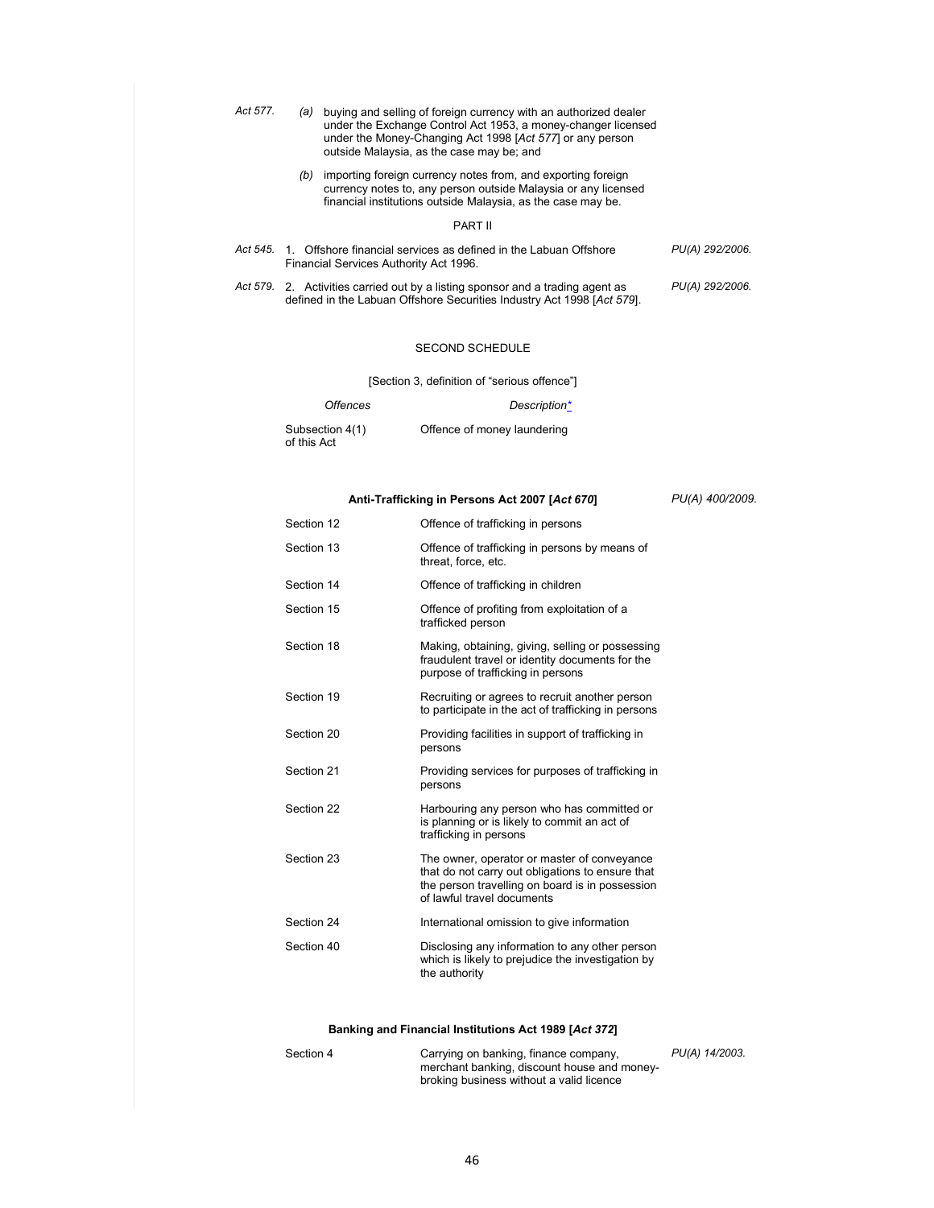Act 577. (a) buying and selling of foreign currency with an authorized dealer under the Exchange Control Act 1953, a money-changer licensed under the Money-Changing Act 1998 [*Act 577*] or any person outside Malaysia, as the case may be; and

(b) importing foreign currency notes from, and exporting foreign currency notes to, any person outside Malaysia or any licensed financial institutions outside Malaysia, as the case may be.

PART II

*Act 545.* 1. Offshore financial services as defined in the Labuan Offshore Financial Services Authority Act 1996. *PU(A) 292/2006.*

*Act 579.* 2. Activities carried out by a listing sponsor and a trading agent as defined in the Labuan Offshore Securities Industry Act 1998 [*Act 579*]. *PU(A) 292/2006.*

SECOND SCHEDULE

[Section 3, definition of "serious offence"]

| *Offences* | *Description** | |
|---|---|---|
| Subsection 4(1) of this Act | Offence of money laundering | |
| **Anti-Trafficking in Persons Act 2007 [*Act 670*]** | | *PU(A) 400/2009.* |
| Section 12 | Offence of trafficking in persons | |
| Section 13 | Offence of trafficking in persons by means of threat, force, etc. | |
| Section 14 | Offence of trafficking in children | |
| Section 15 | Offence of profiting from exploitation of a trafficked person | |
| Section 18 | Making, obtaining, giving, selling or possessing fraudulent travel or identity documents for the purpose of trafficking in persons | |
| Section 19 | Recruiting or agrees to recruit another person to participate in the act of trafficking in persons | |
| Section 20 | Providing facilities in support of trafficking in persons | |
| Section 21 | Providing services for purposes of trafficking in persons | |
| Section 22 | Harbouring any person who has committed or is planning or is likely to commit an act of trafficking in persons | |
| Section 23 | The owner, operator or master of conveyance that do not carry out obligations to ensure that the person travelling on board is in possession of lawful travel documents | |
| Section 24 | International omission to give information | |
| Section 40 | Disclosing any information to any other person which is likely to prejudice the investigation by the authority | |
| **Banking and Financial Institutions Act 1989 [*Act 372*]** | | |
| Section 4 | Carrying on banking, finance company, merchant banking, discount house and money-broking business without a valid licence | *PU(A) 14/2003.* |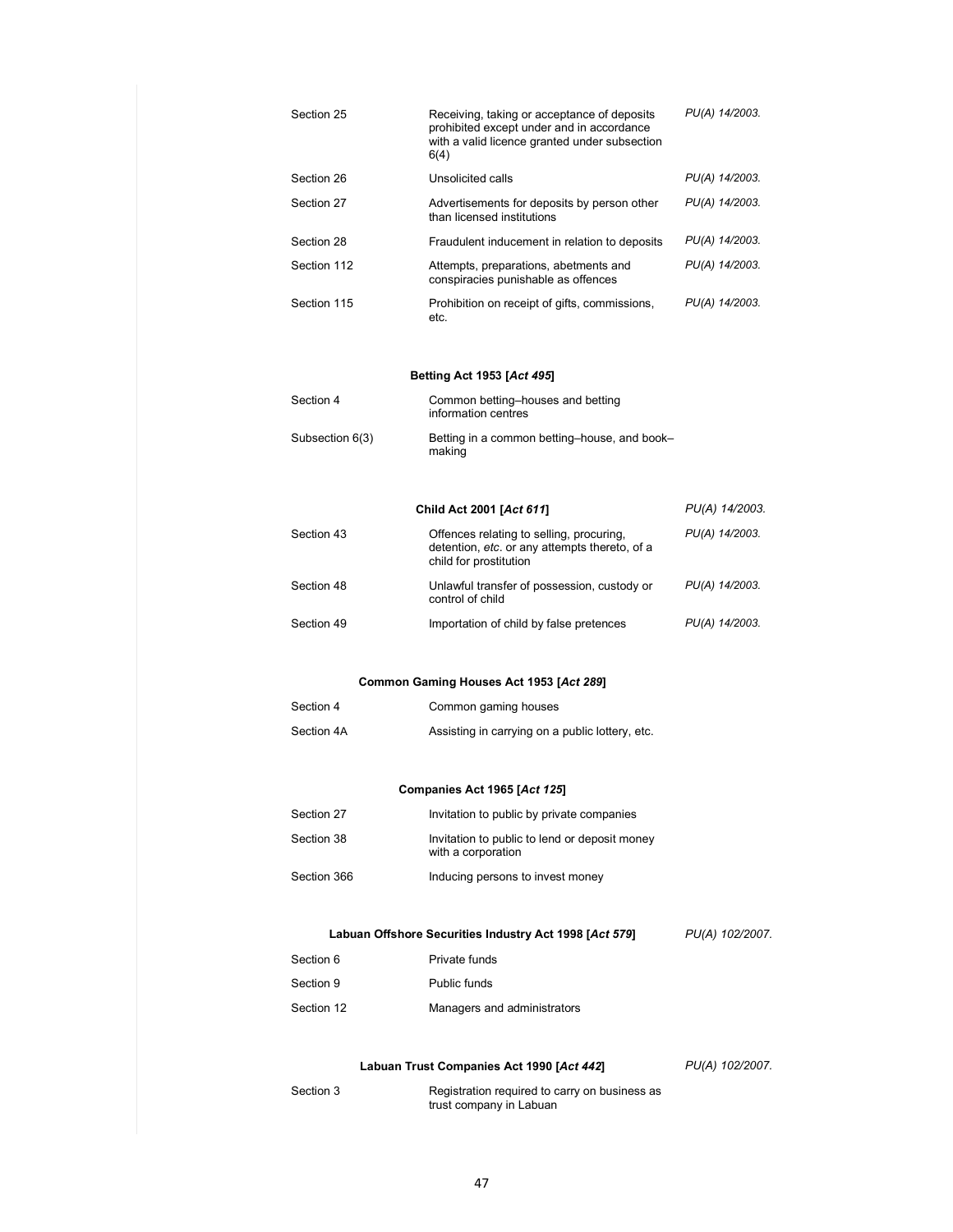| | | |
|---|---|---|
| Section 25 | Receiving, taking or acceptance of deposits prohibited except under and in accordance with a valid licence granted under subsection 6(4) | *PU(A) 14/2003.* |
| Section 26 | Unsolicited calls | *PU(A) 14/2003.* |
| Section 27 | Advertisements for deposits by person other than licensed institutions | *PU(A) 14/2003.* |
| Section 28 | Fraudulent inducement in relation to deposits | *PU(A) 14/2003.* |
| Section 112 | Attempts, preparations, abetments and conspiracies punishable as offences | *PU(A) 14/2003.* |
| Section 115 | Prohibition on receipt of gifts, commissions, etc. | *PU(A) 14/2003.* |

**Betting Act 1953 [*Act 495*]**

| | | |
|---|---|---|
| Section 4 | Common betting–houses and betting information centres | |
| Subsection 6(3) | Betting in a common betting–house, and book–making | |

**Child Act 2001 [*Act 611*]** *PU(A) 14/2003.*

| | | |
|---|---|---|
| Section 43 | Offences relating to selling, procuring, detention, *etc*. or any attempts thereto, of a child for prostitution | *PU(A) 14/2003.* |
| Section 48 | Unlawful transfer of possession, custody or control of child | *PU(A) 14/2003.* |
| Section 49 | Importation of child by false pretences | *PU(A) 14/2003.* |

**Common Gaming Houses Act 1953 [*Act 289*]**

| | | |
|---|---|---|
| Section 4 | Common gaming houses | |
| Section 4A | Assisting in carrying on a public lottery, etc. | |

**Companies Act 1965 [*Act 125*]**

| | | |
|---|---|---|
| Section 27 | Invitation to public by private companies | |
| Section 38 | Invitation to public to lend or deposit money with a corporation | |
| Section 366 | Inducing persons to invest money | |

**Labuan Offshore Securities Industry Act 1998 [*Act 579*]** *PU(A) 102/2007.*

| | | |
|---|---|---|
| Section 6 | Private funds | |
| Section 9 | Public funds | |
| Section 12 | Managers and administrators | |

**Labuan Trust Companies Act 1990 [*Act 442*]** *PU(A) 102/2007.*

| | | |
|---|---|---|
| Section 3 | Registration required to carry on business as trust company in Labuan | |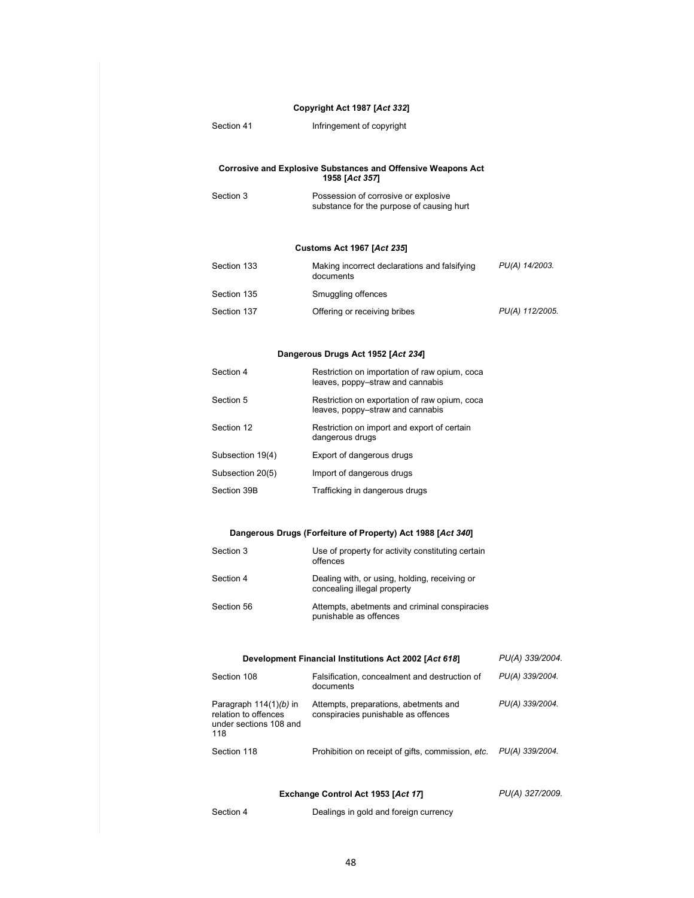**Copyright Act 1987 [*Act 332*]**

| | | |
|---|---|---|
| Section 41 | Infringement of copyright | |

**Corrosive and Explosive Substances and Offensive Weapons Act 1958 [*Act 357*]**

| | | |
|---|---|---|
| Section 3 | Possession of corrosive or explosive substance for the purpose of causing hurt | |

**Customs Act 1967 [*Act 235*]**

| | | |
|---|---|---|
| Section 133 | Making incorrect declarations and falsifying documents | *PU(A) 14/2003.* |
| Section 135 | Smuggling offences | |
| Section 137 | Offering or receiving bribes | *PU(A) 112/2005.* |

**Dangerous Drugs Act 1952 [*Act 234*]**

| | | |
|---|---|---|
| Section 4 | Restriction on importation of raw opium, coca leaves, poppy–straw and cannabis | |
| Section 5 | Restriction on exportation of raw opium, coca leaves, poppy–straw and cannabis | |
| Section 12 | Restriction on import and export of certain dangerous drugs | |
| Subsection 19(4) | Export of dangerous drugs | |
| Subsection 20(5) | Import of dangerous drugs | |
| Section 39B | Trafficking in dangerous drugs | |

**Dangerous Drugs (Forfeiture of Property) Act 1988 [*Act 340*]**

| | | |
|---|---|---|
| Section 3 | Use of property for activity constituting certain offences | |
| Section 4 | Dealing with, or using, holding, receiving or concealing illegal property | |
| Section 56 | Attempts, abetments and criminal conspiracies punishable as offences | |

**Development Financial Institutions Act 2002 [*Act 618*]** *PU(A) 339/2004.*

| | | |
|---|---|---|
| Section 108 | Falsification, concealment and destruction of documents | *PU(A) 339/2004.* |
| Paragraph 114(1)*(b)* in relation to offences under sections 108 and 118 | Attempts, preparations, abetments and conspiracies punishable as offences | *PU(A) 339/2004.* |
| Section 118 | Prohibition on receipt of gifts, commission, *etc.* | *PU(A) 339/2004.* |

**Exchange Control Act 1953 [*Act 17*]** *PU(A) 327/2009.*

| | | |
|---|---|---|
| Section 4 | Dealings in gold and foreign currency | |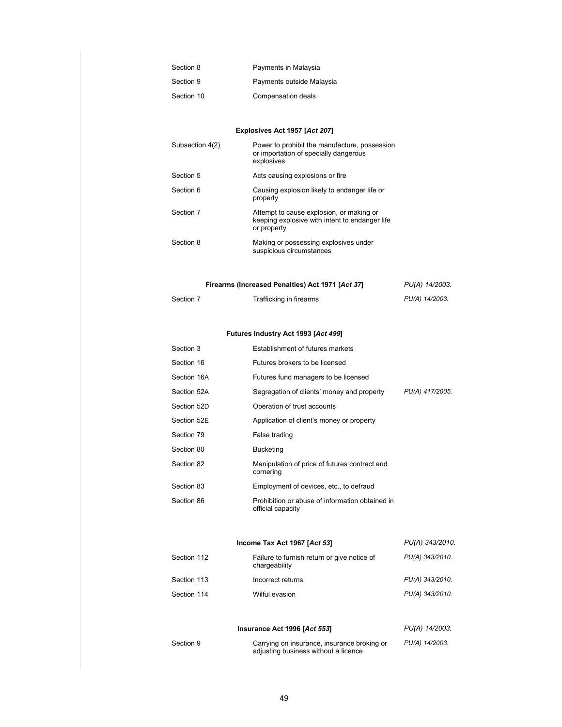| | | |
|---|---|---|
| Section 8 | Payments in Malaysia | |
| Section 9 | Payments outside Malaysia | |
| Section 10 | Compensation deals | |

**Explosives Act 1957 [*Act 207*]**

| | | |
|---|---|---|
| Subsection 4(2) | Power to prohibit the manufacture, possession or importation of specially dangerous explosives | |
| Section 5 | Acts causing explosions or fire | |
| Section 6 | Causing explosion likely to endanger life or property | |
| Section 7 | Attempt to cause explosion, or making or keeping explosive with intent to endanger life or property | |
| Section 8 | Making or possessing explosives under suspicious circumstances | |

**Firearms (Increased Penalties) Act 1971 [*Act 37*]** *PU(A) 14/2003.*

| | | |
|---|---|---|
| Section 7 | Trafficking in firearms | *PU(A) 14/2003.* |

**Futures Industry Act 1993 [*Act 499*]**

| | | |
|---|---|---|
| Section 3 | Establishment of futures markets | |
| Section 16 | Futures brokers to be licensed | |
| Section 16A | Futures fund managers to be licensed | |
| Section 52A | Segregation of clients' money and property | *PU(A) 417/2005.* |
| Section 52D | Operation of trust accounts | |
| Section 52E | Application of client's money or property | |
| Section 79 | False trading | |
| Section 80 | Bucketing | |
| Section 82 | Manipulation of price of futures contract and cornering | |
| Section 83 | Employment of devices, etc., to defraud | |
| Section 86 | Prohibition or abuse of information obtained in official capacity | |

**Income Tax Act 1967 [*Act 53*]** *PU(A) 343/2010.*

| | | |
|---|---|---|
| Section 112 | Failure to furnish return or give notice of chargeability | *PU(A) 343/2010.* |
| Section 113 | Incorrect returns | *PU(A) 343/2010.* |
| Section 114 | Wilful evasion | *PU(A) 343/2010.* |

**Insurance Act 1996 [*Act 553*]** *PU(A) 14/2003.*

| | | |
|---|---|---|
| Section 9 | Carrying on insurance, insurance broking or adjusting business without a licence | *PU(A) 14/2003.* |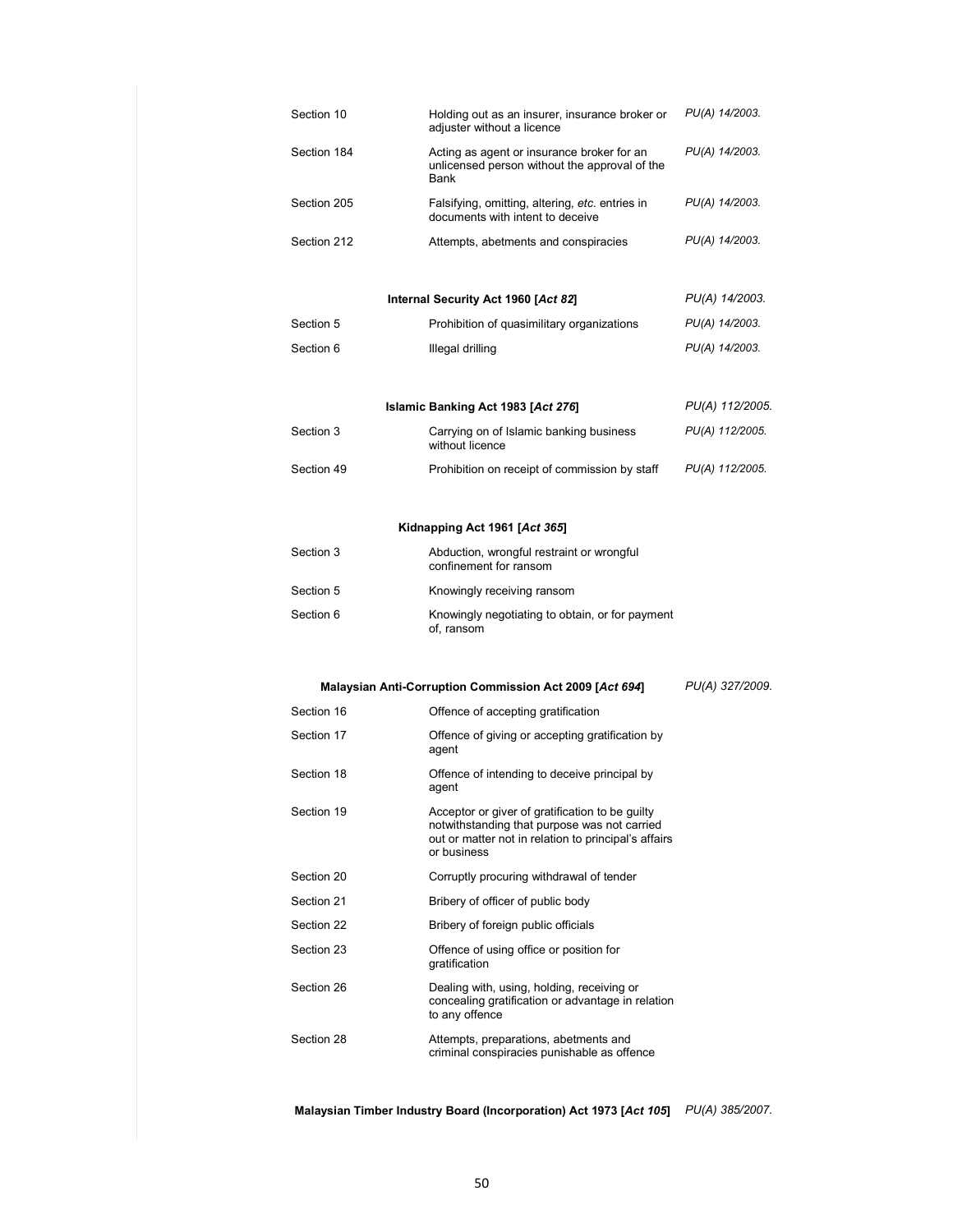| | | |
|---|---|---|
| Section 10 | Holding out as an insurer, insurance broker or adjuster without a licence | *PU(A) 14/2003.* |
| Section 184 | Acting as agent or insurance broker for an unlicensed person without the approval of the Bank | *PU(A) 14/2003.* |
| Section 205 | Falsifying, omitting, altering, *etc.* entries in documents with intent to deceive | *PU(A) 14/2003.* |
| Section 212 | Attempts, abetments and conspiracies | *PU(A) 14/2003.* |

| **Internal Security Act 1960 [*Act 82*]** | | *PU(A) 14/2003.* |
|---|---|---|
| Section 5 | Prohibition of quasimilitary organizations | *PU(A) 14/2003.* |
| Section 6 | Illegal drilling | *PU(A) 14/2003.* |

| **Islamic Banking Act 1983 [*Act 276*]** | | *PU(A) 112/2005.* |
|---|---|---|
| Section 3 | Carrying on of Islamic banking business without licence | *PU(A) 112/2005.* |
| Section 49 | Prohibition on receipt of commission by staff | *PU(A) 112/2005.* |

| **Kidnapping Act 1961 [*Act 365*]** | | |
|---|---|---|
| Section 3 | Abduction, wrongful restraint or wrongful confinement for ransom | |
| Section 5 | Knowingly receiving ransom | |
| Section 6 | Knowingly negotiating to obtain, or for payment of, ransom | |

| **Malaysian Anti-Corruption Commission Act 2009 [*Act 694*]** | | *PU(A) 327/2009.* |
|---|---|---|
| Section 16 | Offence of accepting gratification | |
| Section 17 | Offence of giving or accepting gratification by agent | |
| Section 18 | Offence of intending to deceive principal by agent | |
| Section 19 | Acceptor or giver of gratification to be guilty notwithstanding that purpose was not carried out or matter not in relation to principal's affairs or business | |
| Section 20 | Corruptly procuring withdrawal of tender | |
| Section 21 | Bribery of officer of public body | |
| Section 22 | Bribery of foreign public officials | |
| Section 23 | Offence of using office or position for gratification | |
| Section 26 | Dealing with, using, holding, receiving or concealing gratification or advantage in relation to any offence | |
| Section 28 | Attempts, preparations, abetments and criminal conspiracies punishable as offence | |

| **Malaysian Timber Industry Board (Incorporation) Act 1973 [*Act 105*]** | | *PU(A) 385/2007.* |
|---|---|---|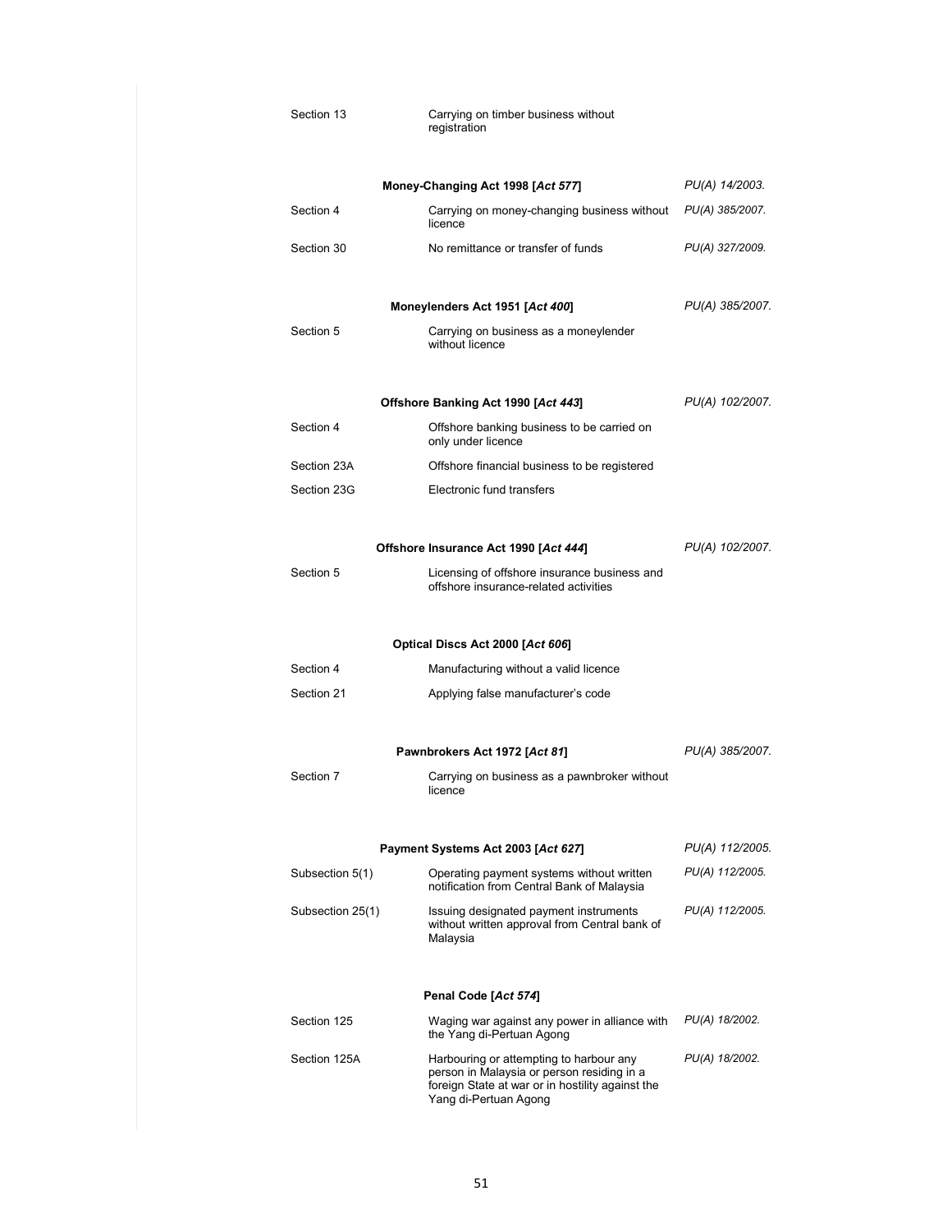| | | |
|---|---|---|
| Section 13 | Carrying on timber business without registration | |
| | **Money-Changing Act 1998 [*Act 577*]** | *PU(A) 14/2003.* |
| Section 4 | Carrying on money-changing business without licence | *PU(A) 385/2007.* |
| Section 30 | No remittance or transfer of funds | *PU(A) 327/2009.* |
| | **Moneylenders Act 1951 [*Act 400*]** | *PU(A) 385/2007.* |
| Section 5 | Carrying on business as a moneylender without licence | |
| | **Offshore Banking Act 1990 [*Act 443*]** | *PU(A) 102/2007.* |
| Section 4 | Offshore banking business to be carried on only under licence | |
| Section 23A | Offshore financial business to be registered | |
| Section 23G | Electronic fund transfers | |
| | **Offshore Insurance Act 1990 [*Act 444*]** | *PU(A) 102/2007.* |
| Section 5 | Licensing of offshore insurance business and offshore insurance-related activities | |
| | **Optical Discs Act 2000 [*Act 606*]** | |
| Section 4 | Manufacturing without a valid licence | |
| Section 21 | Applying false manufacturer's code | |
| | **Pawnbrokers Act 1972 [*Act 81*]** | *PU(A) 385/2007.* |
| Section 7 | Carrying on business as a pawnbroker without licence | |
| | **Payment Systems Act 2003 [*Act 627*]** | *PU(A) 112/2005.* |
| Subsection 5(1) | Operating payment systems without written notification from Central Bank of Malaysia | *PU(A) 112/2005.* |
| Subsection 25(1) | Issuing designated payment instruments without written approval from Central bank of Malaysia | *PU(A) 112/2005.* |
| | **Penal Code [*Act 574*]** | |
| Section 125 | Waging war against any power in alliance with the Yang di-Pertuan Agong | *PU(A) 18/2002.* |
| Section 125A | Harbouring or attempting to harbour any person in Malaysia or person residing in a foreign State at war or in hostility against the Yang di-Pertuan Agong | *PU(A) 18/2002.* |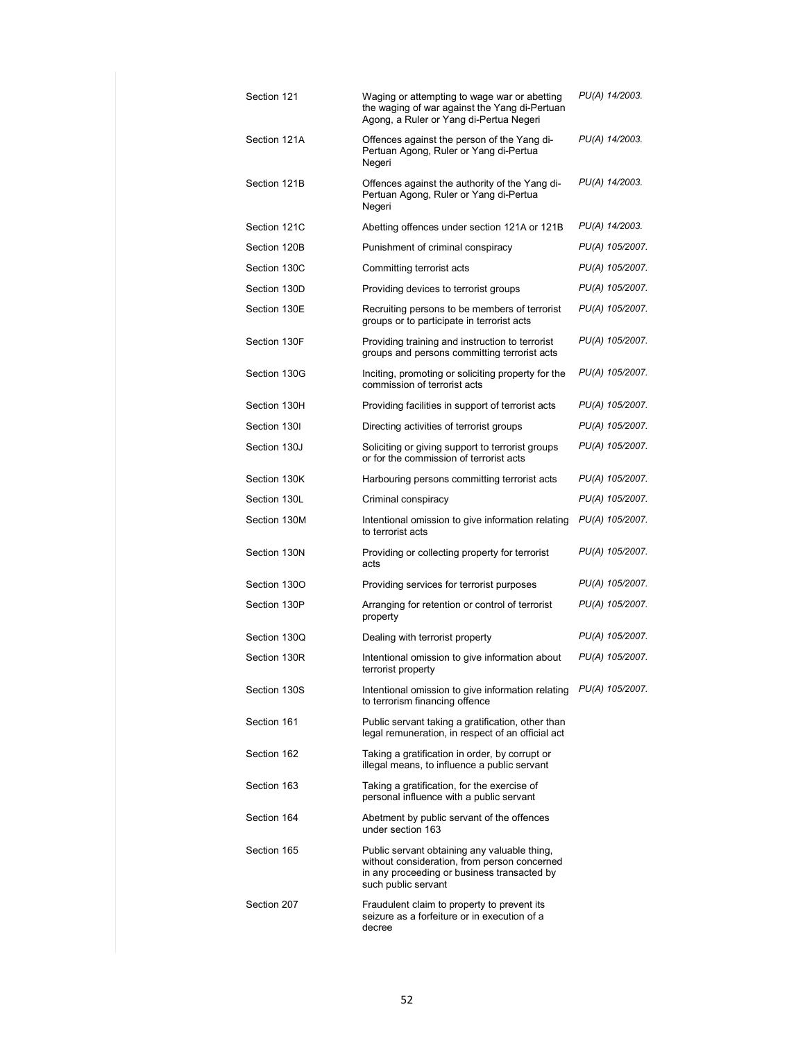| | | |
|---|---|---|
| Section 121 | Waging or attempting to wage war or abetting the waging of war against the Yang di-Pertuan Agong, a Ruler or Yang di-Pertua Negeri | *PU(A) 14/2003.* |
| Section 121A | Offences against the person of the Yang di-Pertuan Agong, Ruler or Yang di-Pertua Negeri | *PU(A) 14/2003.* |
| Section 121B | Offences against the authority of the Yang di-Pertuan Agong, Ruler or Yang di-Pertua Negeri | *PU(A) 14/2003.* |
| Section 121C | Abetting offences under section 121A or 121B | *PU(A) 14/2003.* |
| Section 120B | Punishment of criminal conspiracy | *PU(A) 105/2007.* |
| Section 130C | Committing terrorist acts | *PU(A) 105/2007.* |
| Section 130D | Providing devices to terrorist groups | *PU(A) 105/2007.* |
| Section 130E | Recruiting persons to be members of terrorist groups or to participate in terrorist acts | *PU(A) 105/2007.* |
| Section 130F | Providing training and instruction to terrorist groups and persons committing terrorist acts | *PU(A) 105/2007.* |
| Section 130G | Inciting, promoting or soliciting property for the commission of terrorist acts | *PU(A) 105/2007.* |
| Section 130H | Providing facilities in support of terrorist acts | *PU(A) 105/2007.* |
| Section 130I | Directing activities of terrorist groups | *PU(A) 105/2007.* |
| Section 130J | Soliciting or giving support to terrorist groups or for the commission of terrorist acts | *PU(A) 105/2007.* |
| Section 130K | Harbouring persons committing terrorist acts | *PU(A) 105/2007.* |
| Section 130L | Criminal conspiracy | *PU(A) 105/2007.* |
| Section 130M | Intentional omission to give information relating to terrorist acts | *PU(A) 105/2007.* |
| Section 130N | Providing or collecting property for terrorist acts | *PU(A) 105/2007.* |
| Section 130O | Providing services for terrorist purposes | *PU(A) 105/2007.* |
| Section 130P | Arranging for retention or control of terrorist property | *PU(A) 105/2007.* |
| Section 130Q | Dealing with terrorist property | *PU(A) 105/2007.* |
| Section 130R | Intentional omission to give information about terrorist property | *PU(A) 105/2007.* |
| Section 130S | Intentional omission to give information relating to terrorism financing offence | *PU(A) 105/2007.* |
| Section 161 | Public servant taking a gratification, other than legal remuneration, in respect of an official act | |
| Section 162 | Taking a gratification in order, by corrupt or illegal means, to influence a public servant | |
| Section 163 | Taking a gratification, for the exercise of personal influence with a public servant | |
| Section 164 | Abetment by public servant of the offences under section 163 | |
| Section 165 | Public servant obtaining any valuable thing, without consideration, from person concerned in any proceeding or business transacted by such public servant | |
| Section 207 | Fraudulent claim to property to prevent its seizure as a forfeiture or in execution of a decree | |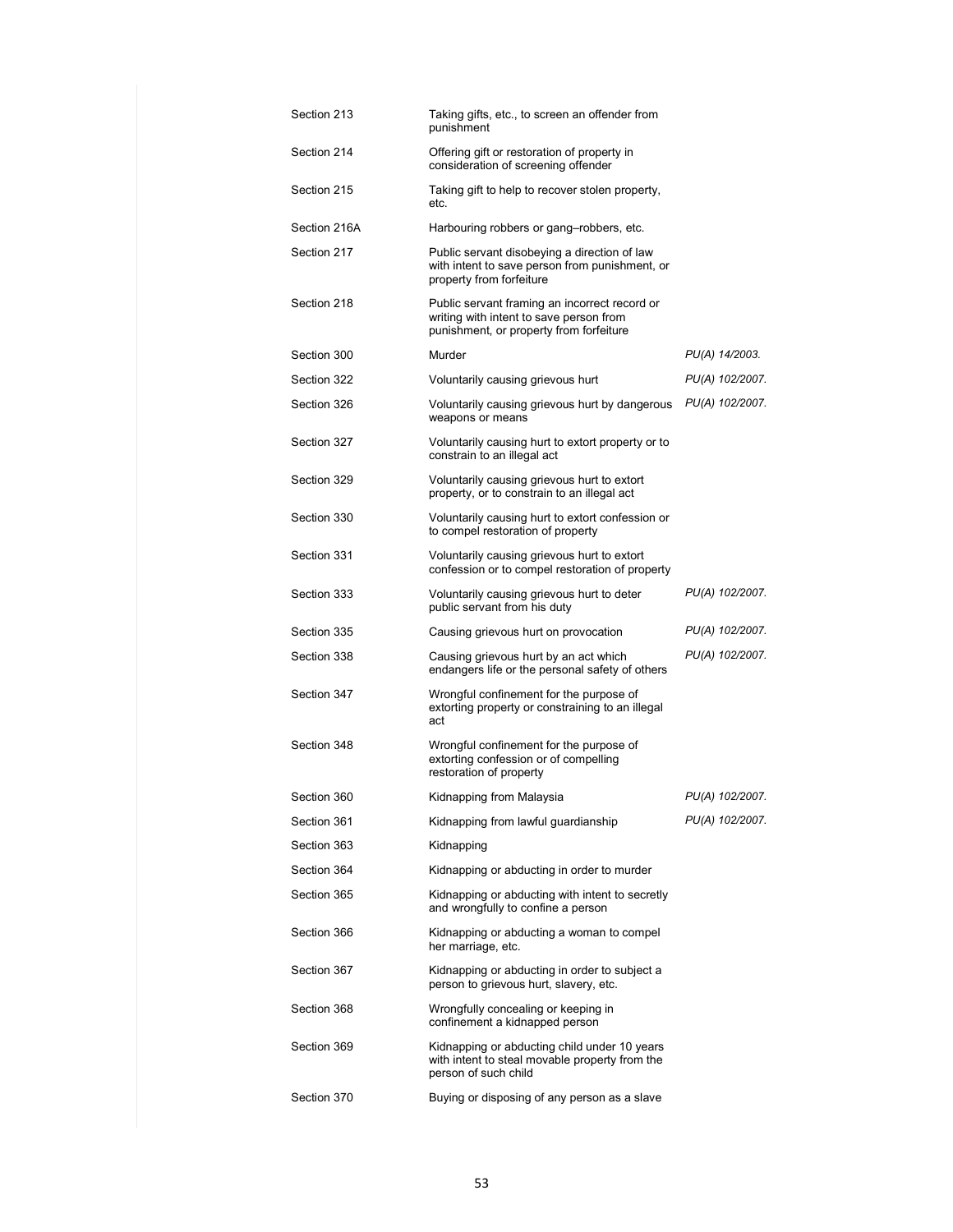| | | |
|---|---|---|
| Section 213 | Taking gifts, etc., to screen an offender from punishment | |
| Section 214 | Offering gift or restoration of property in consideration of screening offender | |
| Section 215 | Taking gift to help to recover stolen property, etc. | |
| Section 216A | Harbouring robbers or gang–robbers, etc. | |
| Section 217 | Public servant disobeying a direction of law with intent to save person from punishment, or property from forfeiture | |
| Section 218 | Public servant framing an incorrect record or writing with intent to save person from punishment, or property from forfeiture | |
| Section 300 | Murder | *PU(A) 14/2003.* |
| Section 322 | Voluntarily causing grievous hurt | *PU(A) 102/2007.* |
| Section 326 | Voluntarily causing grievous hurt by dangerous weapons or means | *PU(A) 102/2007.* |
| Section 327 | Voluntarily causing hurt to extort property or to constrain to an illegal act | |
| Section 329 | Voluntarily causing grievous hurt to extort property, or to constrain to an illegal act | |
| Section 330 | Voluntarily causing hurt to extort confession or to compel restoration of property | |
| Section 331 | Voluntarily causing grievous hurt to extort confession or to compel restoration of property | |
| Section 333 | Voluntarily causing grievous hurt to deter public servant from his duty | *PU(A) 102/2007.* |
| Section 335 | Causing grievous hurt on provocation | *PU(A) 102/2007.* |
| Section 338 | Causing grievous hurt by an act which endangers life or the personal safety of others | *PU(A) 102/2007.* |
| Section 347 | Wrongful confinement for the purpose of extorting property or constraining to an illegal act | |
| Section 348 | Wrongful confinement for the purpose of extorting confession or of compelling restoration of property | |
| Section 360 | Kidnapping from Malaysia | *PU(A) 102/2007.* |
| Section 361 | Kidnapping from lawful guardianship | *PU(A) 102/2007.* |
| Section 363 | Kidnapping | |
| Section 364 | Kidnapping or abducting in order to murder | |
| Section 365 | Kidnapping or abducting with intent to secretly and wrongfully to confine a person | |
| Section 366 | Kidnapping or abducting a woman to compel her marriage, etc. | |
| Section 367 | Kidnapping or abducting in order to subject a person to grievous hurt, slavery, etc. | |
| Section 368 | Wrongfully concealing or keeping in confinement a kidnapped person | |
| Section 369 | Kidnapping or abducting child under 10 years with intent to steal movable property from the person of such child | |
| Section 370 | Buying or disposing of any person as a slave | |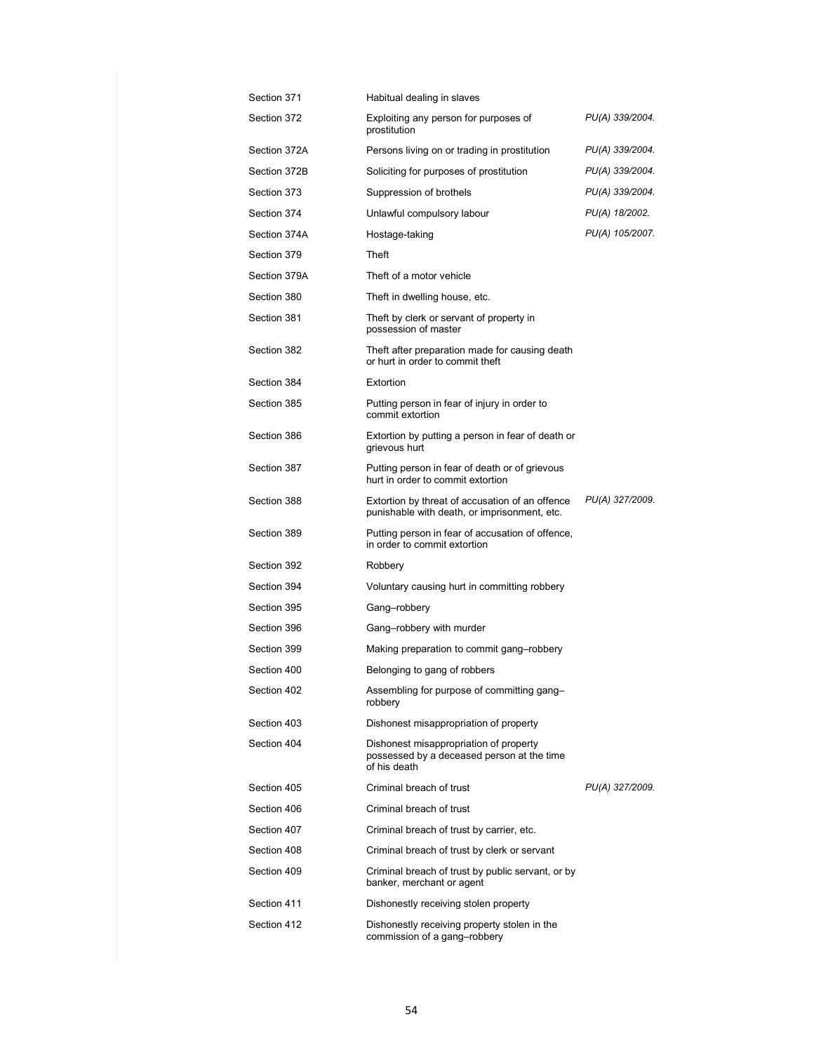| | | |
|---|---|---|
| Section 371 | Habitual dealing in slaves | |
| Section 372 | Exploiting any person for purposes of prostitution | *PU(A) 339/2004.* |
| Section 372A | Persons living on or trading in prostitution | *PU(A) 339/2004.* |
| Section 372B | Soliciting for purposes of prostitution | *PU(A) 339/2004.* |
| Section 373 | Suppression of brothels | *PU(A) 339/2004.* |
| Section 374 | Unlawful compulsory labour | *PU(A) 18/2002.* |
| Section 374A | Hostage-taking | *PU(A) 105/2007.* |
| Section 379 | Theft | |
| Section 379A | Theft of a motor vehicle | |
| Section 380 | Theft in dwelling house, etc. | |
| Section 381 | Theft by clerk or servant of property in possession of master | |
| Section 382 | Theft after preparation made for causing death or hurt in order to commit theft | |
| Section 384 | Extortion | |
| Section 385 | Putting person in fear of injury in order to commit extortion | |
| Section 386 | Extortion by putting a person in fear of death or grievous hurt | |
| Section 387 | Putting person in fear of death or of grievous hurt in order to commit extortion | |
| Section 388 | Extortion by threat of accusation of an offence punishable with death, or imprisonment, etc. | *PU(A) 327/2009.* |
| Section 389 | Putting person in fear of accusation of offence, in order to commit extortion | |
| Section 392 | Robbery | |
| Section 394 | Voluntary causing hurt in committing robbery | |
| Section 395 | Gang–robbery | |
| Section 396 | Gang–robbery with murder | |
| Section 399 | Making preparation to commit gang–robbery | |
| Section 400 | Belonging to gang of robbers | |
| Section 402 | Assembling for purpose of committing gang–robbery | |
| Section 403 | Dishonest misappropriation of property | |
| Section 404 | Dishonest misappropriation of property possessed by a deceased person at the time of his death | |
| Section 405 | Criminal breach of trust | *PU(A) 327/2009.* |
| Section 406 | Criminal breach of trust | |
| Section 407 | Criminal breach of trust by carrier, etc. | |
| Section 408 | Criminal breach of trust by clerk or servant | |
| Section 409 | Criminal breach of trust by public servant, or by banker, merchant or agent | |
| Section 411 | Dishonestly receiving stolen property | |
| Section 412 | Dishonestly receiving property stolen in the commission of a gang–robbery | |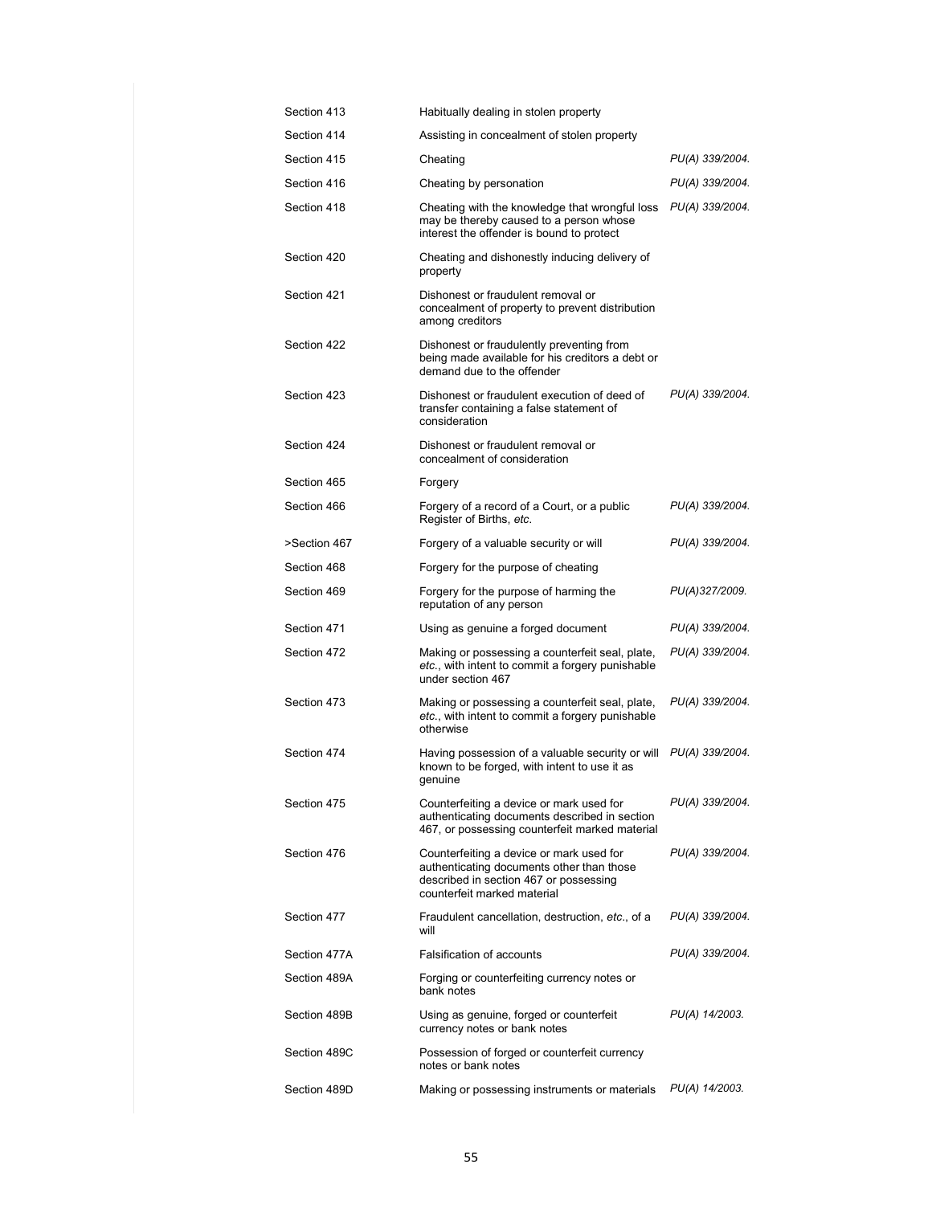| | | |
|---|---|---|
| Section 413 | Habitually dealing in stolen property | |
| Section 414 | Assisting in concealment of stolen property | |
| Section 415 | Cheating | *PU(A) 339/2004.* |
| Section 416 | Cheating by personation | *PU(A) 339/2004.* |
| Section 418 | Cheating with the knowledge that wrongful loss may be thereby caused to a person whose interest the offender is bound to protect | *PU(A) 339/2004.* |
| Section 420 | Cheating and dishonestly inducing delivery of property | |
| Section 421 | Dishonest or fraudulent removal or concealment of property to prevent distribution among creditors | |
| Section 422 | Dishonest or fraudulently preventing from being made available for his creditors a debt or demand due to the offender | |
| Section 423 | Dishonest or fraudulent execution of deed of transfer containing a false statement of consideration | *PU(A) 339/2004.* |
| Section 424 | Dishonest or fraudulent removal or concealment of consideration | |
| Section 465 | Forgery | |
| Section 466 | Forgery of a record of a Court, or a public Register of Births, *etc.* | *PU(A) 339/2004.* |
| >Section 467 | Forgery of a valuable security or will | *PU(A) 339/2004.* |
| Section 468 | Forgery for the purpose of cheating | |
| Section 469 | Forgery for the purpose of harming the reputation of any person | *PU(A)327/2009.* |
| Section 471 | Using as genuine a forged document | *PU(A) 339/2004.* |
| Section 472 | Making or possessing a counterfeit seal, plate, *etc.*, with intent to commit a forgery punishable under section 467 | *PU(A) 339/2004.* |
| Section 473 | Making or possessing a counterfeit seal, plate, *etc.*, with intent to commit a forgery punishable otherwise | *PU(A) 339/2004.* |
| Section 474 | Having possession of a valuable security or will known to be forged, with intent to use it as genuine | *PU(A) 339/2004.* |
| Section 475 | Counterfeiting a device or mark used for authenticating documents described in section 467, or possessing counterfeit marked material | *PU(A) 339/2004.* |
| Section 476 | Counterfeiting a device or mark used for authenticating documents other than those described in section 467 or possessing counterfeit marked material | *PU(A) 339/2004.* |
| Section 477 | Fraudulent cancellation, destruction, *etc.*, of a will | *PU(A) 339/2004.* |
| Section 477A | Falsification of accounts | *PU(A) 339/2004.* |
| Section 489A | Forging or counterfeiting currency notes or bank notes | |
| Section 489B | Using as genuine, forged or counterfeit currency notes or bank notes | *PU(A) 14/2003.* |
| Section 489C | Possession of forged or counterfeit currency notes or bank notes | |
| Section 489D | Making or possessing instruments or materials | *PU(A) 14/2003.* |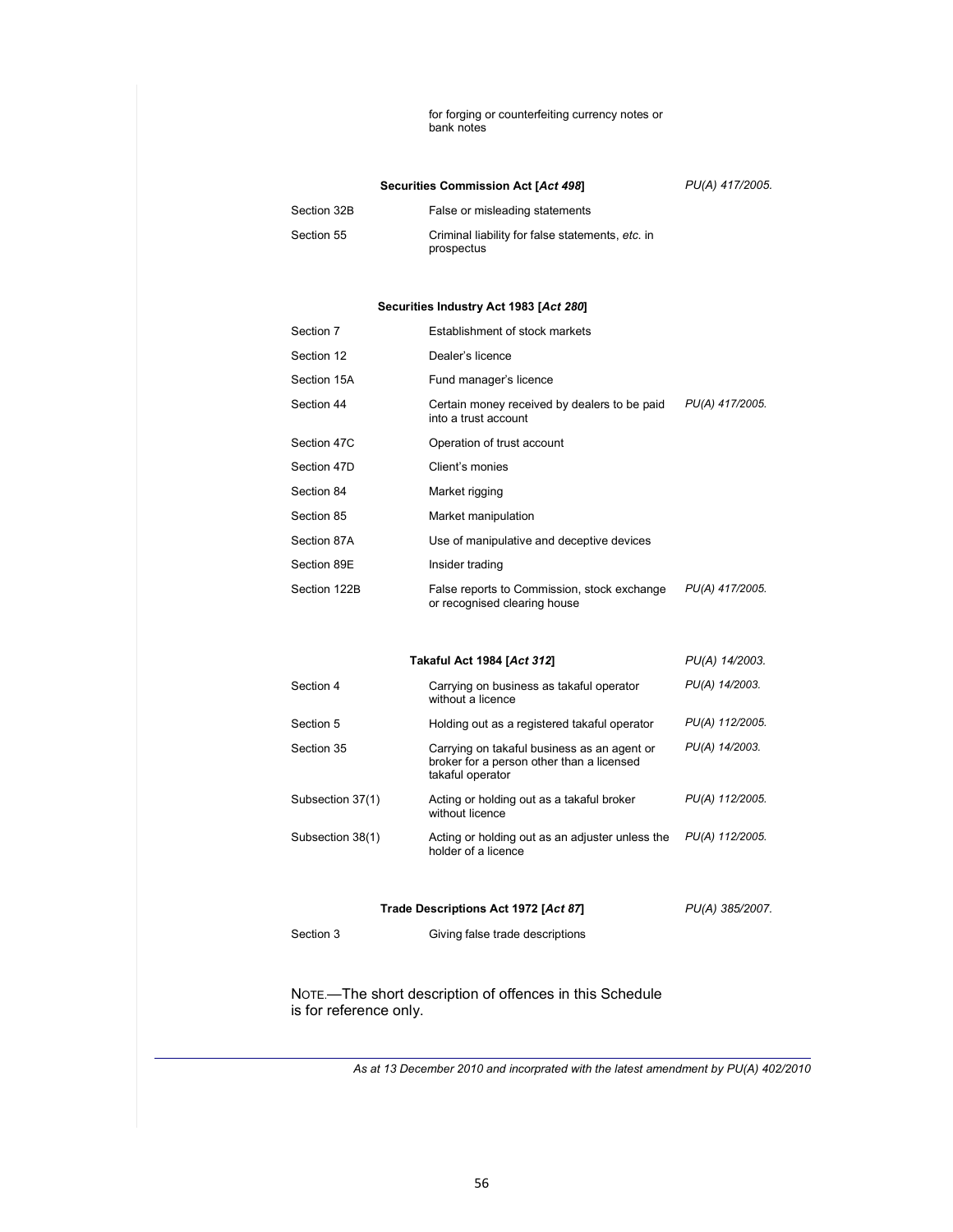for forging or counterfeiting currency notes or bank notes

| | | |
|---|---|---|
| | **Securities Commission Act [*Act 498*]** | *PU(A) 417/2005.* |
| Section 32B | False or misleading statements | |
| Section 55 | Criminal liability for false statements, *etc.* in prospectus | |
| | **Securities Industry Act 1983 [*Act 280*]** | |
| Section 7 | Establishment of stock markets | |
| Section 12 | Dealer's licence | |
| Section 15A | Fund manager's licence | |
| Section 44 | Certain money received by dealers to be paid into a trust account | *PU(A) 417/2005.* |
| Section 47C | Operation of trust account | |
| Section 47D | Client's monies | |
| Section 84 | Market rigging | |
| Section 85 | Market manipulation | |
| Section 87A | Use of manipulative and deceptive devices | |
| Section 89E | Insider trading | |
| Section 122B | False reports to Commission, stock exchange or recognised clearing house | *PU(A) 417/2005.* |
| | **Takaful Act 1984 [*Act 312*]** | *PU(A) 14/2003.* |
| Section 4 | Carrying on business as takaful operator without a licence | *PU(A) 14/2003.* |
| Section 5 | Holding out as a registered takaful operator | *PU(A) 112/2005.* |
| Section 35 | Carrying on takaful business as an agent or broker for a person other than a licensed takaful operator | *PU(A) 14/2003.* |
| Subsection 37(1) | Acting or holding out as a takaful broker without licence | *PU(A) 112/2005.* |
| Subsection 38(1) | Acting or holding out as an adjuster unless the holder of a licence | *PU(A) 112/2005.* |
| | **Trade Descriptions Act 1972 [*Act 87*]** | *PU(A) 385/2007.* |
| Section 3 | Giving false trade descriptions | |

NOTE.—The short description of offences in this Schedule is for reference only.

*As at 13 December 2010 and incoprated with the latest amendment by PU(A) 402/2010*